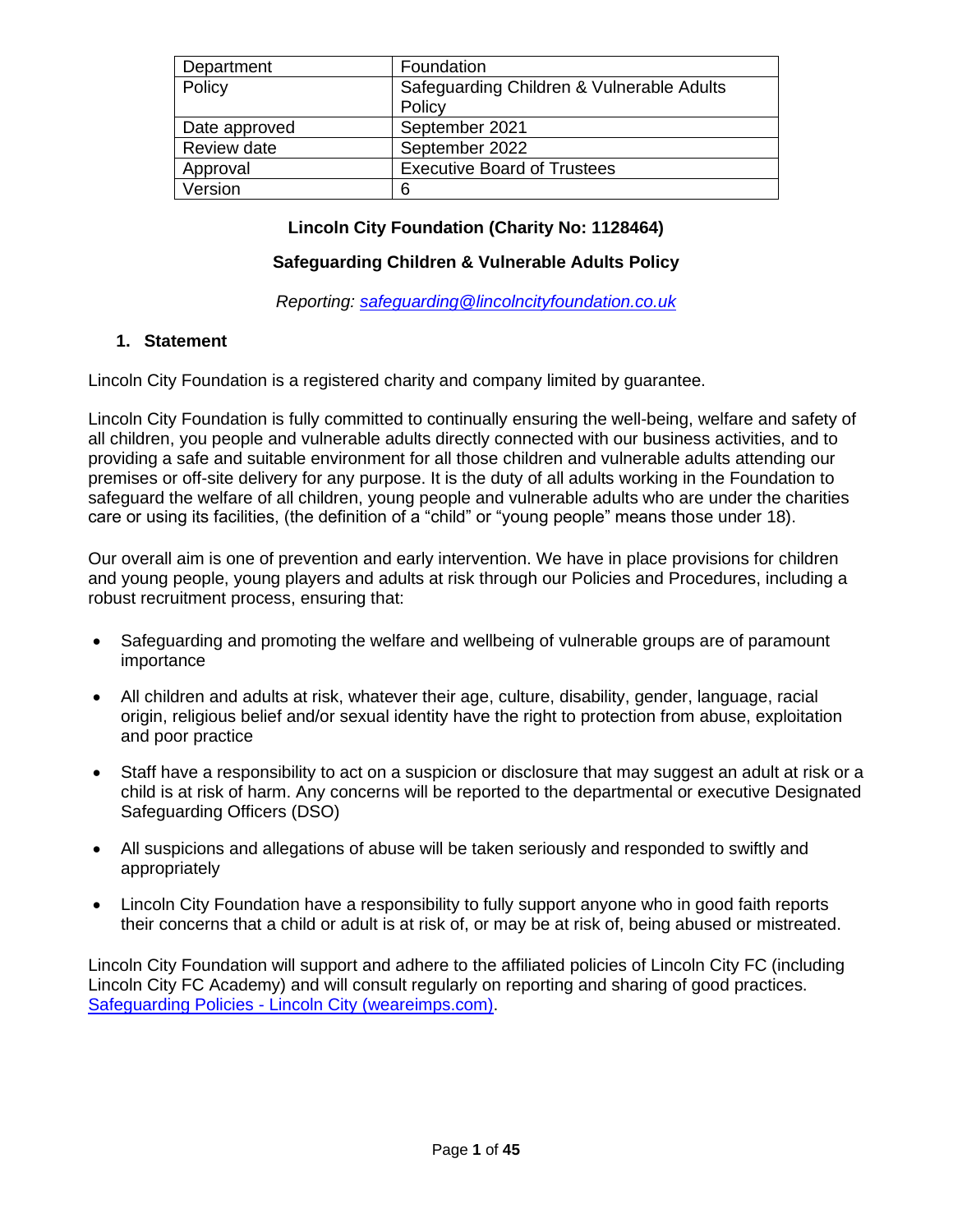| Department | Foundation |
|---|---|
| Policy | Safeguarding Children & Vulnerable Adults Policy |
| Date approved | September 2021 |
| Review date | September 2022 |
| Approval | Executive Board of Trustees |
| Version | 6 |

**Lincoln City Foundation (Charity No: 1128464)**

**Safeguarding Children & Vulnerable Adults Policy**

*Reporting: [safeguarding@lincolncityfoundation.co.uk](mailto:safeguarding@lincolncityfoundation.co.uk)*

## 1. Statement

Lincoln City Foundation is a registered charity and company limited by guarantee.

Lincoln City Foundation is fully committed to continually ensuring the well-being, welfare and safety of all children, you people and vulnerable adults directly connected with our business activities, and to providing a safe and suitable environment for all those children and vulnerable adults attending our premises or off-site delivery for any purpose. It is the duty of all adults working in the Foundation to safeguard the welfare of all children, young people and vulnerable adults who are under the charities care or using its facilities, (the definition of a "child" or "young people" means those under 18).

Our overall aim is one of prevention and early intervention. We have in place provisions for children and young people, young players and adults at risk through our Policies and Procedures, including a robust recruitment process, ensuring that:

- Safeguarding and promoting the welfare and wellbeing of vulnerable groups are of paramount importance
- All children and adults at risk, whatever their age, culture, disability, gender, language, racial origin, religious belief and/or sexual identity have the right to protection from abuse, exploitation and poor practice
- Staff have a responsibility to act on a suspicion or disclosure that may suggest an adult at risk or a child is at risk of harm. Any concerns will be reported to the departmental or executive Designated Safeguarding Officers (DSO)
- All suspicions and allegations of abuse will be taken seriously and responded to swiftly and appropriately
- Lincoln City Foundation have a responsibility to fully support anyone who in good faith reports their concerns that a child or adult is at risk of, or may be at risk of, being abused or mistreated.

Lincoln City Foundation will support and adhere to the affiliated policies of Lincoln City FC (including Lincoln City FC Academy) and will consult regularly on reporting and sharing of good practices. [Safeguarding Policies - Lincoln City (weareimps.com)](https://weareimps.com).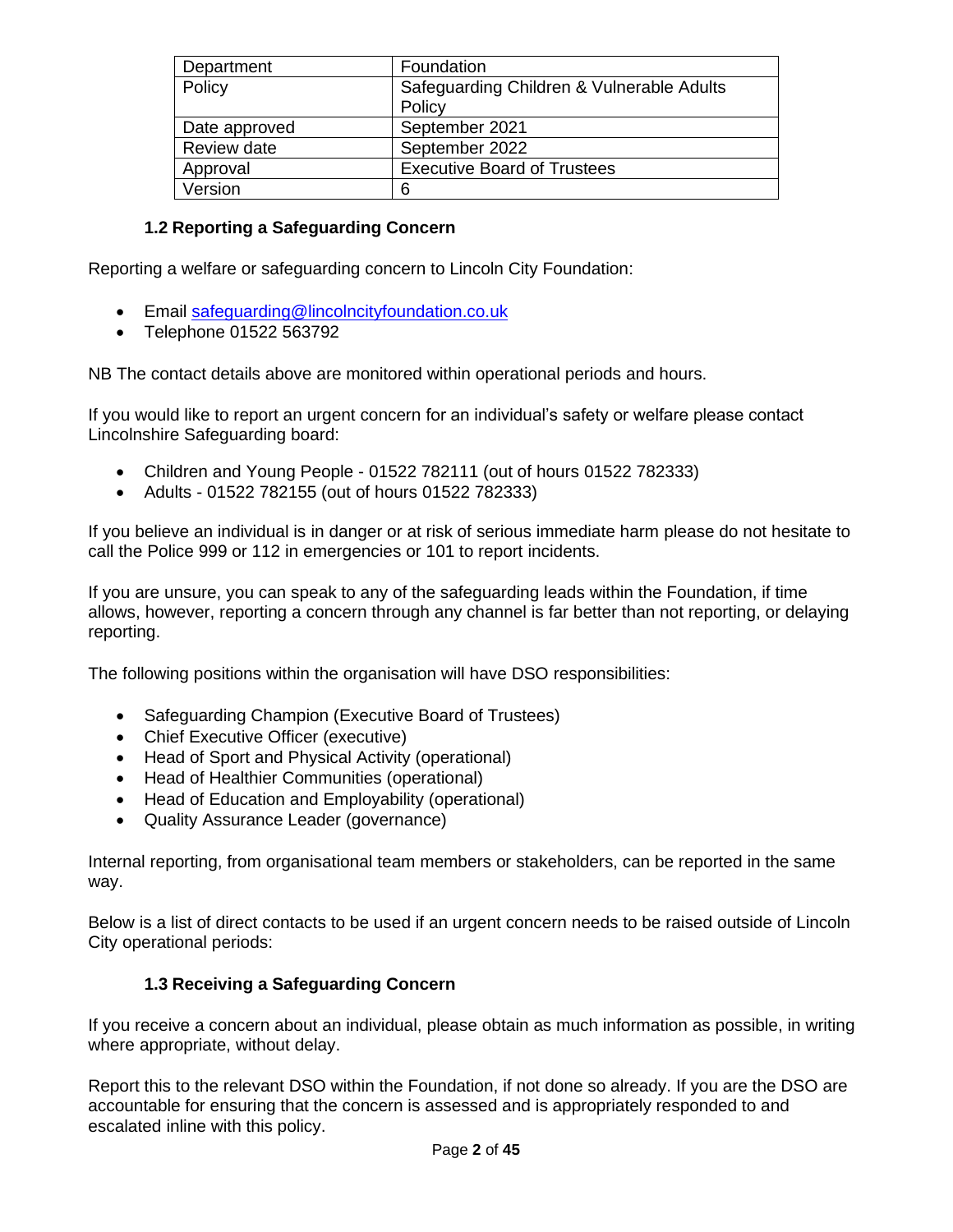| Department | Foundation |
| --- | --- |
| Policy | Safeguarding Children & Vulnerable Adults Policy |
| Date approved | September 2021 |
| Review date | September 2022 |
| Approval | Executive Board of Trustees |
| Version | 6 |

### 1.2 Reporting a Safeguarding Concern

Reporting a welfare or safeguarding concern to Lincoln City Foundation:

- Email safeguarding@lincolncityfoundation.co.uk
- Telephone 01522 563792

NB The contact details above are monitored within operational periods and hours.

If you would like to report an urgent concern for an individual's safety or welfare please contact Lincolnshire Safeguarding board:

- Children and Young People - 01522 782111 (out of hours 01522 782333)
- Adults - 01522 782155 (out of hours 01522 782333)

If you believe an individual is in danger or at risk of serious immediate harm please do not hesitate to call the Police 999 or 112 in emergencies or 101 to report incidents.

If you are unsure, you can speak to any of the safeguarding leads within the Foundation, if time allows, however, reporting a concern through any channel is far better than not reporting, or delaying reporting.

The following positions within the organisation will have DSO responsibilities:

- Safeguarding Champion (Executive Board of Trustees)
- Chief Executive Officer (executive)
- Head of Sport and Physical Activity (operational)
- Head of Healthier Communities (operational)
- Head of Education and Employability (operational)
- Quality Assurance Leader (governance)

Internal reporting, from organisational team members or stakeholders, can be reported in the same way.

Below is a list of direct contacts to be used if an urgent concern needs to be raised outside of Lincoln City operational periods:

### 1.3 Receiving a Safeguarding Concern

If you receive a concern about an individual, please obtain as much information as possible, in writing where appropriate, without delay.

Report this to the relevant DSO within the Foundation, if not done so already. If you are the DSO are accountable for ensuring that the concern is assessed and is appropriately responded to and escalated inline with this policy.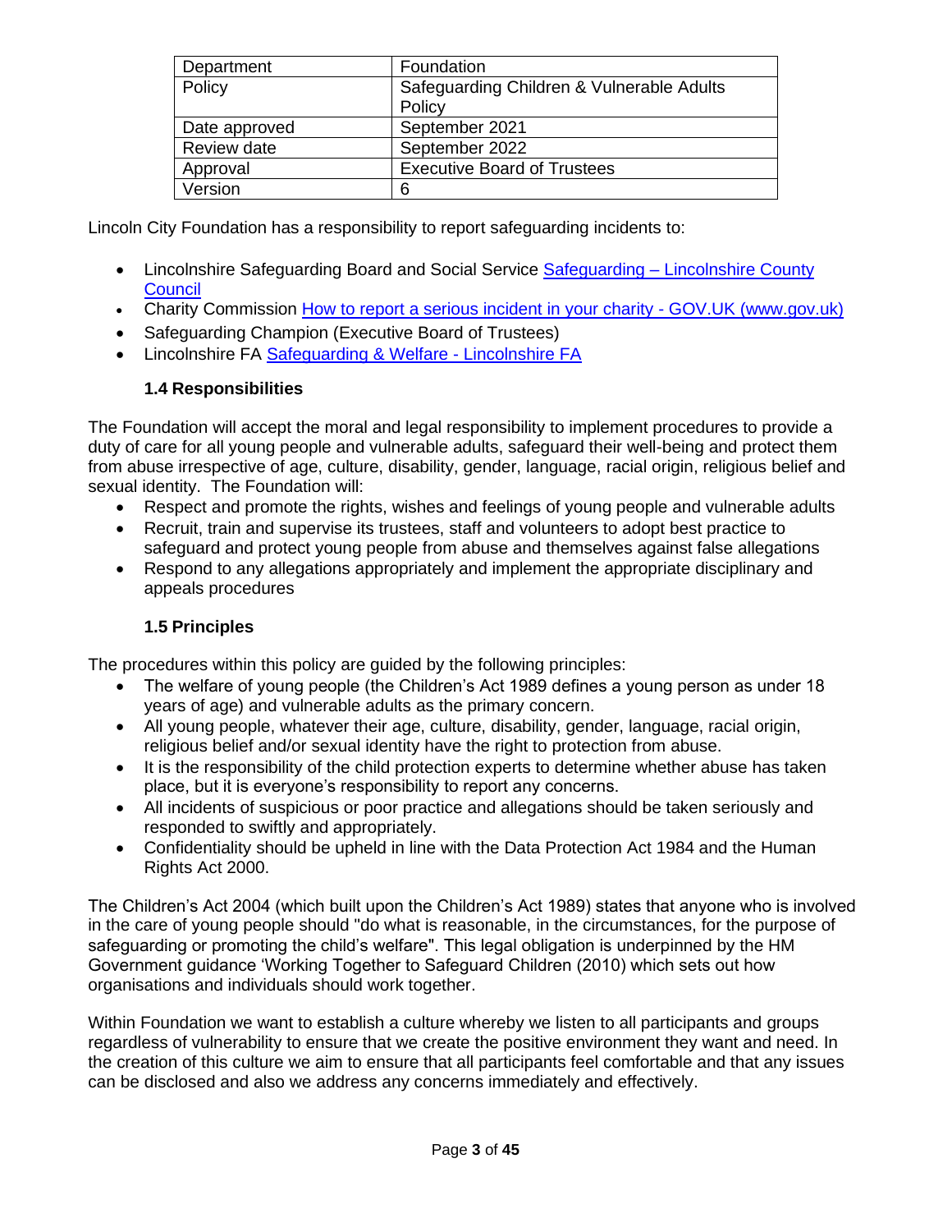| Department | Foundation |
|---|---|
| Policy | Safeguarding Children & Vulnerable Adults Policy |
| Date approved | September 2021 |
| Review date | September 2022 |
| Approval | Executive Board of Trustees |
| Version | 6 |

Lincoln City Foundation has a responsibility to report safeguarding incidents to:

- Lincolnshire Safeguarding Board and Social Service [Safeguarding – Lincolnshire County Council]
- Charity Commission [How to report a serious incident in your charity - GOV.UK (www.gov.uk)]
- Safeguarding Champion (Executive Board of Trustees)
- Lincolnshire FA [Safeguarding & Welfare - Lincolnshire FA]

### 1.4 Responsibilities

The Foundation will accept the moral and legal responsibility to implement procedures to provide a duty of care for all young people and vulnerable adults, safeguard their well-being and protect them from abuse irrespective of age, culture, disability, gender, language, racial origin, religious belief and sexual identity. The Foundation will:

- Respect and promote the rights, wishes and feelings of young people and vulnerable adults
- Recruit, train and supervise its trustees, staff and volunteers to adopt best practice to safeguard and protect young people from abuse and themselves against false allegations
- Respond to any allegations appropriately and implement the appropriate disciplinary and appeals procedures

### 1.5 Principles

The procedures within this policy are guided by the following principles:

- The welfare of young people (the Children's Act 1989 defines a young person as under 18 years of age) and vulnerable adults as the primary concern.
- All young people, whatever their age, culture, disability, gender, language, racial origin, religious belief and/or sexual identity have the right to protection from abuse.
- It is the responsibility of the child protection experts to determine whether abuse has taken place, but it is everyone's responsibility to report any concerns.
- All incidents of suspicious or poor practice and allegations should be taken seriously and responded to swiftly and appropriately.
- Confidentiality should be upheld in line with the Data Protection Act 1984 and the Human Rights Act 2000.

The Children's Act 2004 (which built upon the Children's Act 1989) states that anyone who is involved in the care of young people should "do what is reasonable, in the circumstances, for the purpose of safeguarding or promoting the child's welfare". This legal obligation is underpinned by the HM Government guidance 'Working Together to Safeguard Children (2010) which sets out how organisations and individuals should work together.

Within Foundation we want to establish a culture whereby we listen to all participants and groups regardless of vulnerability to ensure that we create the positive environment they want and need. In the creation of this culture we aim to ensure that all participants feel comfortable and that any issues can be disclosed and also we address any concerns immediately and effectively.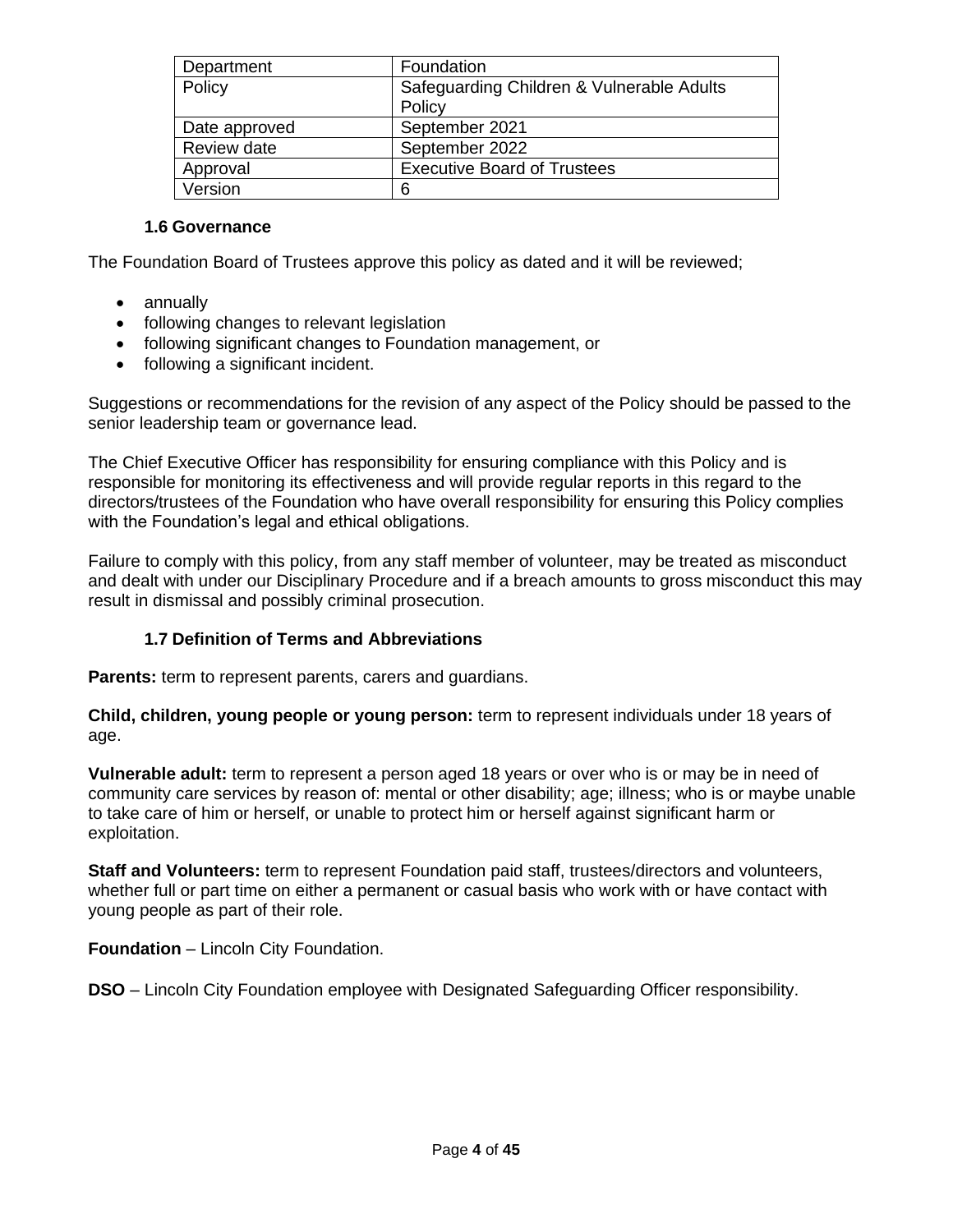| Department | Foundation |
|---|---|
| Policy | Safeguarding Children & Vulnerable Adults Policy |
| Date approved | September 2021 |
| Review date | September 2022 |
| Approval | Executive Board of Trustees |
| Version | 6 |

### 1.6 Governance

The Foundation Board of Trustees approve this policy as dated and it will be reviewed;

- annually
- following changes to relevant legislation
- following significant changes to Foundation management, or
- following a significant incident.

Suggestions or recommendations for the revision of any aspect of the Policy should be passed to the senior leadership team or governance lead.

The Chief Executive Officer has responsibility for ensuring compliance with this Policy and is responsible for monitoring its effectiveness and will provide regular reports in this regard to the directors/trustees of the Foundation who have overall responsibility for ensuring this Policy complies with the Foundation's legal and ethical obligations.

Failure to comply with this policy, from any staff member of volunteer, may be treated as misconduct and dealt with under our Disciplinary Procedure and if a breach amounts to gross misconduct this may result in dismissal and possibly criminal prosecution.

### 1.7 Definition of Terms and Abbreviations

**Parents:** term to represent parents, carers and guardians.

**Child, children, young people or young person:** term to represent individuals under 18 years of age.

**Vulnerable adult:** term to represent a person aged 18 years or over who is or may be in need of community care services by reason of: mental or other disability; age; illness; who is or maybe unable to take care of him or herself, or unable to protect him or herself against significant harm or exploitation.

**Staff and Volunteers:** term to represent Foundation paid staff, trustees/directors and volunteers, whether full or part time on either a permanent or casual basis who work with or have contact with young people as part of their role.

**Foundation** – Lincoln City Foundation.

**DSO** – Lincoln City Foundation employee with Designated Safeguarding Officer responsibility.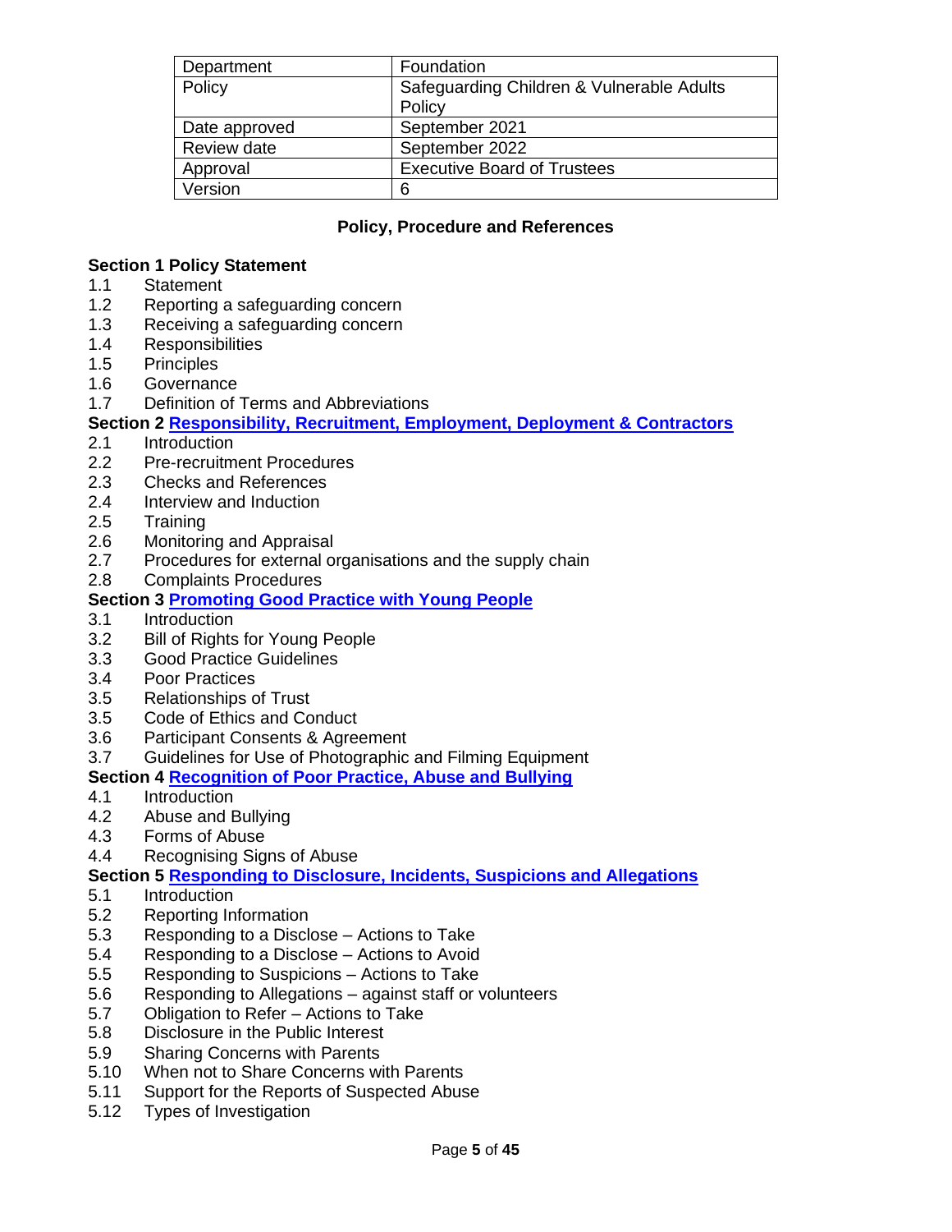| Department | Foundation |
| --- | --- |
| Policy | Safeguarding Children & Vulnerable Adults Policy |
| Date approved | September 2021 |
| Review date | September 2022 |
| Approval | Executive Board of Trustees |
| Version | 6 |

**Policy, Procedure and References**

**Section 1 Policy Statement**
1.1 Statement
1.2 Reporting a safeguarding concern
1.3 Receiving a safeguarding concern
1.4 Responsibilities
1.5 Principles
1.6 Governance
1.7 Definition of Terms and Abbreviations

**Section 2 Responsibility, Recruitment, Employment, Deployment & Contractors**
2.1 Introduction
2.2 Pre-recruitment Procedures
2.3 Checks and References
2.4 Interview and Induction
2.5 Training
2.6 Monitoring and Appraisal
2.7 Procedures for external organisations and the supply chain
2.8 Complaints Procedures

**Section 3 Promoting Good Practice with Young People**
3.1 Introduction
3.2 Bill of Rights for Young People
3.3 Good Practice Guidelines
3.4 Poor Practices
3.5 Relationships of Trust
3.5 Code of Ethics and Conduct
3.6 Participant Consents & Agreement
3.7 Guidelines for Use of Photographic and Filming Equipment

**Section 4 Recognition of Poor Practice, Abuse and Bullying**
4.1 Introduction
4.2 Abuse and Bullying
4.3 Forms of Abuse
4.4 Recognising Signs of Abuse

**Section 5 Responding to Disclosure, Incidents, Suspicions and Allegations**
5.1 Introduction
5.2 Reporting Information
5.3 Responding to a Disclose – Actions to Take
5.4 Responding to a Disclose – Actions to Avoid
5.5 Responding to Suspicions – Actions to Take
5.6 Responding to Allegations – against staff or volunteers
5.7 Obligation to Refer – Actions to Take
5.8 Disclosure in the Public Interest
5.9 Sharing Concerns with Parents
5.10 When not to Share Concerns with Parents
5.11 Support for the Reports of Suspected Abuse
5.12 Types of Investigation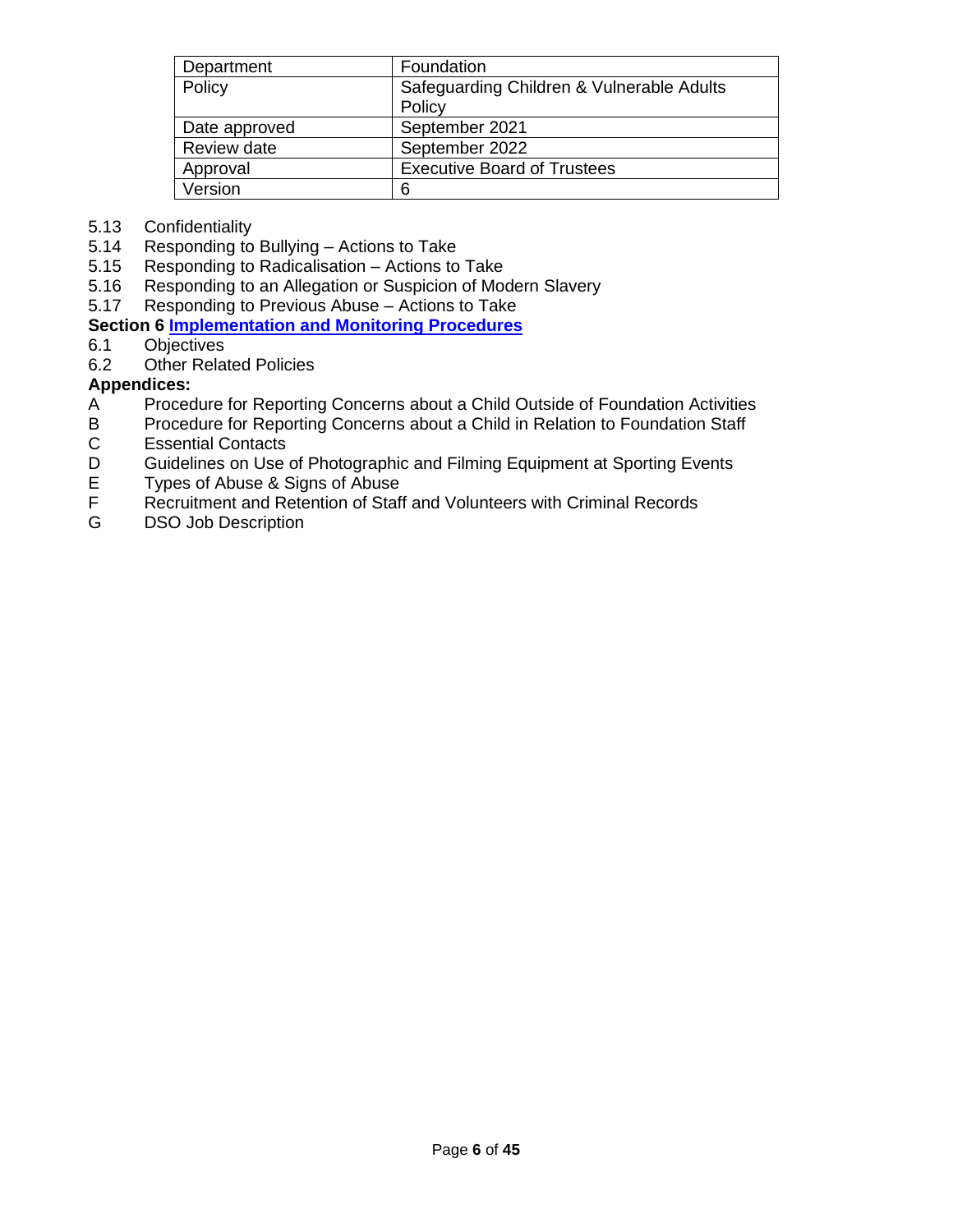| Department | Foundation |
|---|---|
| Policy | Safeguarding Children & Vulnerable Adults Policy |
| Date approved | September 2021 |
| Review date | September 2022 |
| Approval | Executive Board of Trustees |
| Version | 6 |

5.13 Confidentiality
5.14 Responding to Bullying – Actions to Take
5.15 Responding to Radicalisation – Actions to Take
5.16 Responding to an Allegation or Suspicion of Modern Slavery
5.17 Responding to Previous Abuse – Actions to Take

**Section 6 Implementation and Monitoring Procedures**

6.1 Objectives
6.2 Other Related Policies

**Appendices:**

A Procedure for Reporting Concerns about a Child Outside of Foundation Activities
B Procedure for Reporting Concerns about a Child in Relation to Foundation Staff
C Essential Contacts
D Guidelines on Use of Photographic and Filming Equipment at Sporting Events
E Types of Abuse & Signs of Abuse
F Recruitment and Retention of Staff and Volunteers with Criminal Records
G DSO Job Description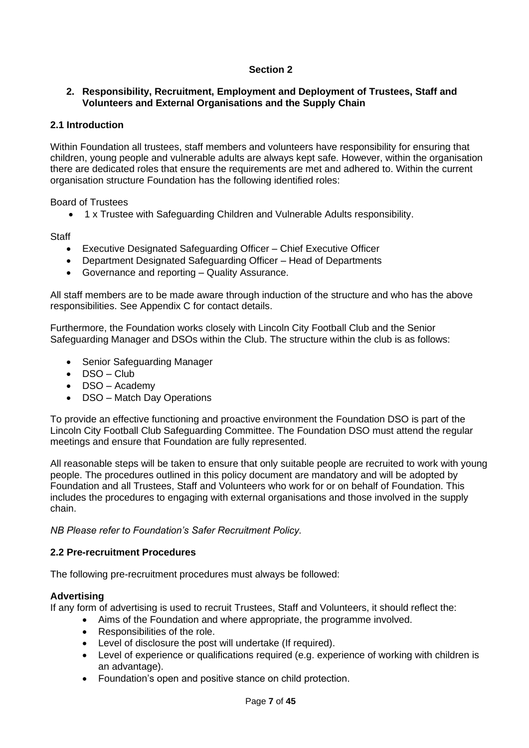# Section 2

## 2. Responsibility, Recruitment, Employment and Deployment of Trustees, Staff and Volunteers and External Organisations and the Supply Chain

### 2.1 Introduction

Within Foundation all trustees, staff members and volunteers have responsibility for ensuring that children, young people and vulnerable adults are always kept safe. However, within the organisation there are dedicated roles that ensure the requirements are met and adhered to. Within the current organisation structure Foundation has the following identified roles:

Board of Trustees

- 1 x Trustee with Safeguarding Children and Vulnerable Adults responsibility.

Staff

- Executive Designated Safeguarding Officer – Chief Executive Officer
- Department Designated Safeguarding Officer – Head of Departments
- Governance and reporting – Quality Assurance.

All staff members are to be made aware through induction of the structure and who has the above responsibilities. See Appendix C for contact details.

Furthermore, the Foundation works closely with Lincoln City Football Club and the Senior Safeguarding Manager and DSOs within the Club. The structure within the club is as follows:

- Senior Safeguarding Manager
- DSO – Club
- DSO – Academy
- DSO – Match Day Operations

To provide an effective functioning and proactive environment the Foundation DSO is part of the Lincoln City Football Club Safeguarding Committee. The Foundation DSO must attend the regular meetings and ensure that Foundation are fully represented.

All reasonable steps will be taken to ensure that only suitable people are recruited to work with young people. The procedures outlined in this policy document are mandatory and will be adopted by Foundation and all Trustees, Staff and Volunteers who work for or on behalf of Foundation. This includes the procedures to engaging with external organisations and those involved in the supply chain.

*NB Please refer to Foundation's Safer Recruitment Policy.*

### 2.2 Pre-recruitment Procedures

The following pre-recruitment procedures must always be followed:

**Advertising**

If any form of advertising is used to recruit Trustees, Staff and Volunteers, it should reflect the:

- Aims of the Foundation and where appropriate, the programme involved.
- Responsibilities of the role.
- Level of disclosure the post will undertake (If required).
- Level of experience or qualifications required (e.g. experience of working with children is an advantage).
- Foundation's open and positive stance on child protection.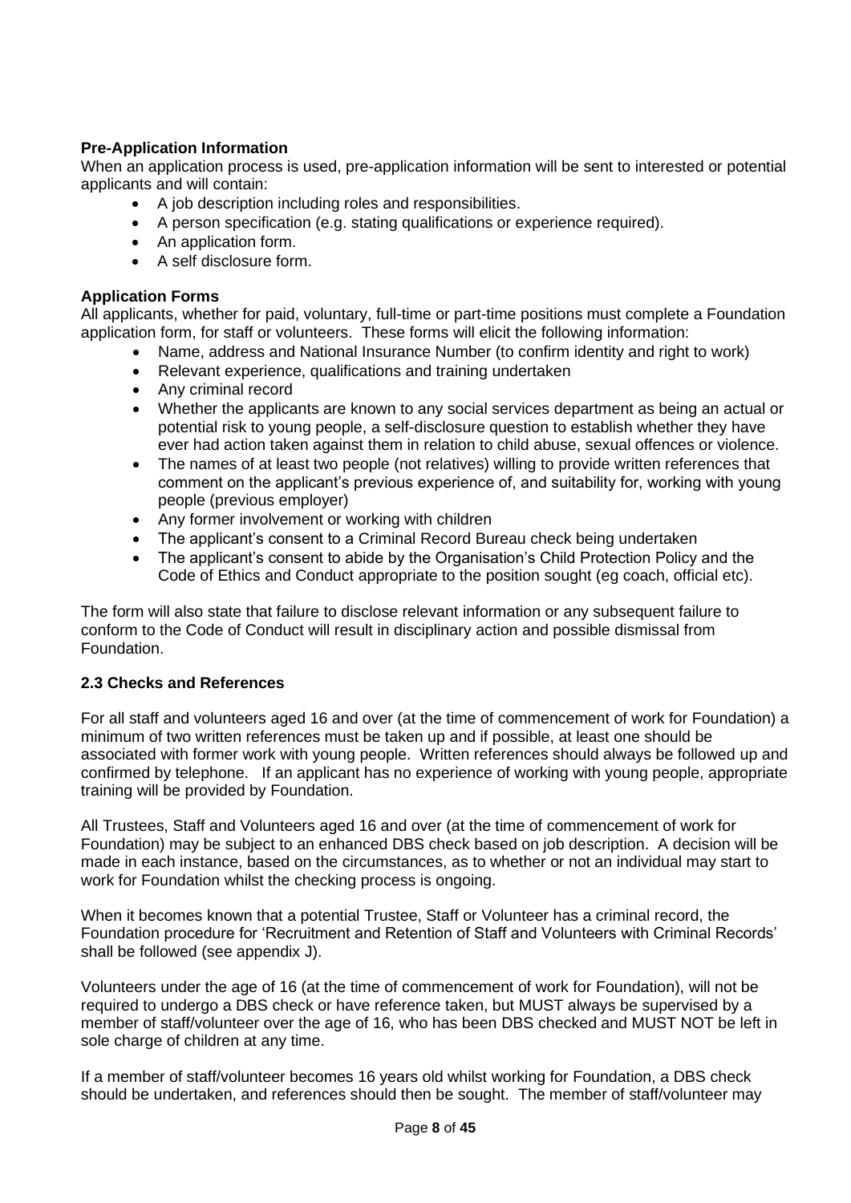**Pre-Application Information**

When an application process is used, pre-application information will be sent to interested or potential applicants and will contain:

- A job description including roles and responsibilities.
- A person specification (e.g. stating qualifications or experience required).
- An application form.
- A self disclosure form.

**Application Forms**

All applicants, whether for paid, voluntary, full-time or part-time positions must complete a Foundation application form, for staff or volunteers. These forms will elicit the following information:

- Name, address and National Insurance Number (to confirm identity and right to work)
- Relevant experience, qualifications and training undertaken
- Any criminal record
- Whether the applicants are known to any social services department as being an actual or potential risk to young people, a self-disclosure question to establish whether they have ever had action taken against them in relation to child abuse, sexual offences or violence.
- The names of at least two people (not relatives) willing to provide written references that comment on the applicant's previous experience of, and suitability for, working with young people (previous employer)
- Any former involvement or working with children
- The applicant's consent to a Criminal Record Bureau check being undertaken
- The applicant's consent to abide by the Organisation's Child Protection Policy and the Code of Ethics and Conduct appropriate to the position sought (eg coach, official etc).

The form will also state that failure to disclose relevant information or any subsequent failure to conform to the Code of Conduct will result in disciplinary action and possible dismissal from Foundation.

**2.3 Checks and References**

For all staff and volunteers aged 16 and over (at the time of commencement of work for Foundation) a minimum of two written references must be taken up and if possible, at least one should be associated with former work with young people. Written references should always be followed up and confirmed by telephone. If an applicant has no experience of working with young people, appropriate training will be provided by Foundation.

All Trustees, Staff and Volunteers aged 16 and over (at the time of commencement of work for Foundation) may be subject to an enhanced DBS check based on job description. A decision will be made in each instance, based on the circumstances, as to whether or not an individual may start to work for Foundation whilst the checking process is ongoing.

When it becomes known that a potential Trustee, Staff or Volunteer has a criminal record, the Foundation procedure for 'Recruitment and Retention of Staff and Volunteers with Criminal Records' shall be followed (see appendix J).

Volunteers under the age of 16 (at the time of commencement of work for Foundation), will not be required to undergo a DBS check or have reference taken, but MUST always be supervised by a member of staff/volunteer over the age of 16, who has been DBS checked and MUST NOT be left in sole charge of children at any time.

If a member of staff/volunteer becomes 16 years old whilst working for Foundation, a DBS check should be undertaken, and references should then be sought. The member of staff/volunteer may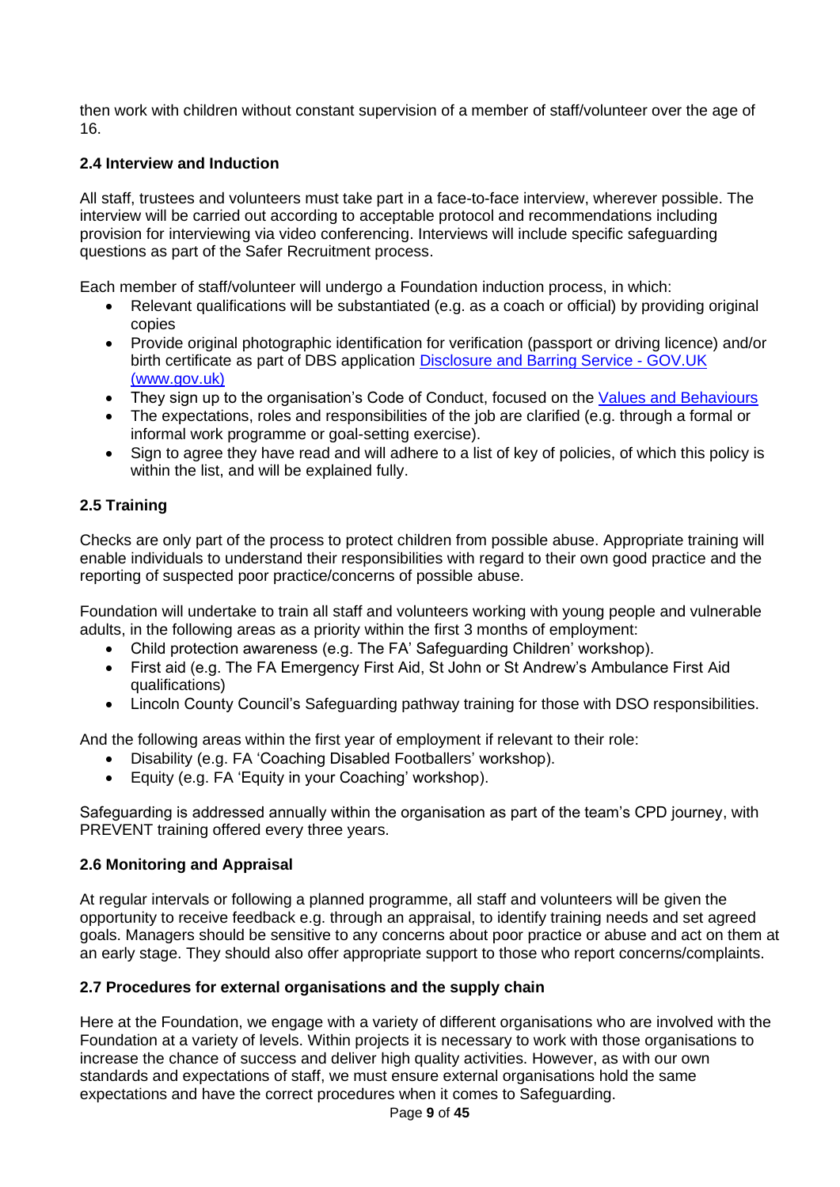then work with children without constant supervision of a member of staff/volunteer over the age of 16.

### 2.4 Interview and Induction

All staff, trustees and volunteers must take part in a face-to-face interview, wherever possible. The interview will be carried out according to acceptable protocol and recommendations including provision for interviewing via video conferencing. Interviews will include specific safeguarding questions as part of the Safer Recruitment process.

Each member of staff/volunteer will undergo a Foundation induction process, in which:

- Relevant qualifications will be substantiated (e.g. as a coach or official) by providing original copies
- Provide original photographic identification for verification (passport or driving licence) and/or birth certificate as part of DBS application [Disclosure and Barring Service - GOV.UK (www.gov.uk)]
- They sign up to the organisation's Code of Conduct, focused on the [Values and Behaviours]
- The expectations, roles and responsibilities of the job are clarified (e.g. through a formal or informal work programme or goal-setting exercise).
- Sign to agree they have read and will adhere to a list of key of policies, of which this policy is within the list, and will be explained fully.

### 2.5 Training

Checks are only part of the process to protect children from possible abuse. Appropriate training will enable individuals to understand their responsibilities with regard to their own good practice and the reporting of suspected poor practice/concerns of possible abuse.

Foundation will undertake to train all staff and volunteers working with young people and vulnerable adults, in the following areas as a priority within the first 3 months of employment:

- Child protection awareness (e.g. The FA' Safeguarding Children' workshop).
- First aid (e.g. The FA Emergency First Aid, St John or St Andrew's Ambulance First Aid qualifications)
- Lincoln County Council's Safeguarding pathway training for those with DSO responsibilities.

And the following areas within the first year of employment if relevant to their role:

- Disability (e.g. FA 'Coaching Disabled Footballers' workshop).
- Equity (e.g. FA 'Equity in your Coaching' workshop).

Safeguarding is addressed annually within the organisation as part of the team's CPD journey, with PREVENT training offered every three years.

### 2.6 Monitoring and Appraisal

At regular intervals or following a planned programme, all staff and volunteers will be given the opportunity to receive feedback e.g. through an appraisal, to identify training needs and set agreed goals. Managers should be sensitive to any concerns about poor practice or abuse and act on them at an early stage. They should also offer appropriate support to those who report concerns/complaints.

### 2.7 Procedures for external organisations and the supply chain

Here at the Foundation, we engage with a variety of different organisations who are involved with the Foundation at a variety of levels. Within projects it is necessary to work with those organisations to increase the chance of success and deliver high quality activities. However, as with our own standards and expectations of staff, we must ensure external organisations hold the same expectations and have the correct procedures when it comes to Safeguarding.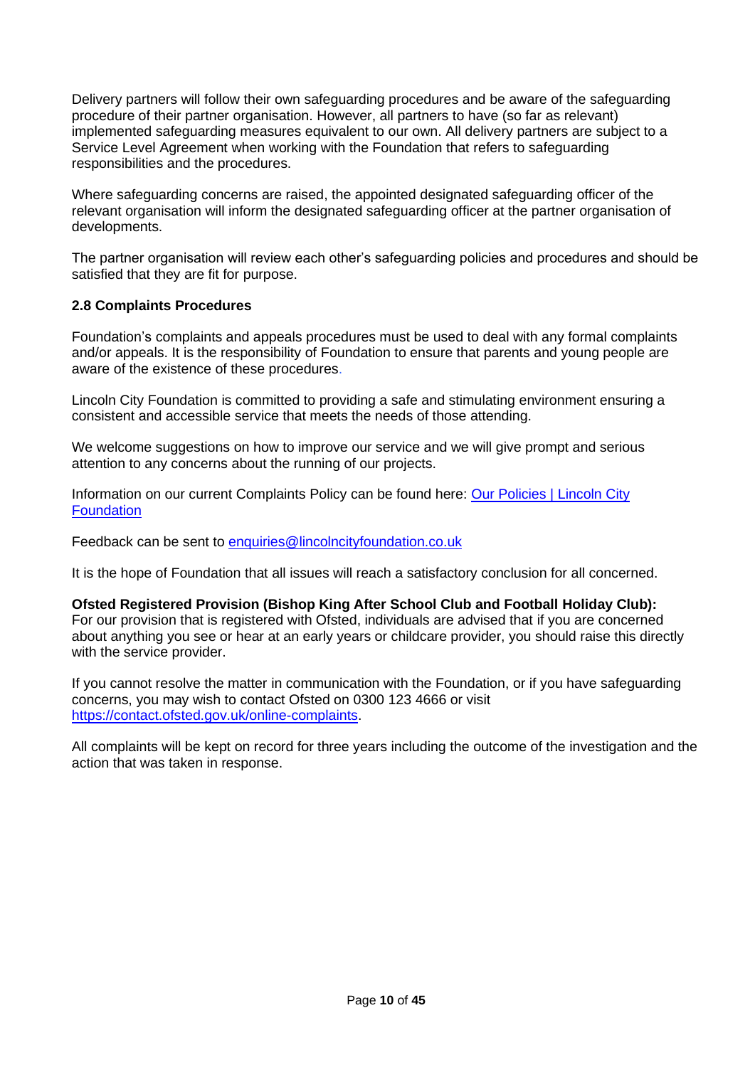Delivery partners will follow their own safeguarding procedures and be aware of the safeguarding procedure of their partner organisation. However, all partners to have (so far as relevant) implemented safeguarding measures equivalent to our own. All delivery partners are subject to a Service Level Agreement when working with the Foundation that refers to safeguarding responsibilities and the procedures.

Where safeguarding concerns are raised, the appointed designated safeguarding officer of the relevant organisation will inform the designated safeguarding officer at the partner organisation of developments.

The partner organisation will review each other's safeguarding policies and procedures and should be satisfied that they are fit for purpose.

### 2.8 Complaints Procedures

Foundation's complaints and appeals procedures must be used to deal with any formal complaints and/or appeals. It is the responsibility of Foundation to ensure that parents and young people are aware of the existence of these procedures.

Lincoln City Foundation is committed to providing a safe and stimulating environment ensuring a consistent and accessible service that meets the needs of those attending.

We welcome suggestions on how to improve our service and we will give prompt and serious attention to any concerns about the running of our projects.

Information on our current Complaints Policy can be found here: [Our Policies | Lincoln City Foundation]

Feedback can be sent to enquiries@lincolncityfoundation.co.uk

It is the hope of Foundation that all issues will reach a satisfactory conclusion for all concerned.

**Ofsted Registered Provision (Bishop King After School Club and Football Holiday Club):**
For our provision that is registered with Ofsted, individuals are advised that if you are concerned about anything you see or hear at an early years or childcare provider, you should raise this directly with the service provider.

If you cannot resolve the matter in communication with the Foundation, or if you have safeguarding concerns, you may wish to contact Ofsted on 0300 123 4666 or visit https://contact.ofsted.gov.uk/online-complaints.

All complaints will be kept on record for three years including the outcome of the investigation and the action that was taken in response.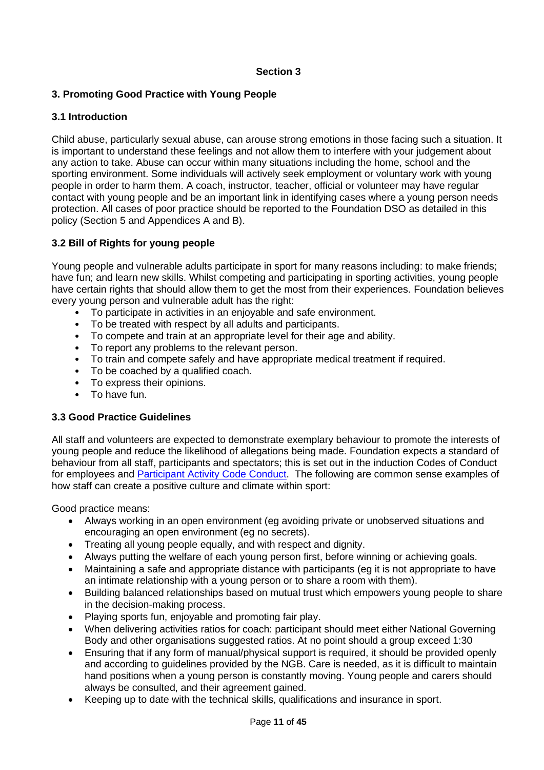## Section 3

### 3. Promoting Good Practice with Young People

#### 3.1 Introduction

Child abuse, particularly sexual abuse, can arouse strong emotions in those facing such a situation. It is important to understand these feelings and not allow them to interfere with your judgement about any action to take. Abuse can occur within many situations including the home, school and the sporting environment. Some individuals will actively seek employment or voluntary work with young people in order to harm them. A coach, instructor, teacher, official or volunteer may have regular contact with young people and be an important link in identifying cases where a young person needs protection. All cases of poor practice should be reported to the Foundation DSO as detailed in this policy (Section 5 and Appendices A and B).

#### 3.2 Bill of Rights for young people

Young people and vulnerable adults participate in sport for many reasons including: to make friends; have fun; and learn new skills. Whilst competing and participating in sporting activities, young people have certain rights that should allow them to get the most from their experiences. Foundation believes every young person and vulnerable adult has the right:

- To participate in activities in an enjoyable and safe environment.
- To be treated with respect by all adults and participants.
- To compete and train at an appropriate level for their age and ability.
- To report any problems to the relevant person.
- To train and compete safely and have appropriate medical treatment if required.
- To be coached by a qualified coach.
- To express their opinions.
- To have fun.

#### 3.3 Good Practice Guidelines

All staff and volunteers are expected to demonstrate exemplary behaviour to promote the interests of young people and reduce the likelihood of allegations being made. Foundation expects a standard of behaviour from all staff, participants and spectators; this is set out in the induction Codes of Conduct for employees and Participant Activity Code Conduct. The following are common sense examples of how staff can create a positive culture and climate within sport:

Good practice means:

- Always working in an open environment (eg avoiding private or unobserved situations and encouraging an open environment (eg no secrets).
- Treating all young people equally, and with respect and dignity.
- Always putting the welfare of each young person first, before winning or achieving goals.
- Maintaining a safe and appropriate distance with participants (eg it is not appropriate to have an intimate relationship with a young person or to share a room with them).
- Building balanced relationships based on mutual trust which empowers young people to share in the decision-making process.
- Playing sports fun, enjoyable and promoting fair play.
- When delivering activities ratios for coach: participant should meet either National Governing Body and other organisations suggested ratios. At no point should a group exceed 1:30
- Ensuring that if any form of manual/physical support is required, it should be provided openly and according to guidelines provided by the NGB. Care is needed, as it is difficult to maintain hand positions when a young person is constantly moving. Young people and carers should always be consulted, and their agreement gained.
- Keeping up to date with the technical skills, qualifications and insurance in sport.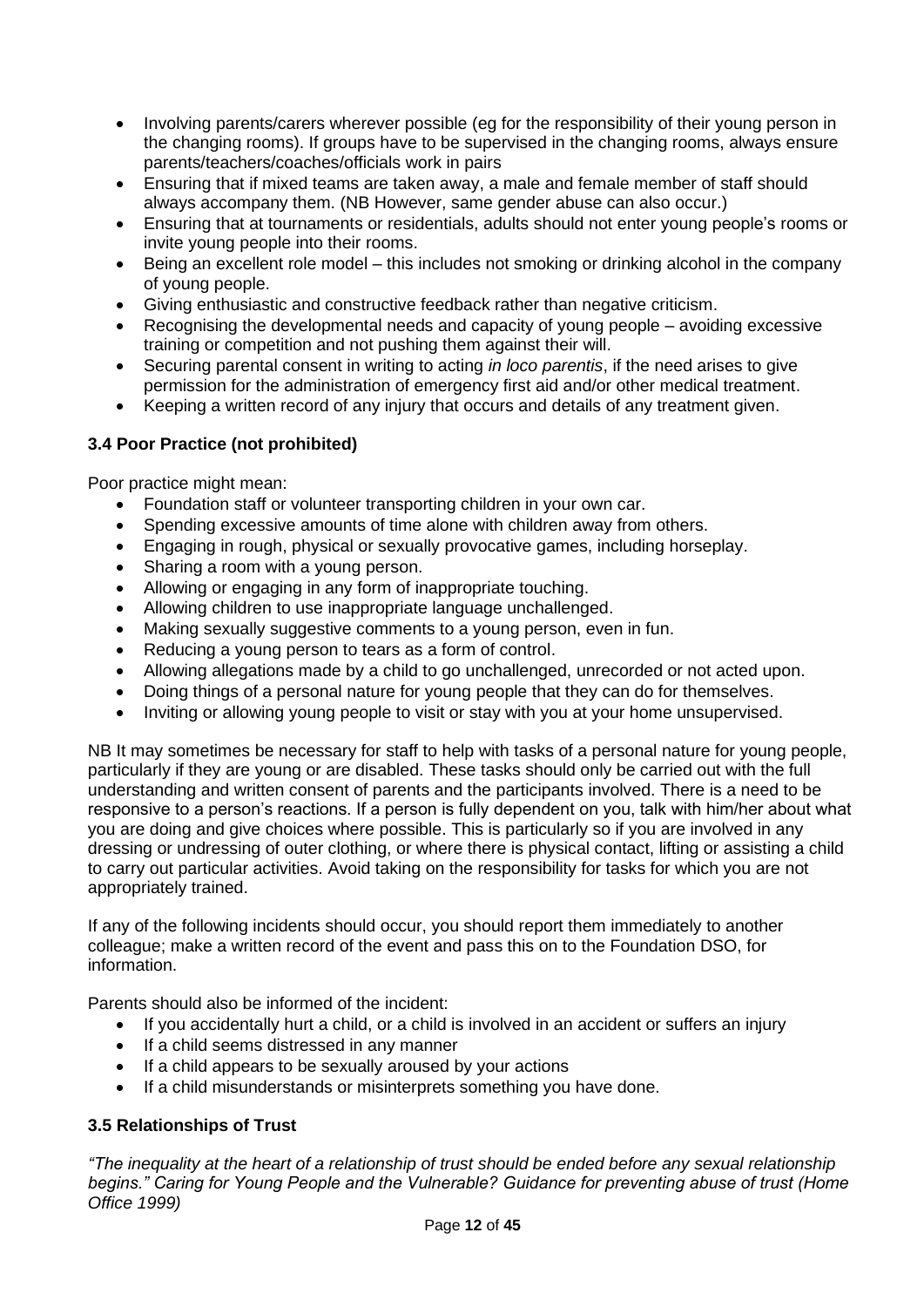- Involving parents/carers wherever possible (eg for the responsibility of their young person in the changing rooms). If groups have to be supervised in the changing rooms, always ensure parents/teachers/coaches/officials work in pairs
- Ensuring that if mixed teams are taken away, a male and female member of staff should always accompany them. (NB However, same gender abuse can also occur.)
- Ensuring that at tournaments or residentials, adults should not enter young people's rooms or invite young people into their rooms.
- Being an excellent role model – this includes not smoking or drinking alcohol in the company of young people.
- Giving enthusiastic and constructive feedback rather than negative criticism.
- Recognising the developmental needs and capacity of young people – avoiding excessive training or competition and not pushing them against their will.
- Securing parental consent in writing to acting *in loco parentis*, if the need arises to give permission for the administration of emergency first aid and/or other medical treatment.
- Keeping a written record of any injury that occurs and details of any treatment given.

### 3.4 Poor Practice (not prohibited)

Poor practice might mean:

- Foundation staff or volunteer transporting children in your own car.
- Spending excessive amounts of time alone with children away from others.
- Engaging in rough, physical or sexually provocative games, including horseplay.
- Sharing a room with a young person.
- Allowing or engaging in any form of inappropriate touching.
- Allowing children to use inappropriate language unchallenged.
- Making sexually suggestive comments to a young person, even in fun.
- Reducing a young person to tears as a form of control.
- Allowing allegations made by a child to go unchallenged, unrecorded or not acted upon.
- Doing things of a personal nature for young people that they can do for themselves.
- Inviting or allowing young people to visit or stay with you at your home unsupervised.

NB It may sometimes be necessary for staff to help with tasks of a personal nature for young people, particularly if they are young or are disabled. These tasks should only be carried out with the full understanding and written consent of parents and the participants involved. There is a need to be responsive to a person's reactions. If a person is fully dependent on you, talk with him/her about what you are doing and give choices where possible. This is particularly so if you are involved in any dressing or undressing of outer clothing, or where there is physical contact, lifting or assisting a child to carry out particular activities. Avoid taking on the responsibility for tasks for which you are not appropriately trained.

If any of the following incidents should occur, you should report them immediately to another colleague; make a written record of the event and pass this on to the Foundation DSO, for information.

Parents should also be informed of the incident:

- If you accidentally hurt a child, or a child is involved in an accident or suffers an injury
- If a child seems distressed in any manner
- If a child appears to be sexually aroused by your actions
- If a child misunderstands or misinterprets something you have done.

### 3.5 Relationships of Trust

*"The inequality at the heart of a relationship of trust should be ended before any sexual relationship begins." Caring for Young People and the Vulnerable? Guidance for preventing abuse of trust (Home Office 1999)*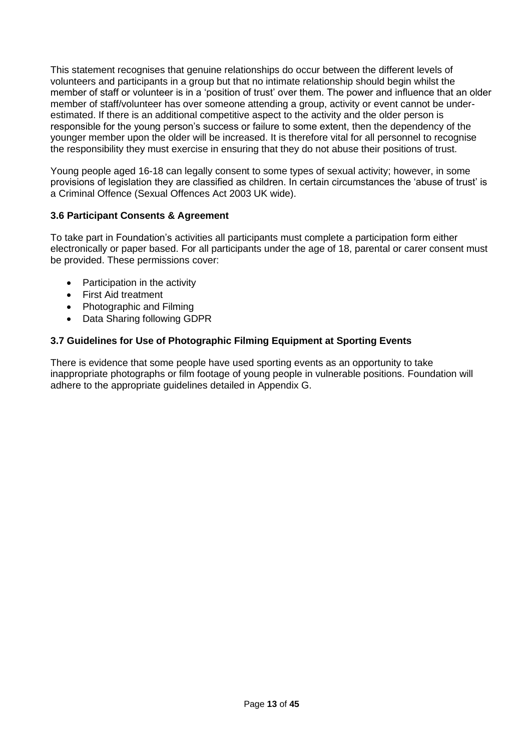This statement recognises that genuine relationships do occur between the different levels of volunteers and participants in a group but that no intimate relationship should begin whilst the member of staff or volunteer is in a 'position of trust' over them. The power and influence that an older member of staff/volunteer has over someone attending a group, activity or event cannot be under-estimated. If there is an additional competitive aspect to the activity and the older person is responsible for the young person's success or failure to some extent, then the dependency of the younger member upon the older will be increased. It is therefore vital for all personnel to recognise the responsibility they must exercise in ensuring that they do not abuse their positions of trust.

Young people aged 16-18 can legally consent to some types of sexual activity; however, in some provisions of legislation they are classified as children. In certain circumstances the 'abuse of trust' is a Criminal Offence (Sexual Offences Act 2003 UK wide).

### 3.6 Participant Consents & Agreement

To take part in Foundation's activities all participants must complete a participation form either electronically or paper based. For all participants under the age of 18, parental or carer consent must be provided. These permissions cover:

- Participation in the activity
- First Aid treatment
- Photographic and Filming
- Data Sharing following GDPR

### 3.7 Guidelines for Use of Photographic Filming Equipment at Sporting Events

There is evidence that some people have used sporting events as an opportunity to take inappropriate photographs or film footage of young people in vulnerable positions. Foundation will adhere to the appropriate guidelines detailed in Appendix G.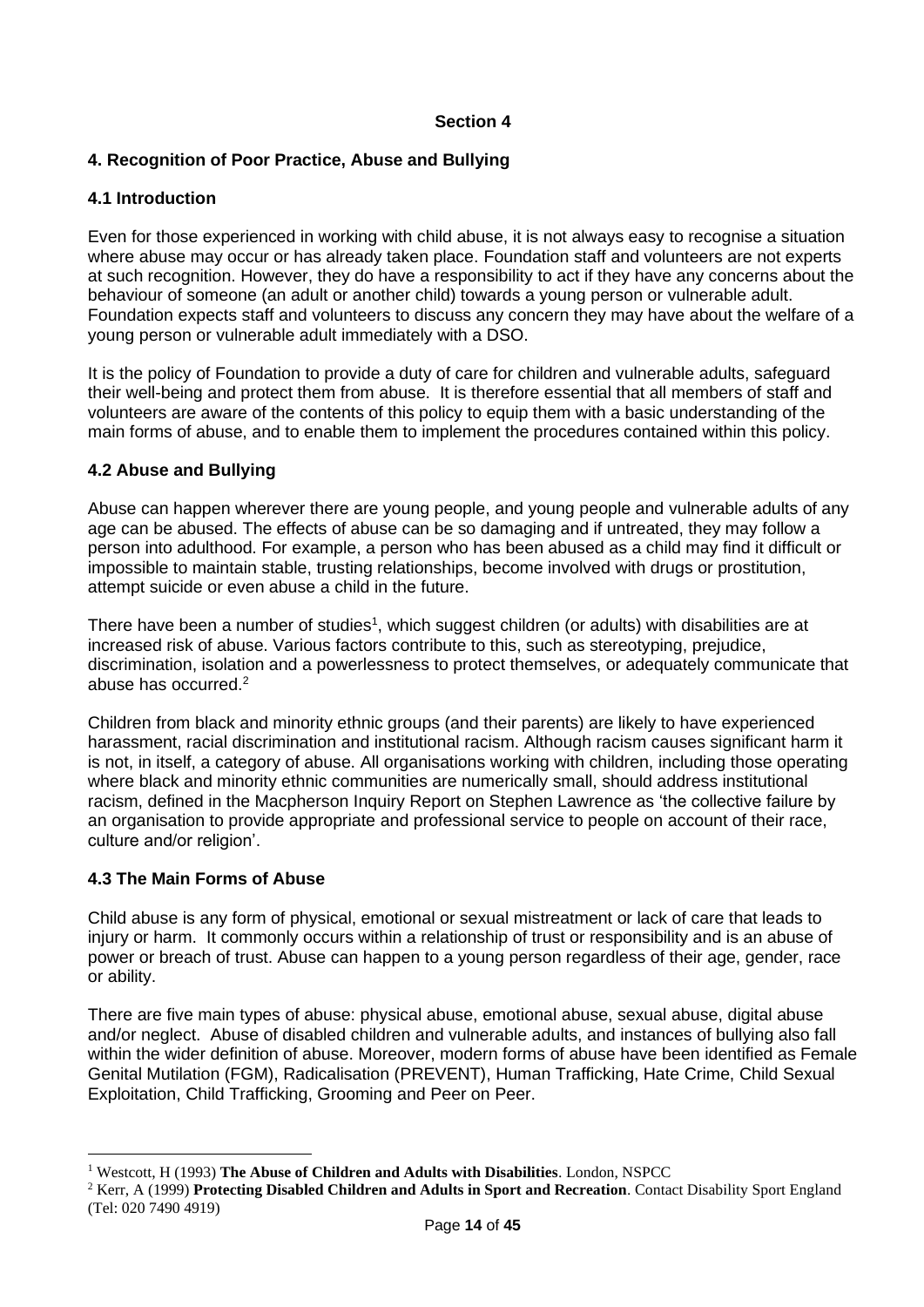**Section 4**

## 4. Recognition of Poor Practice, Abuse and Bullying

### 4.1 Introduction

Even for those experienced in working with child abuse, it is not always easy to recognise a situation where abuse may occur or has already taken place. Foundation staff and volunteers are not experts at such recognition. However, they do have a responsibility to act if they have any concerns about the behaviour of someone (an adult or another child) towards a young person or vulnerable adult. Foundation expects staff and volunteers to discuss any concern they may have about the welfare of a young person or vulnerable adult immediately with a DSO.

It is the policy of Foundation to provide a duty of care for children and vulnerable adults, safeguard their well-being and protect them from abuse. It is therefore essential that all members of staff and volunteers are aware of the contents of this policy to equip them with a basic understanding of the main forms of abuse, and to enable them to implement the procedures contained within this policy.

### 4.2 Abuse and Bullying

Abuse can happen wherever there are young people, and young people and vulnerable adults of any age can be abused. The effects of abuse can be so damaging and if untreated, they may follow a person into adulthood. For example, a person who has been abused as a child may find it difficult or impossible to maintain stable, trusting relationships, become involved with drugs or prostitution, attempt suicide or even abuse a child in the future.

There have been a number of studies[1], which suggest children (or adults) with disabilities are at increased risk of abuse. Various factors contribute to this, such as stereotyping, prejudice, discrimination, isolation and a powerlessness to protect themselves, or adequately communicate that abuse has occurred.[2]

Children from black and minority ethnic groups (and their parents) are likely to have experienced harassment, racial discrimination and institutional racism. Although racism causes significant harm it is not, in itself, a category of abuse. All organisations working with children, including those operating where black and minority ethnic communities are numerically small, should address institutional racism, defined in the Macpherson Inquiry Report on Stephen Lawrence as 'the collective failure by an organisation to provide appropriate and professional service to people on account of their race, culture and/or religion'.

### 4.3 The Main Forms of Abuse

Child abuse is any form of physical, emotional or sexual mistreatment or lack of care that leads to injury or harm. It commonly occurs within a relationship of trust or responsibility and is an abuse of power or breach of trust. Abuse can happen to a young person regardless of their age, gender, race or ability.

There are five main types of abuse: physical abuse, emotional abuse, sexual abuse, digital abuse and/or neglect. Abuse of disabled children and vulnerable adults, and instances of bullying also fall within the wider definition of abuse. Moreover, modern forms of abuse have been identified as Female Genital Mutilation (FGM), Radicalisation (PREVENT), Human Trafficking, Hate Crime, Child Sexual Exploitation, Child Trafficking, Grooming and Peer on Peer.

---

[1] Westcott, H (1993) **The Abuse of Children and Adults with Disabilities**. London, NSPCC

[2] Kerr, A (1999) **Protecting Disabled Children and Adults in Sport and Recreation**. Contact Disability Sport England (Tel: 020 7490 4919)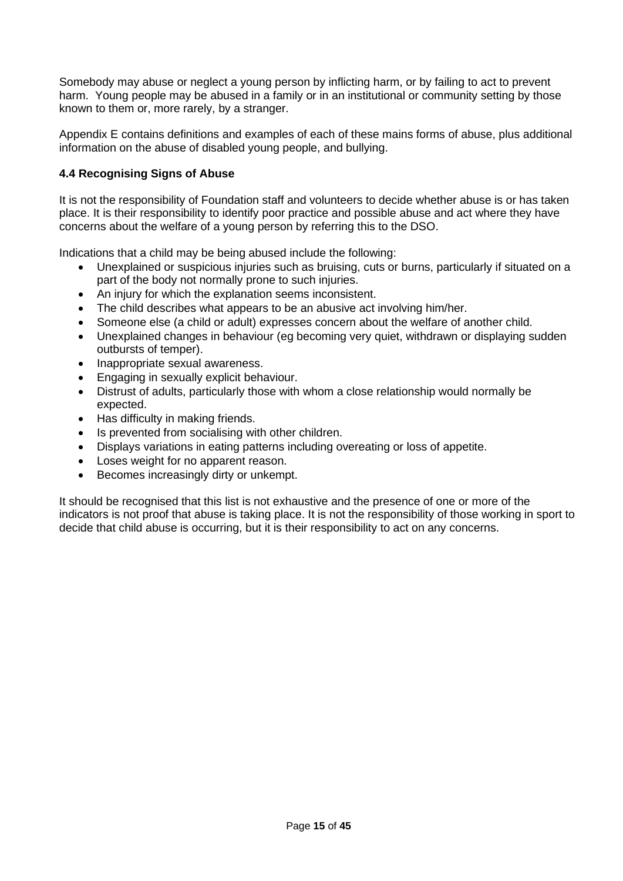Somebody may abuse or neglect a young person by inflicting harm, or by failing to act to prevent harm. Young people may be abused in a family or in an institutional or community setting by those known to them or, more rarely, by a stranger.

Appendix E contains definitions and examples of each of these mains forms of abuse, plus additional information on the abuse of disabled young people, and bullying.

### 4.4 Recognising Signs of Abuse

It is not the responsibility of Foundation staff and volunteers to decide whether abuse is or has taken place. It is their responsibility to identify poor practice and possible abuse and act where they have concerns about the welfare of a young person by referring this to the DSO.

Indications that a child may be being abused include the following:

- Unexplained or suspicious injuries such as bruising, cuts or burns, particularly if situated on a part of the body not normally prone to such injuries.
- An injury for which the explanation seems inconsistent.
- The child describes what appears to be an abusive act involving him/her.
- Someone else (a child or adult) expresses concern about the welfare of another child.
- Unexplained changes in behaviour (eg becoming very quiet, withdrawn or displaying sudden outbursts of temper).
- Inappropriate sexual awareness.
- Engaging in sexually explicit behaviour.
- Distrust of adults, particularly those with whom a close relationship would normally be expected.
- Has difficulty in making friends.
- Is prevented from socialising with other children.
- Displays variations in eating patterns including overeating or loss of appetite.
- Loses weight for no apparent reason.
- Becomes increasingly dirty or unkempt.

It should be recognised that this list is not exhaustive and the presence of one or more of the indicators is not proof that abuse is taking place. It is not the responsibility of those working in sport to decide that child abuse is occurring, but it is their responsibility to act on any concerns.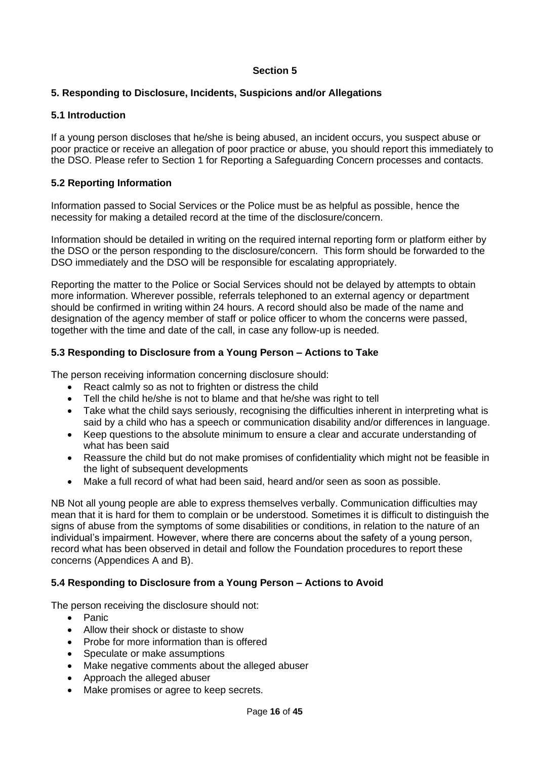## Section 5

### 5. Responding to Disclosure, Incidents, Suspicions and/or Allegations

### 5.1 Introduction

If a young person discloses that he/she is being abused, an incident occurs, you suspect abuse or poor practice or receive an allegation of poor practice or abuse, you should report this immediately to the DSO. Please refer to Section 1 for Reporting a Safeguarding Concern processes and contacts.

### 5.2 Reporting Information

Information passed to Social Services or the Police must be as helpful as possible, hence the necessity for making a detailed record at the time of the disclosure/concern.

Information should be detailed in writing on the required internal reporting form or platform either by the DSO or the person responding to the disclosure/concern. This form should be forwarded to the DSO immediately and the DSO will be responsible for escalating appropriately.

Reporting the matter to the Police or Social Services should not be delayed by attempts to obtain more information. Wherever possible, referrals telephoned to an external agency or department should be confirmed in writing within 24 hours. A record should also be made of the name and designation of the agency member of staff or police officer to whom the concerns were passed, together with the time and date of the call, in case any follow-up is needed.

### 5.3 Responding to Disclosure from a Young Person – Actions to Take

The person receiving information concerning disclosure should:

- React calmly so as not to frighten or distress the child
- Tell the child he/she is not to blame and that he/she was right to tell
- Take what the child says seriously, recognising the difficulties inherent in interpreting what is said by a child who has a speech or communication disability and/or differences in language.
- Keep questions to the absolute minimum to ensure a clear and accurate understanding of what has been said
- Reassure the child but do not make promises of confidentiality which might not be feasible in the light of subsequent developments
- Make a full record of what had been said, heard and/or seen as soon as possible.

NB Not all young people are able to express themselves verbally. Communication difficulties may mean that it is hard for them to complain or be understood. Sometimes it is difficult to distinguish the signs of abuse from the symptoms of some disabilities or conditions, in relation to the nature of an individual's impairment. However, where there are concerns about the safety of a young person, record what has been observed in detail and follow the Foundation procedures to report these concerns (Appendices A and B).

### 5.4 Responding to Disclosure from a Young Person – Actions to Avoid

The person receiving the disclosure should not:

- Panic
- Allow their shock or distaste to show
- Probe for more information than is offered
- Speculate or make assumptions
- Make negative comments about the alleged abuser
- Approach the alleged abuser
- Make promises or agree to keep secrets.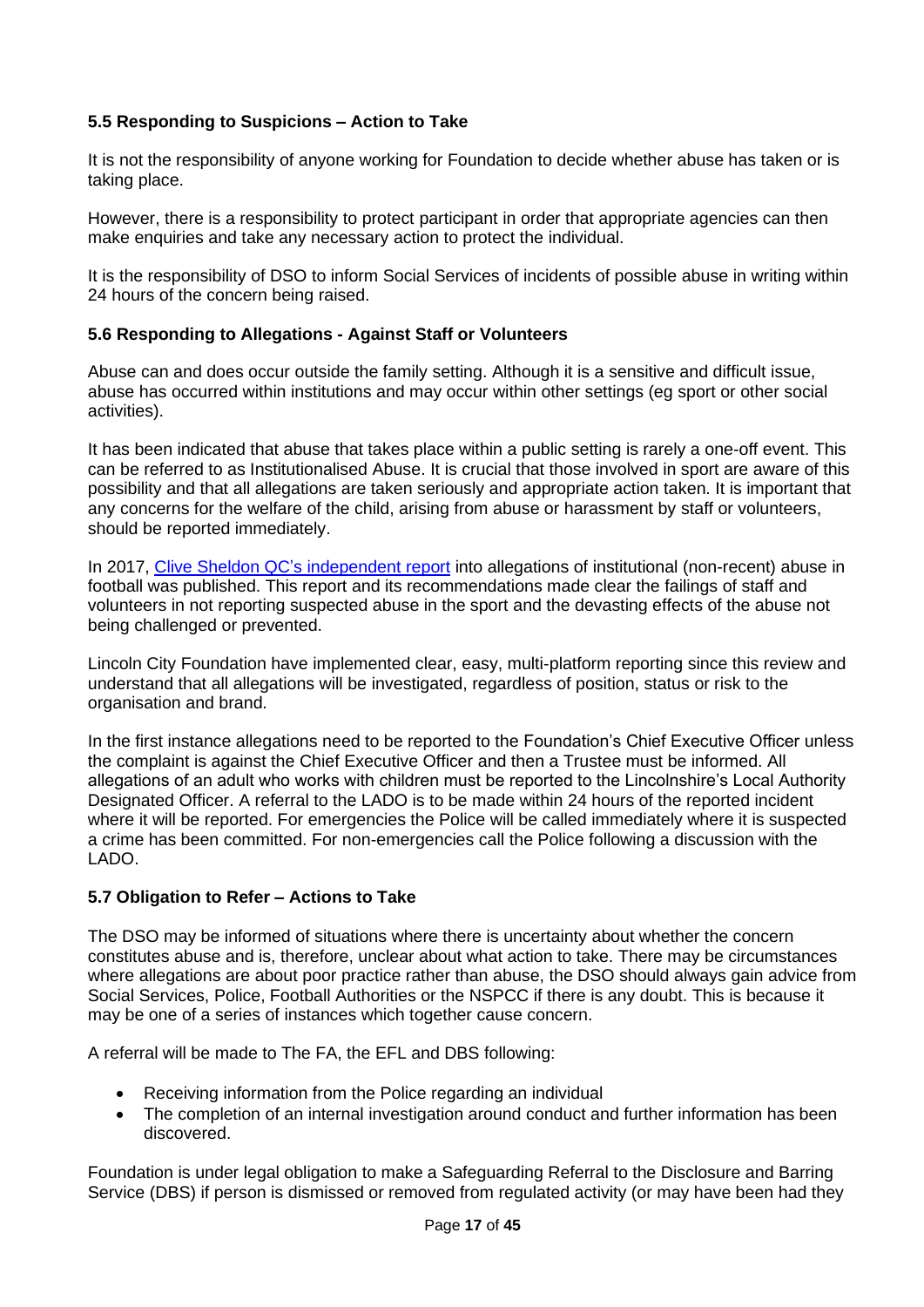### 5.5 Responding to Suspicions – Action to Take

It is not the responsibility of anyone working for Foundation to decide whether abuse has taken or is taking place.

However, there is a responsibility to protect participant in order that appropriate agencies can then make enquiries and take any necessary action to protect the individual.

It is the responsibility of DSO to inform Social Services of incidents of possible abuse in writing within 24 hours of the concern being raised.

### 5.6 Responding to Allegations - Against Staff or Volunteers

Abuse can and does occur outside the family setting. Although it is a sensitive and difficult issue, abuse has occurred within institutions and may occur within other settings (eg sport or other social activities).

It has been indicated that abuse that takes place within a public setting is rarely a one-off event. This can be referred to as Institutionalised Abuse. It is crucial that those involved in sport are aware of this possibility and that all allegations are taken seriously and appropriate action taken. It is important that any concerns for the welfare of the child, arising from abuse or harassment by staff or volunteers, should be reported immediately.

In 2017, Clive Sheldon QC's independent report into allegations of institutional (non-recent) abuse in football was published. This report and its recommendations made clear the failings of staff and volunteers in not reporting suspected abuse in the sport and the devasting effects of the abuse not being challenged or prevented.

Lincoln City Foundation have implemented clear, easy, multi-platform reporting since this review and understand that all allegations will be investigated, regardless of position, status or risk to the organisation and brand.

In the first instance allegations need to be reported to the Foundation's Chief Executive Officer unless the complaint is against the Chief Executive Officer and then a Trustee must be informed. All allegations of an adult who works with children must be reported to the Lincolnshire's Local Authority Designated Officer. A referral to the LADO is to be made within 24 hours of the reported incident where it will be reported. For emergencies the Police will be called immediately where it is suspected a crime has been committed. For non-emergencies call the Police following a discussion with the LADO.

### 5.7 Obligation to Refer – Actions to Take

The DSO may be informed of situations where there is uncertainty about whether the concern constitutes abuse and is, therefore, unclear about what action to take. There may be circumstances where allegations are about poor practice rather than abuse, the DSO should always gain advice from Social Services, Police, Football Authorities or the NSPCC if there is any doubt. This is because it may be one of a series of instances which together cause concern.

A referral will be made to The FA, the EFL and DBS following:

- Receiving information from the Police regarding an individual
- The completion of an internal investigation around conduct and further information has been discovered.

Foundation is under legal obligation to make a Safeguarding Referral to the Disclosure and Barring Service (DBS) if person is dismissed or removed from regulated activity (or may have been had they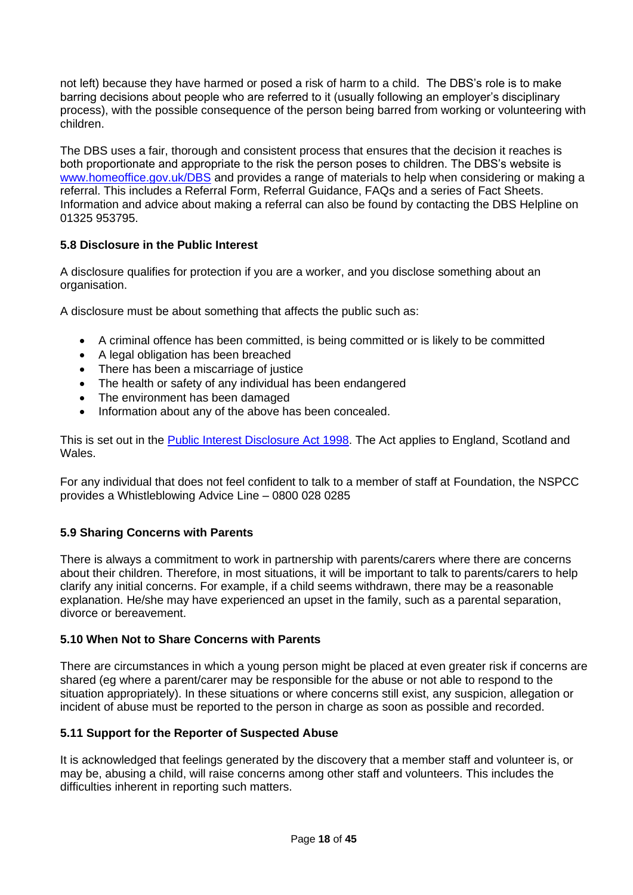not left) because they have harmed or posed a risk of harm to a child. The DBS's role is to make barring decisions about people who are referred to it (usually following an employer's disciplinary process), with the possible consequence of the person being barred from working or volunteering with children.

The DBS uses a fair, thorough and consistent process that ensures that the decision it reaches is both proportionate and appropriate to the risk the person poses to children. The DBS's website is [www.homeoffice.gov.uk/DBS](www.homeoffice.gov.uk/DBS) and provides a range of materials to help when considering or making a referral. This includes a Referral Form, Referral Guidance, FAQs and a series of Fact Sheets. Information and advice about making a referral can also be found by contacting the DBS Helpline on 01325 953795.

### 5.8 Disclosure in the Public Interest

A disclosure qualifies for protection if you are a worker, and you disclose something about an organisation.

A disclosure must be about something that affects the public such as:

- A criminal offence has been committed, is being committed or is likely to be committed
- A legal obligation has been breached
- There has been a miscarriage of justice
- The health or safety of any individual has been endangered
- The environment has been damaged
- Information about any of the above has been concealed.

This is set out in the [Public Interest Disclosure Act 1998](). The Act applies to England, Scotland and Wales.

For any individual that does not feel confident to talk to a member of staff at Foundation, the NSPCC provides a Whistleblowing Advice Line – 0800 028 0285

### 5.9 Sharing Concerns with Parents

There is always a commitment to work in partnership with parents/carers where there are concerns about their children. Therefore, in most situations, it will be important to talk to parents/carers to help clarify any initial concerns. For example, if a child seems withdrawn, there may be a reasonable explanation. He/she may have experienced an upset in the family, such as a parental separation, divorce or bereavement.

### 5.10 When Not to Share Concerns with Parents

There are circumstances in which a young person might be placed at even greater risk if concerns are shared (eg where a parent/carer may be responsible for the abuse or not able to respond to the situation appropriately). In these situations or where concerns still exist, any suspicion, allegation or incident of abuse must be reported to the person in charge as soon as possible and recorded.

### 5.11 Support for the Reporter of Suspected Abuse

It is acknowledged that feelings generated by the discovery that a member staff and volunteer is, or may be, abusing a child, will raise concerns among other staff and volunteers. This includes the difficulties inherent in reporting such matters.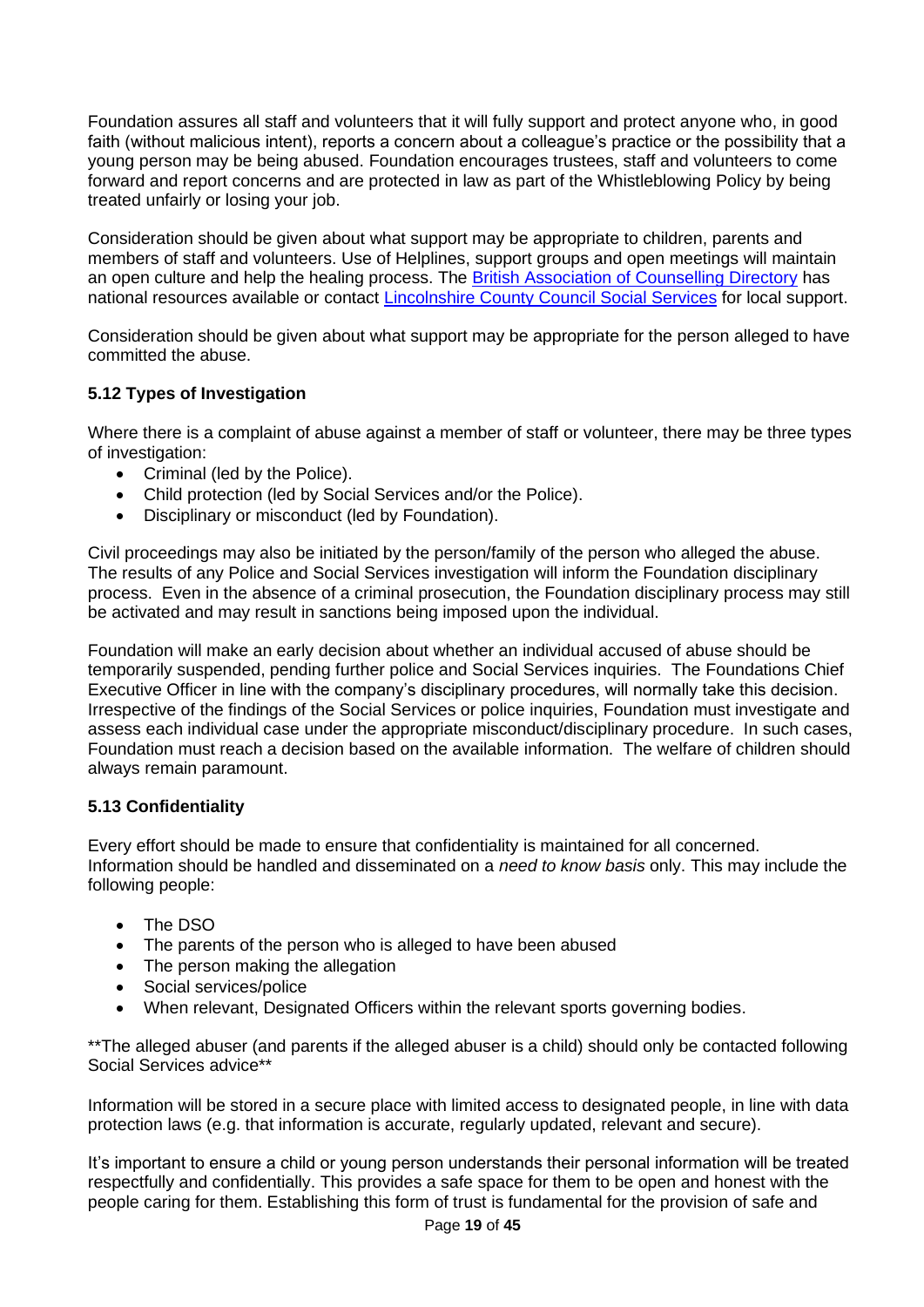Foundation assures all staff and volunteers that it will fully support and protect anyone who, in good faith (without malicious intent), reports a concern about a colleague's practice or the possibility that a young person may be being abused. Foundation encourages trustees, staff and volunteers to come forward and report concerns and are protected in law as part of the Whistleblowing Policy by being treated unfairly or losing your job.

Consideration should be given about what support may be appropriate to children, parents and members of staff and volunteers. Use of Helplines, support groups and open meetings will maintain an open culture and help the healing process. The British Association of Counselling Directory has national resources available or contact Lincolnshire County Council Social Services for local support.

Consideration should be given about what support may be appropriate for the person alleged to have committed the abuse.

### 5.12 Types of Investigation

Where there is a complaint of abuse against a member of staff or volunteer, there may be three types of investigation:

- Criminal (led by the Police).
- Child protection (led by Social Services and/or the Police).
- Disciplinary or misconduct (led by Foundation).

Civil proceedings may also be initiated by the person/family of the person who alleged the abuse. The results of any Police and Social Services investigation will inform the Foundation disciplinary process. Even in the absence of a criminal prosecution, the Foundation disciplinary process may still be activated and may result in sanctions being imposed upon the individual.

Foundation will make an early decision about whether an individual accused of abuse should be temporarily suspended, pending further police and Social Services inquiries. The Foundations Chief Executive Officer in line with the company's disciplinary procedures, will normally take this decision. Irrespective of the findings of the Social Services or police inquiries, Foundation must investigate and assess each individual case under the appropriate misconduct/disciplinary procedure. In such cases, Foundation must reach a decision based on the available information. The welfare of children should always remain paramount.

### 5.13 Confidentiality

Every effort should be made to ensure that confidentiality is maintained for all concerned. Information should be handled and disseminated on a *need to know basis* only. This may include the following people:

- The DSO
- The parents of the person who is alleged to have been abused
- The person making the allegation
- Social services/police
- When relevant, Designated Officers within the relevant sports governing bodies.

**The alleged abuser (and parents if the alleged abuser is a child) should only be contacted following Social Services advice**

Information will be stored in a secure place with limited access to designated people, in line with data protection laws (e.g. that information is accurate, regularly updated, relevant and secure).

It's important to ensure a child or young person understands their personal information will be treated respectfully and confidentially. This provides a safe space for them to be open and honest with the people caring for them. Establishing this form of trust is fundamental for the provision of safe and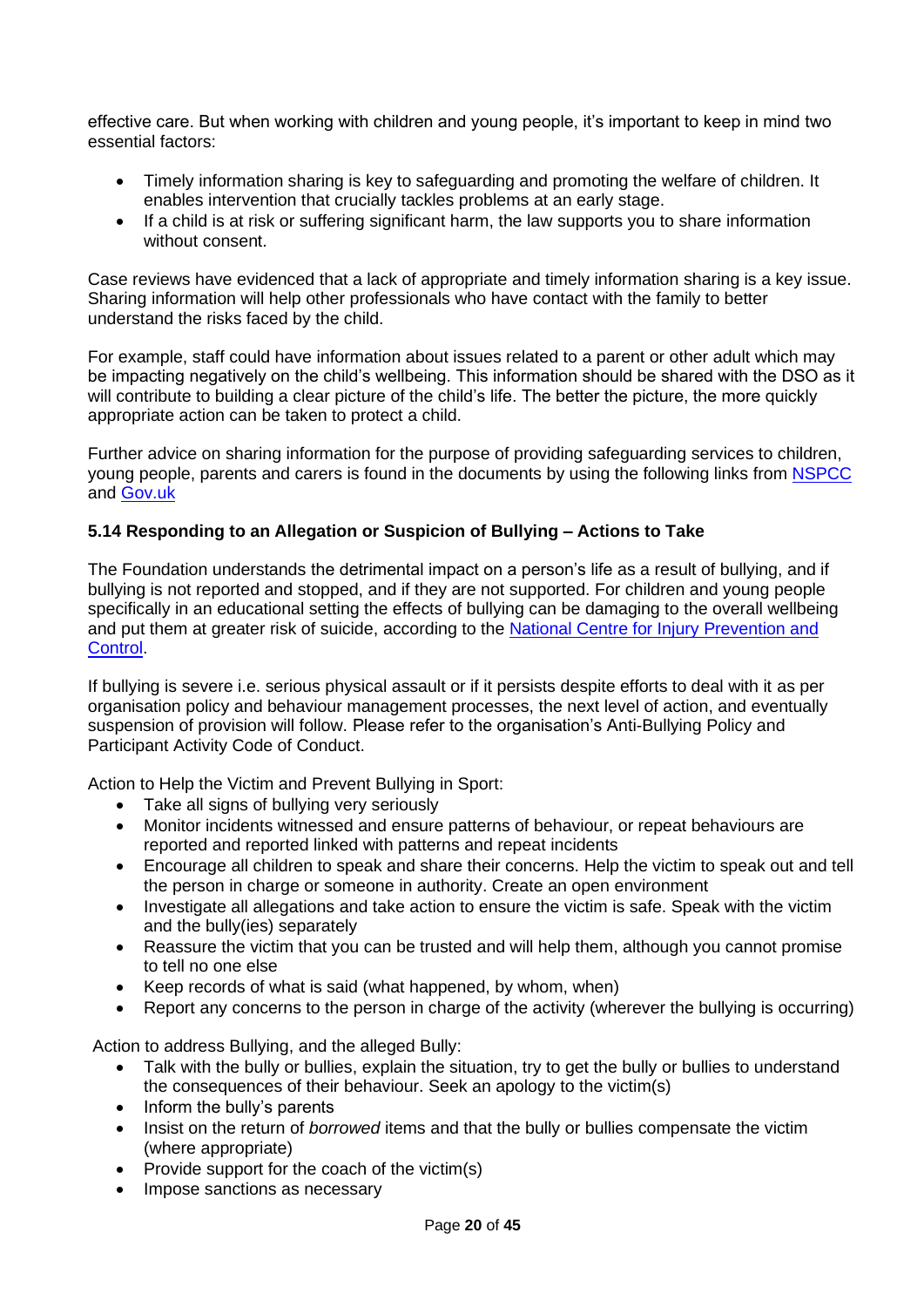effective care. But when working with children and young people, it's important to keep in mind two essential factors:

- Timely information sharing is key to safeguarding and promoting the welfare of children. It enables intervention that crucially tackles problems at an early stage.
- If a child is at risk or suffering significant harm, the law supports you to share information without consent.

Case reviews have evidenced that a lack of appropriate and timely information sharing is a key issue. Sharing information will help other professionals who have contact with the family to better understand the risks faced by the child.

For example, staff could have information about issues related to a parent or other adult which may be impacting negatively on the child's wellbeing. This information should be shared with the DSO as it will contribute to building a clear picture of the child's life. The better the picture, the more quickly appropriate action can be taken to protect a child.

Further advice on sharing information for the purpose of providing safeguarding services to children, young people, parents and carers is found in the documents by using the following links from NSPCC and Gov.uk

### 5.14 Responding to an Allegation or Suspicion of Bullying – Actions to Take

The Foundation understands the detrimental impact on a person's life as a result of bullying, and if bullying is not reported and stopped, and if they are not supported. For children and young people specifically in an educational setting the effects of bullying can be damaging to the overall wellbeing and put them at greater risk of suicide, according to the National Centre for Injury Prevention and Control.

If bullying is severe i.e. serious physical assault or if it persists despite efforts to deal with it as per organisation policy and behaviour management processes, the next level of action, and eventually suspension of provision will follow. Please refer to the organisation's Anti-Bullying Policy and Participant Activity Code of Conduct.

Action to Help the Victim and Prevent Bullying in Sport:

- Take all signs of bullying very seriously
- Monitor incidents witnessed and ensure patterns of behaviour, or repeat behaviours are reported and reported linked with patterns and repeat incidents
- Encourage all children to speak and share their concerns. Help the victim to speak out and tell the person in charge or someone in authority. Create an open environment
- Investigate all allegations and take action to ensure the victim is safe. Speak with the victim and the bully(ies) separately
- Reassure the victim that you can be trusted and will help them, although you cannot promise to tell no one else
- Keep records of what is said (what happened, by whom, when)
- Report any concerns to the person in charge of the activity (wherever the bullying is occurring)

Action to address Bullying, and the alleged Bully:

- Talk with the bully or bullies, explain the situation, try to get the bully or bullies to understand the consequences of their behaviour. Seek an apology to the victim(s)
- Inform the bully's parents
- Insist on the return of *borrowed* items and that the bully or bullies compensate the victim (where appropriate)
- Provide support for the coach of the victim(s)
- Impose sanctions as necessary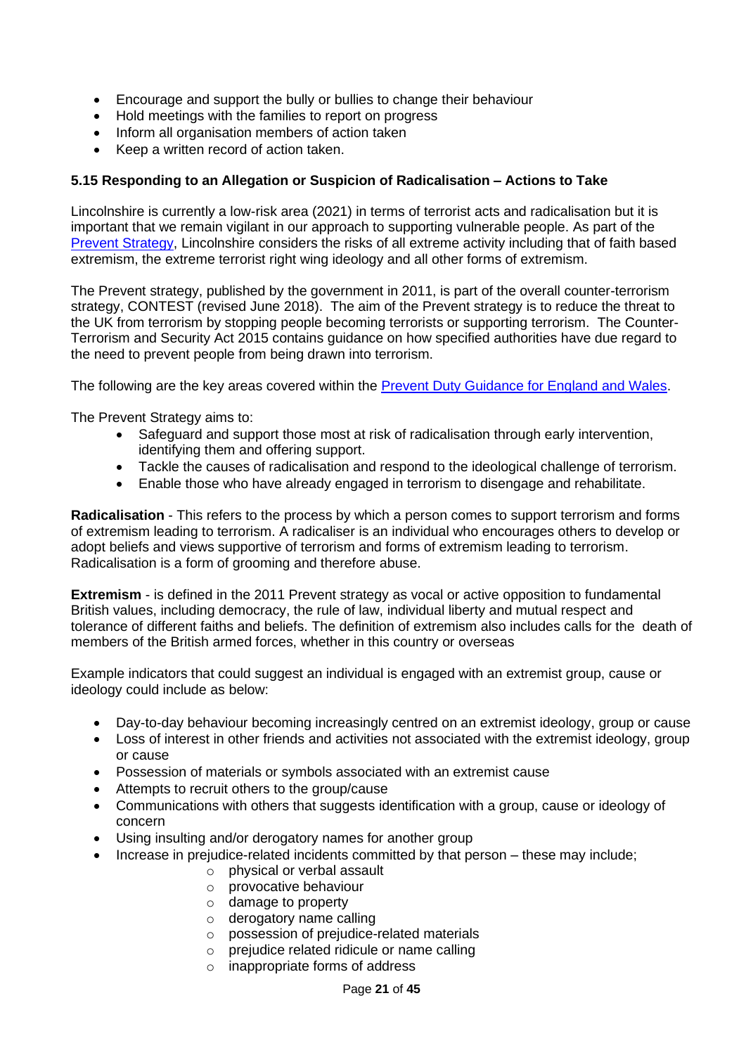- Encourage and support the bully or bullies to change their behaviour
- Hold meetings with the families to report on progress
- Inform all organisation members of action taken
- Keep a written record of action taken.

### 5.15 Responding to an Allegation or Suspicion of Radicalisation – Actions to Take

Lincolnshire is currently a low-risk area (2021) in terms of terrorist acts and radicalisation but it is important that we remain vigilant in our approach to supporting vulnerable people. As part of the [Prevent Strategy](), Lincolnshire considers the risks of all extreme activity including that of faith based extremism, the extreme terrorist right wing ideology and all other forms of extremism.

The Prevent strategy, published by the government in 2011, is part of the overall counter-terrorism strategy, CONTEST (revised June 2018). The aim of the Prevent strategy is to reduce the threat to the UK from terrorism by stopping people becoming terrorists or supporting terrorism. The Counter-Terrorism and Security Act 2015 contains guidance on how specified authorities have due regard to the need to prevent people from being drawn into terrorism.

The following are the key areas covered within the [Prevent Duty Guidance for England and Wales]().

The Prevent Strategy aims to:

- Safeguard and support those most at risk of radicalisation through early intervention, identifying them and offering support.
- Tackle the causes of radicalisation and respond to the ideological challenge of terrorism.
- Enable those who have already engaged in terrorism to disengage and rehabilitate.

**Radicalisation** - This refers to the process by which a person comes to support terrorism and forms of extremism leading to terrorism. A radicaliser is an individual who encourages others to develop or adopt beliefs and views supportive of terrorism and forms of extremism leading to terrorism. Radicalisation is a form of grooming and therefore abuse.

**Extremism** - is defined in the 2011 Prevent strategy as vocal or active opposition to fundamental British values, including democracy, the rule of law, individual liberty and mutual respect and tolerance of different faiths and beliefs. The definition of extremism also includes calls for the death of members of the British armed forces, whether in this country or overseas

Example indicators that could suggest an individual is engaged with an extremist group, cause or ideology could include as below:

- Day-to-day behaviour becoming increasingly centred on an extremist ideology, group or cause
- Loss of interest in other friends and activities not associated with the extremist ideology, group or cause
- Possession of materials or symbols associated with an extremist cause
- Attempts to recruit others to the group/cause
- Communications with others that suggests identification with a group, cause or ideology of concern
- Using insulting and/or derogatory names for another group
- Increase in prejudice-related incidents committed by that person – these may include;
    - physical or verbal assault
    - provocative behaviour
    - damage to property
    - derogatory name calling
    - possession of prejudice-related materials
    - prejudice related ridicule or name calling
    - inappropriate forms of address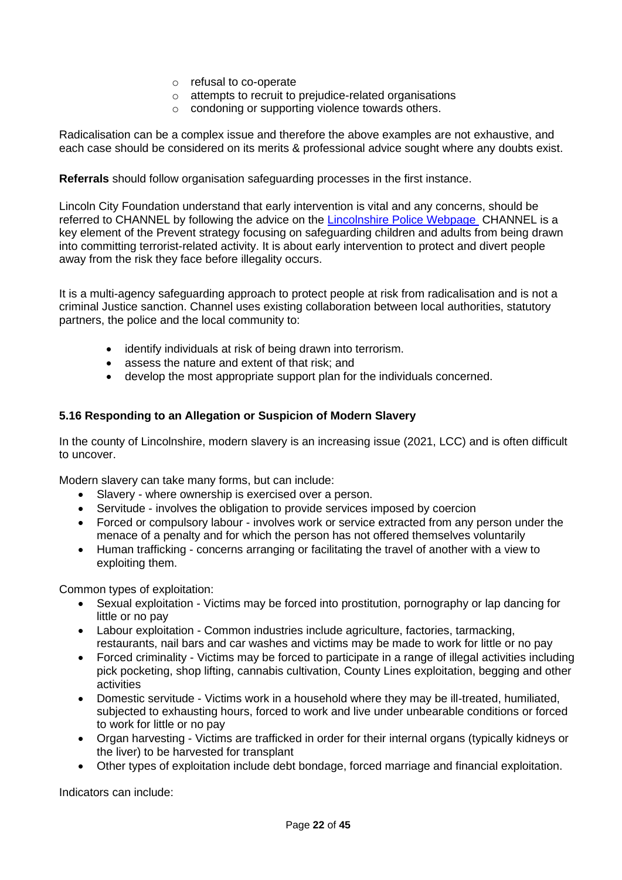- refusal to co-operate
- attempts to recruit to prejudice-related organisations
- condoning or supporting violence towards others.

Radicalisation can be a complex issue and therefore the above examples are not exhaustive, and each case should be considered on its merits & professional advice sought where any doubts exist.

**Referrals** should follow organisation safeguarding processes in the first instance.

Lincoln City Foundation understand that early intervention is vital and any concerns, should be referred to CHANNEL by following the advice on the Lincolnshire Police Webpage CHANNEL is a key element of the Prevent strategy focusing on safeguarding children and adults from being drawn into committing terrorist-related activity. It is about early intervention to protect and divert people away from the risk they face before illegality occurs.

It is a multi-agency safeguarding approach to protect people at risk from radicalisation and is not a criminal Justice sanction. Channel uses existing collaboration between local authorities, statutory partners, the police and the local community to:

- identify individuals at risk of being drawn into terrorism.
- assess the nature and extent of that risk; and
- develop the most appropriate support plan for the individuals concerned.

### 5.16 Responding to an Allegation or Suspicion of Modern Slavery

In the county of Lincolnshire, modern slavery is an increasing issue (2021, LCC) and is often difficult to uncover.

Modern slavery can take many forms, but can include:

- Slavery - where ownership is exercised over a person.
- Servitude - involves the obligation to provide services imposed by coercion
- Forced or compulsory labour - involves work or service extracted from any person under the menace of a penalty and for which the person has not offered themselves voluntarily
- Human trafficking - concerns arranging or facilitating the travel of another with a view to exploiting them.

Common types of exploitation:

- Sexual exploitation - Victims may be forced into prostitution, pornography or lap dancing for little or no pay
- Labour exploitation - Common industries include agriculture, factories, tarmacking, restaurants, nail bars and car washes and victims may be made to work for little or no pay
- Forced criminality - Victims may be forced to participate in a range of illegal activities including pick pocketing, shop lifting, cannabis cultivation, County Lines exploitation, begging and other activities
- Domestic servitude - Victims work in a household where they may be ill-treated, humiliated, subjected to exhausting hours, forced to work and live under unbearable conditions or forced to work for little or no pay
- Organ harvesting - Victims are trafficked in order for their internal organs (typically kidneys or the liver) to be harvested for transplant
- Other types of exploitation include debt bondage, forced marriage and financial exploitation.

Indicators can include: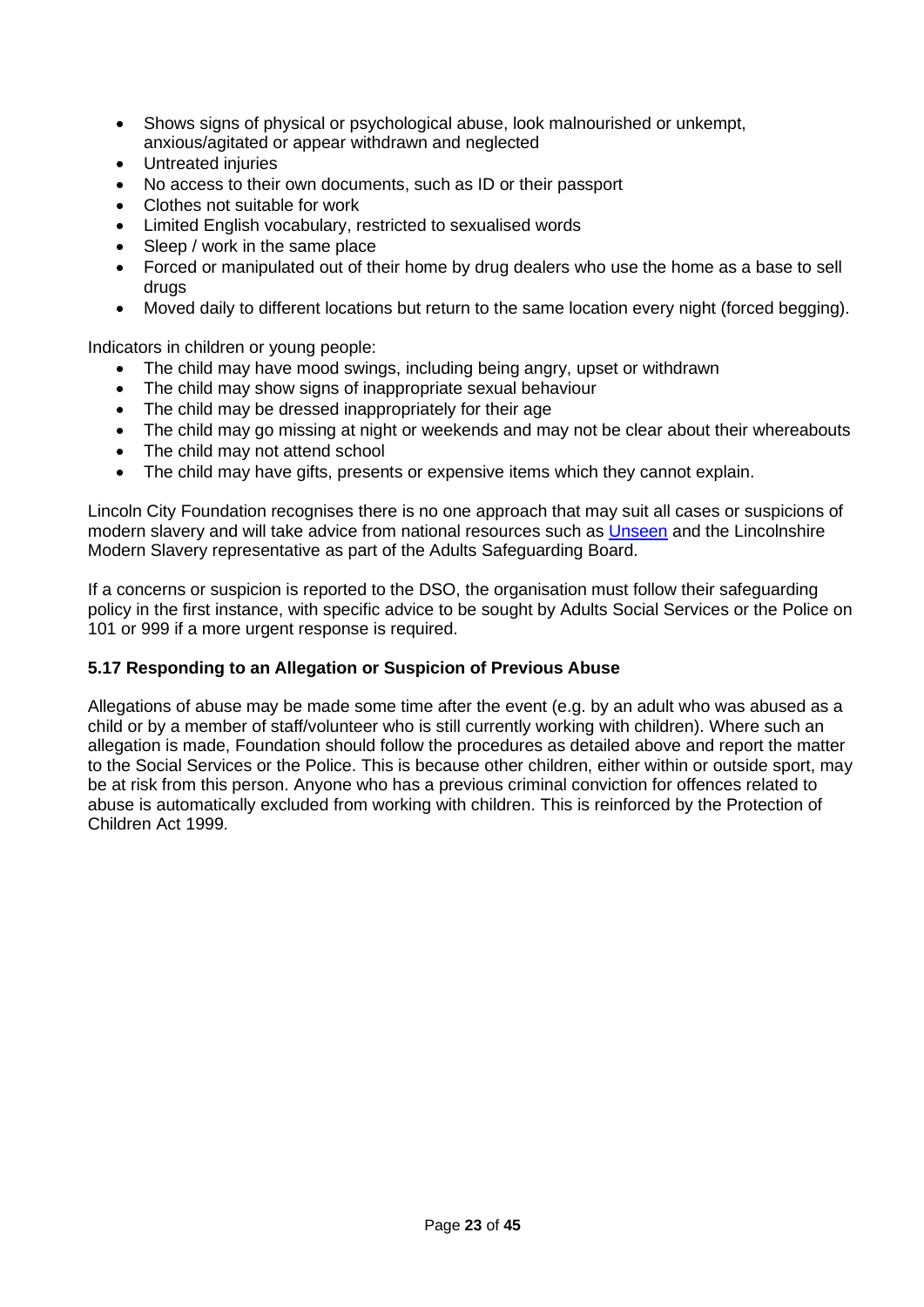- Shows signs of physical or psychological abuse, look malnourished or unkempt, anxious/agitated or appear withdrawn and neglected
- Untreated injuries
- No access to their own documents, such as ID or their passport
- Clothes not suitable for work
- Limited English vocabulary, restricted to sexualised words
- Sleep / work in the same place
- Forced or manipulated out of their home by drug dealers who use the home as a base to sell drugs
- Moved daily to different locations but return to the same location every night (forced begging).

Indicators in children or young people:

- The child may have mood swings, including being angry, upset or withdrawn
- The child may show signs of inappropriate sexual behaviour
- The child may be dressed inappropriately for their age
- The child may go missing at night or weekends and may not be clear about their whereabouts
- The child may not attend school
- The child may have gifts, presents or expensive items which they cannot explain.

Lincoln City Foundation recognises there is no one approach that may suit all cases or suspicions of modern slavery and will take advice from national resources such as Unseen and the Lincolnshire Modern Slavery representative as part of the Adults Safeguarding Board.

If a concerns or suspicion is reported to the DSO, the organisation must follow their safeguarding policy in the first instance, with specific advice to be sought by Adults Social Services or the Police on 101 or 999 if a more urgent response is required.

### 5.17 Responding to an Allegation or Suspicion of Previous Abuse

Allegations of abuse may be made some time after the event (e.g. by an adult who was abused as a child or by a member of staff/volunteer who is still currently working with children). Where such an allegation is made, Foundation should follow the procedures as detailed above and report the matter to the Social Services or the Police. This is because other children, either within or outside sport, may be at risk from this person. Anyone who has a previous criminal conviction for offences related to abuse is automatically excluded from working with children. This is reinforced by the Protection of Children Act 1999.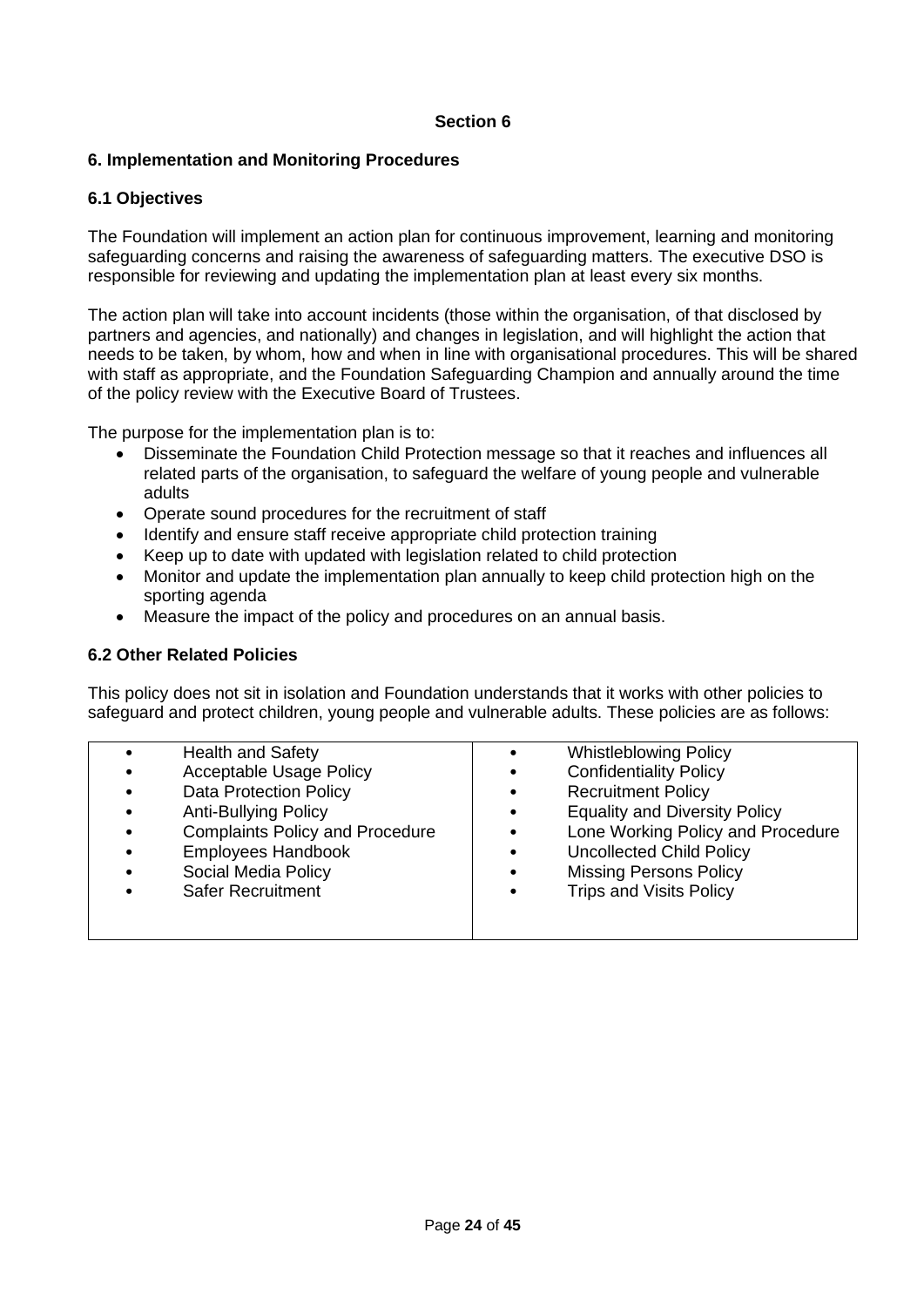**Section 6**

## 6. Implementation and Monitoring Procedures

### 6.1 Objectives

The Foundation will implement an action plan for continuous improvement, learning and monitoring safeguarding concerns and raising the awareness of safeguarding matters. The executive DSO is responsible for reviewing and updating the implementation plan at least every six months.

The action plan will take into account incidents (those within the organisation, of that disclosed by partners and agencies, and nationally) and changes in legislation, and will highlight the action that needs to be taken, by whom, how and when in line with organisational procedures. This will be shared with staff as appropriate, and the Foundation Safeguarding Champion and annually around the time of the policy review with the Executive Board of Trustees.

The purpose for the implementation plan is to:

- Disseminate the Foundation Child Protection message so that it reaches and influences all related parts of the organisation, to safeguard the welfare of young people and vulnerable adults
- Operate sound procedures for the recruitment of staff
- Identify and ensure staff receive appropriate child protection training
- Keep up to date with updated with legislation related to child protection
- Monitor and update the implementation plan annually to keep child protection high on the sporting agenda
- Measure the impact of the policy and procedures on an annual basis.

### 6.2 Other Related Policies

This policy does not sit in isolation and Foundation understands that it works with other policies to safeguard and protect children, young people and vulnerable adults. These policies are as follows:

| | |
|---|---|
| • Health and Safety | • Whistleblowing Policy |
| • Acceptable Usage Policy | • Confidentiality Policy |
| • Data Protection Policy | • Recruitment Policy |
| • Anti-Bullying Policy | • Equality and Diversity Policy |
| • Complaints Policy and Procedure | • Lone Working Policy and Procedure |
| • Employees Handbook | • Uncollected Child Policy |
| • Social Media Policy | • Missing Persons Policy |
| • Safer Recruitment | • Trips and Visits Policy |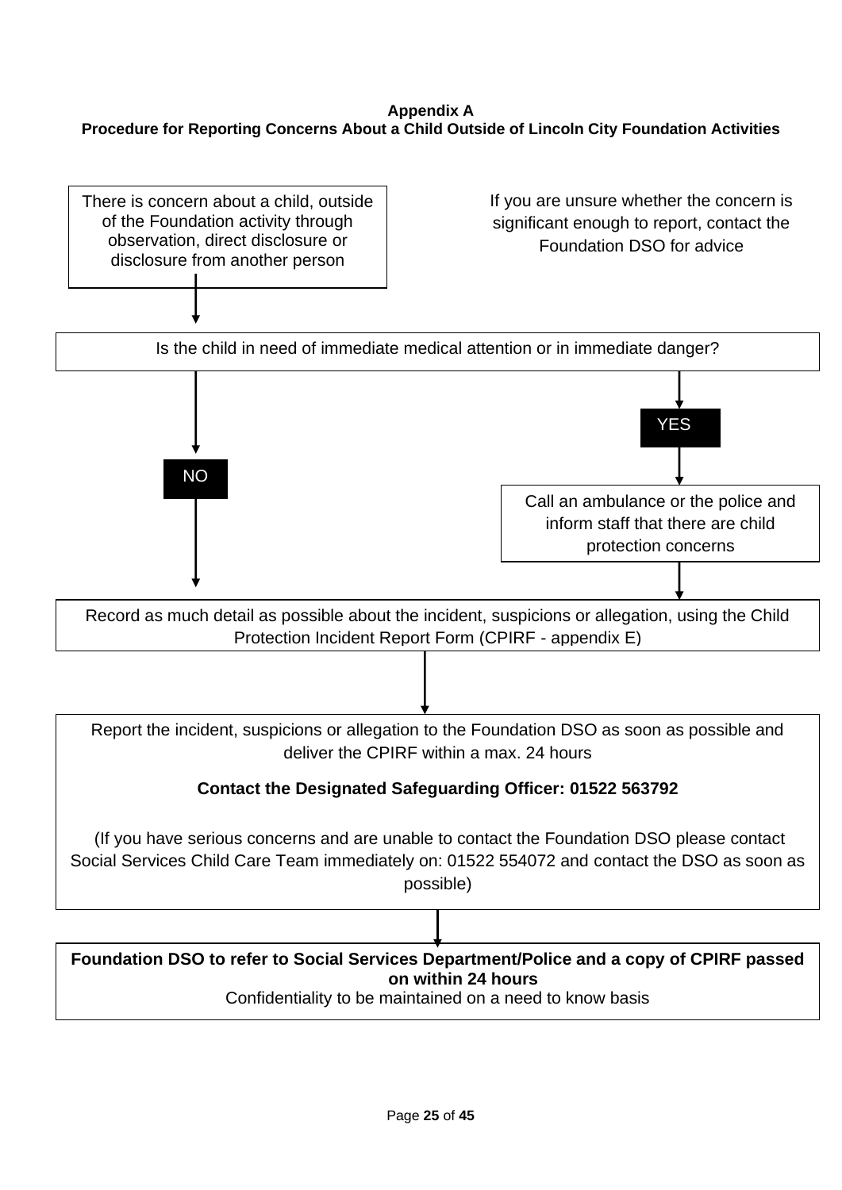**Appendix A**

**Procedure for Reporting Concerns About a Child Outside of Lincoln City Foundation Activities**

There is concern about a child, outside of the Foundation activity through observation, direct disclosure or disclosure from another person

If you are unsure whether the concern is significant enough to report, contact the Foundation DSO for advice

↓

Is the child in need of immediate medical attention or in immediate danger?

**NO** → go to "Record as much detail…"

**YES** → Call an ambulance or the police and inform staff that there are child protection concerns

↓

Record as much detail as possible about the incident, suspicions or allegation, using the Child Protection Incident Report Form (CPIRF - appendix E)

↓

Report the incident, suspicions or allegation to the Foundation DSO as soon as possible and deliver the CPIRF within a max. 24 hours

**Contact the Designated Safeguarding Officer: 01522 563792**

(If you have serious concerns and are unable to contact the Foundation DSO please contact Social Services Child Care Team immediately on: 01522 554072 and contact the DSO as soon as possible)

↓

**Foundation DSO to refer to Social Services Department/Police and a copy of CPIRF passed on within 24 hours**

Confidentiality to be maintained on a need to know basis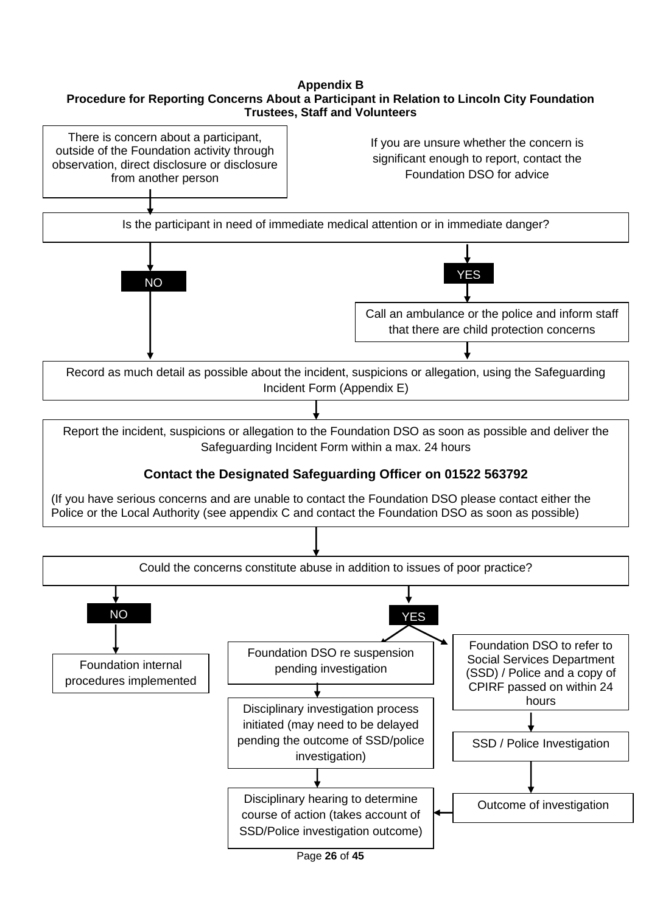**Appendix B**

**Procedure for Reporting Concerns About a Participant in Relation to Lincoln City Foundation Trustees, Staff and Volunteers**

There is concern about a participant, outside of the Foundation activity through observation, direct disclosure or disclosure from another person

If you are unsure whether the concern is significant enough to report, contact the Foundation DSO for advice

Is the participant in need of immediate medical attention or in immediate danger?

- **NO** → go to "Record as much detail..."
- **YES** → Call an ambulance or the police and inform staff that there are child protection concerns

Record as much detail as possible about the incident, suspicions or allegation, using the Safeguarding Incident Form (Appendix E)

Report the incident, suspicions or allegation to the Foundation DSO as soon as possible and deliver the Safeguarding Incident Form within a max. 24 hours

**Contact the Designated Safeguarding Officer on 01522 563792**

(If you have serious concerns and are unable to contact the Foundation DSO please contact either the Police or the Local Authority (see appendix C and contact the Foundation DSO as soon as possible)

Could the concerns constitute abuse in addition to issues of poor practice?

- **NO** → Foundation internal procedures implemented
- **YES** →
  - Foundation DSO re suspension pending investigation → Disciplinary investigation process initiated (may need to be delayed pending the outcome of SSD/police investigation) → Disciplinary hearing to determine course of action (takes account of SSD/Police investigation outcome)
  - Foundation DSO to refer to Social Services Department (SSD) / Police and a copy of CPIRF passed on within 24 hours → SSD / Police Investigation → Outcome of investigation → Disciplinary hearing to determine course of action (takes account of SSD/Police investigation outcome)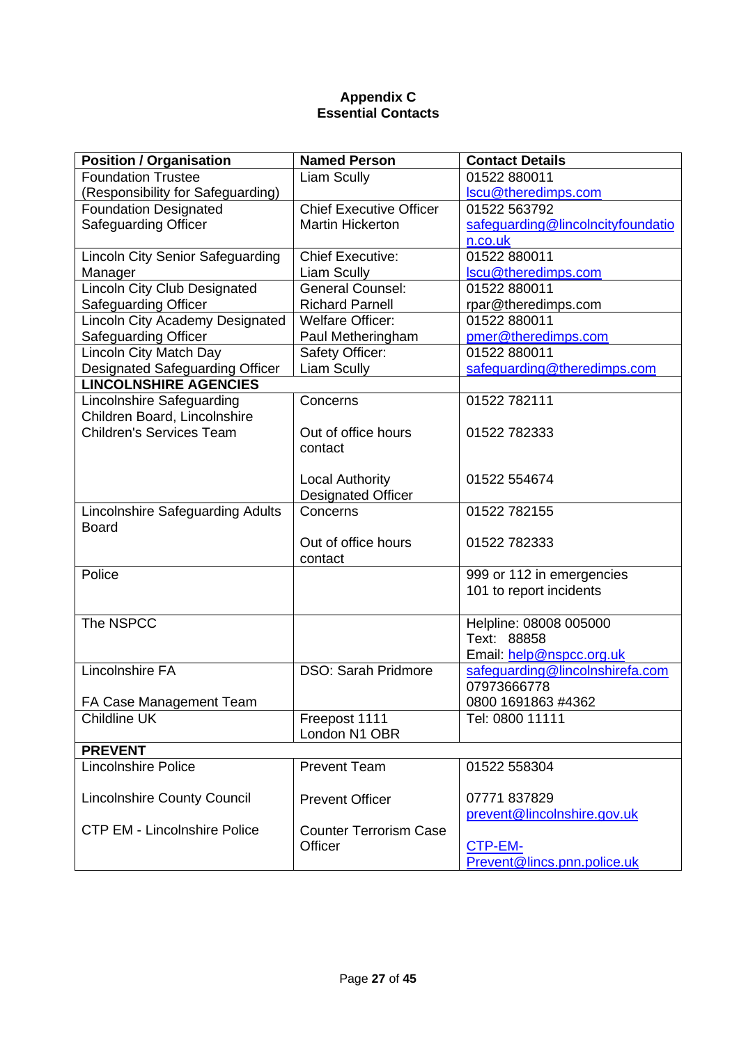**Appendix C**
**Essential Contacts**

| Position / Organisation | Named Person | Contact Details |
|---|---|---|
| Foundation Trustee (Responsibility for Safeguarding) | Liam Scully | 01522 880011<br>lscu@theredimps.com |
| Foundation Designated Safeguarding Officer | Chief Executive Officer Martin Hickerton | 01522 563792<br>safeguarding@lincolncityfoundation.co.uk |
| Lincoln City Senior Safeguarding Manager | Chief Executive: Liam Scully | 01522 880011<br>lscu@theredimps.com |
| Lincoln City Club Designated Safeguarding Officer | General Counsel: Richard Parnell | 01522 880011<br>rpar@theredimps.com |
| Lincoln City Academy Designated Safeguarding Officer | Welfare Officer: Paul Metheringham | 01522 880011<br>pmer@theredimps.com |
| Lincoln City Match Day Designated Safeguarding Officer | Safety Officer: Liam Scully | 01522 880011<br>safeguarding@theredimps.com |
| **LINCOLNSHIRE AGENCIES** | | |
| Lincolnshire Safeguarding Children Board, Lincolnshire Children's Services Team | Concerns<br><br>Out of office hours contact<br><br>Local Authority Designated Officer | 01522 782111<br><br>01522 782333<br><br>01522 554674 |
| Lincolnshire Safeguarding Adults Board | Concerns<br><br>Out of office hours contact | 01522 782155<br><br>01522 782333 |
| Police | | 999 or 112 in emergencies<br>101 to report incidents |
| The NSPCC | | Helpline: 08008 005000<br>Text: 88858<br>Email: help@nspcc.org.uk |
| Lincolnshire FA<br><br>FA Case Management Team | DSO: Sarah Pridmore | safeguarding@lincolnshirefa.com<br>07973666778<br>0800 1691863 #4362 |
| Childline UK | Freepost 1111<br>London N1 OBR | Tel: 0800 11111 |
| **PREVENT** | | |
| Lincolnshire Police<br><br>Lincolnshire County Council<br><br>CTP EM - Lincolnshire Police | Prevent Team<br><br>Prevent Officer<br><br>Counter Terrorism Case Officer | 01522 558304<br><br>07771 837829<br>prevent@lincolnshire.gov.uk<br><br>CTP-EM-Prevent@lincs.pnn.police.uk |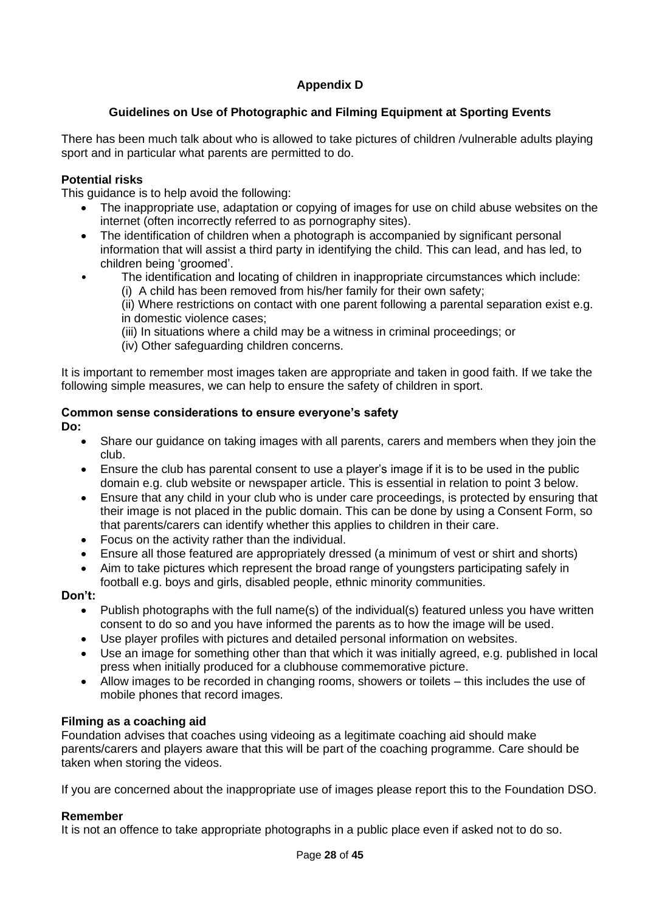## Appendix D

### Guidelines on Use of Photographic and Filming Equipment at Sporting Events

There has been much talk about who is allowed to take pictures of children /vulnerable adults playing sport and in particular what parents are permitted to do.

**Potential risks**

This guidance is to help avoid the following:

- The inappropriate use, adaptation or copying of images for use on child abuse websites on the internet (often incorrectly referred to as pornography sites).
- The identification of children when a photograph is accompanied by significant personal information that will assist a third party in identifying the child. This can lead, and has led, to children being 'groomed'.
- The identification and locating of children in inappropriate circumstances which include:
  (i) A child has been removed from his/her family for their own safety;
  (ii) Where restrictions on contact with one parent following a parental separation exist e.g. in domestic violence cases;
  (iii) In situations where a child may be a witness in criminal proceedings; or
  (iv) Other safeguarding children concerns.

It is important to remember most images taken are appropriate and taken in good faith. If we take the following simple measures, we can help to ensure the safety of children in sport.

**Common sense considerations to ensure everyone's safety**

**Do:**

- Share our guidance on taking images with all parents, carers and members when they join the club.
- Ensure the club has parental consent to use a player's image if it is to be used in the public domain e.g. club website or newspaper article. This is essential in relation to point 3 below.
- Ensure that any child in your club who is under care proceedings, is protected by ensuring that their image is not placed in the public domain. This can be done by using a Consent Form, so that parents/carers can identify whether this applies to children in their care.
- Focus on the activity rather than the individual.
- Ensure all those featured are appropriately dressed (a minimum of vest or shirt and shorts)
- Aim to take pictures which represent the broad range of youngsters participating safely in football e.g. boys and girls, disabled people, ethnic minority communities.

**Don't:**

- Publish photographs with the full name(s) of the individual(s) featured unless you have written consent to do so and you have informed the parents as to how the image will be used.
- Use player profiles with pictures and detailed personal information on websites.
- Use an image for something other than that which it was initially agreed, e.g. published in local press when initially produced for a clubhouse commemorative picture.
- Allow images to be recorded in changing rooms, showers or toilets – this includes the use of mobile phones that record images.

**Filming as a coaching aid**

Foundation advises that coaches using videoing as a legitimate coaching aid should make parents/carers and players aware that this will be part of the coaching programme. Care should be taken when storing the videos.

If you are concerned about the inappropriate use of images please report this to the Foundation DSO.

**Remember**

It is not an offence to take appropriate photographs in a public place even if asked not to do so.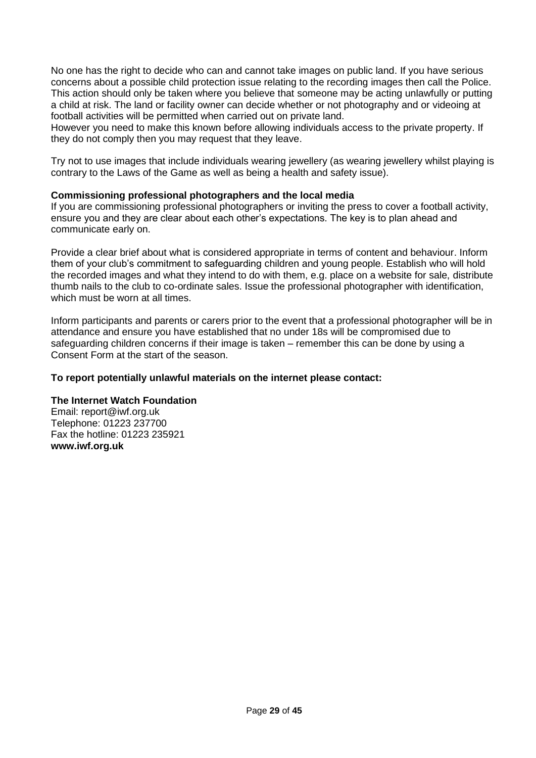No one has the right to decide who can and cannot take images on public land. If you have serious concerns about a possible child protection issue relating to the recording images then call the Police. This action should only be taken where you believe that someone may be acting unlawfully or putting a child at risk. The land or facility owner can decide whether or not photography and or videoing at football activities will be permitted when carried out on private land.
However you need to make this known before allowing individuals access to the private property. If they do not comply then you may request that they leave.

Try not to use images that include individuals wearing jewellery (as wearing jewellery whilst playing is contrary to the Laws of the Game as well as being a health and safety issue).

**Commissioning professional photographers and the local media**
If you are commissioning professional photographers or inviting the press to cover a football activity, ensure you and they are clear about each other's expectations. The key is to plan ahead and communicate early on.

Provide a clear brief about what is considered appropriate in terms of content and behaviour. Inform them of your club's commitment to safeguarding children and young people. Establish who will hold the recorded images and what they intend to do with them, e.g. place on a website for sale, distribute thumb nails to the club to co-ordinate sales. Issue the professional photographer with identification, which must be worn at all times.

Inform participants and parents or carers prior to the event that a professional photographer will be in attendance and ensure you have established that no under 18s will be compromised due to safeguarding children concerns if their image is taken – remember this can be done by using a Consent Form at the start of the season.

**To report potentially unlawful materials on the internet please contact:**

**The Internet Watch Foundation**
Email: report@iwf.org.uk
Telephone: 01223 237700
Fax the hotline: 01223 235921
**www.iwf.org.uk**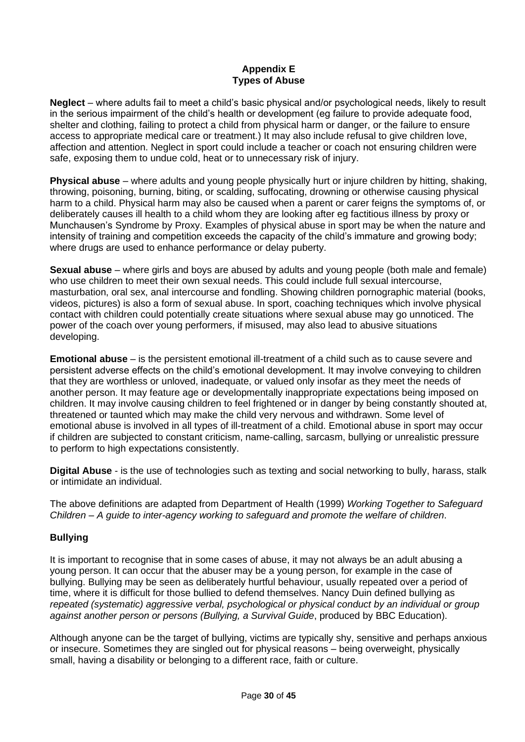# Appendix E
# Types of Abuse

**Neglect** – where adults fail to meet a child's basic physical and/or psychological needs, likely to result in the serious impairment of the child's health or development (eg failure to provide adequate food, shelter and clothing, failing to protect a child from physical harm or danger, or the failure to ensure access to appropriate medical care or treatment.) It may also include refusal to give children love, affection and attention. Neglect in sport could include a teacher or coach not ensuring children were safe, exposing them to undue cold, heat or to unnecessary risk of injury.

**Physical abuse** – where adults and young people physically hurt or injure children by hitting, shaking, throwing, poisoning, burning, biting, or scalding, suffocating, drowning or otherwise causing physical harm to a child. Physical harm may also be caused when a parent or carer feigns the symptoms of, or deliberately causes ill health to a child whom they are looking after eg factitious illness by proxy or Munchausen's Syndrome by Proxy. Examples of physical abuse in sport may be when the nature and intensity of training and competition exceeds the capacity of the child's immature and growing body; where drugs are used to enhance performance or delay puberty.

**Sexual abuse** – where girls and boys are abused by adults and young people (both male and female) who use children to meet their own sexual needs. This could include full sexual intercourse, masturbation, oral sex, anal intercourse and fondling. Showing children pornographic material (books, videos, pictures) is also a form of sexual abuse. In sport, coaching techniques which involve physical contact with children could potentially create situations where sexual abuse may go unnoticed. The power of the coach over young performers, if misused, may also lead to abusive situations developing.

**Emotional abuse** – is the persistent emotional ill-treatment of a child such as to cause severe and persistent adverse effects on the child's emotional development. It may involve conveying to children that they are worthless or unloved, inadequate, or valued only insofar as they meet the needs of another person. It may feature age or developmentally inappropriate expectations being imposed on children. It may involve causing children to feel frightened or in danger by being constantly shouted at, threatened or taunted which may make the child very nervous and withdrawn. Some level of emotional abuse is involved in all types of ill-treatment of a child. Emotional abuse in sport may occur if children are subjected to constant criticism, name-calling, sarcasm, bullying or unrealistic pressure to perform to high expectations consistently.

**Digital Abuse** - is the use of technologies such as texting and social networking to bully, harass, stalk or intimidate an individual.

The above definitions are adapted from Department of Health (1999) *Working Together to Safeguard Children – A guide to inter-agency working to safeguard and promote the welfare of children*.

### Bullying

It is important to recognise that in some cases of abuse, it may not always be an adult abusing a young person. It can occur that the abuser may be a young person, for example in the case of bullying. Bullying may be seen as deliberately hurtful behaviour, usually repeated over a period of time, where it is difficult for those bullied to defend themselves. Nancy Duin defined bullying as *repeated (systematic) aggressive verbal, psychological or physical conduct by an individual or group against another person or persons (Bullying, a Survival Guide*, produced by BBC Education).

Although anyone can be the target of bullying, victims are typically shy, sensitive and perhaps anxious or insecure. Sometimes they are singled out for physical reasons – being overweight, physically small, having a disability or belonging to a different race, faith or culture.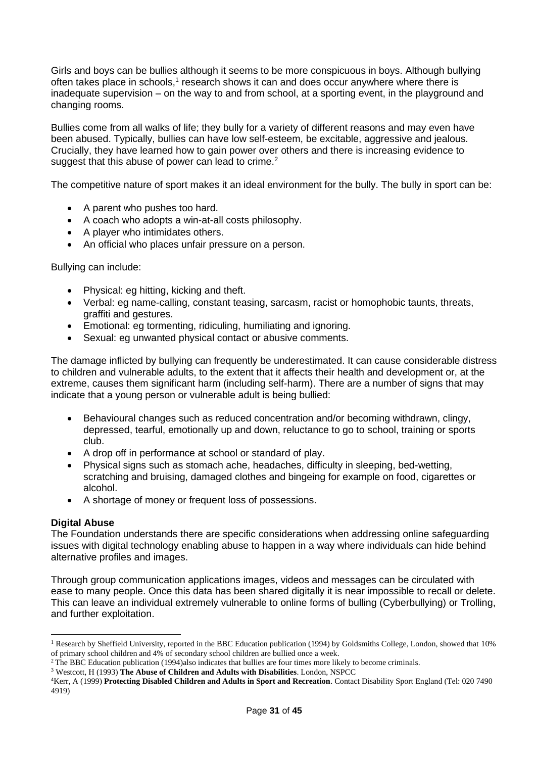Girls and boys can be bullies although it seems to be more conspicuous in boys. Although bullying often takes place in schools,[1] research shows it can and does occur anywhere where there is inadequate supervision – on the way to and from school, at a sporting event, in the playground and changing rooms.

Bullies come from all walks of life; they bully for a variety of different reasons and may even have been abused. Typically, bullies can have low self-esteem, be excitable, aggressive and jealous. Crucially, they have learned how to gain power over others and there is increasing evidence to suggest that this abuse of power can lead to crime.[2]

The competitive nature of sport makes it an ideal environment for the bully. The bully in sport can be:

- A parent who pushes too hard.
- A coach who adopts a win-at-all costs philosophy.
- A player who intimidates others.
- An official who places unfair pressure on a person.

Bullying can include:

- Physical: eg hitting, kicking and theft.
- Verbal: eg name-calling, constant teasing, sarcasm, racist or homophobic taunts, threats, graffiti and gestures.
- Emotional: eg tormenting, ridiculing, humiliating and ignoring.
- Sexual: eg unwanted physical contact or abusive comments.

The damage inflicted by bullying can frequently be underestimated. It can cause considerable distress to children and vulnerable adults, to the extent that it affects their health and development or, at the extreme, causes them significant harm (including self-harm). There are a number of signs that may indicate that a young person or vulnerable adult is being bullied:

- Behavioural changes such as reduced concentration and/or becoming withdrawn, clingy, depressed, tearful, emotionally up and down, reluctance to go to school, training or sports club.
- A drop off in performance at school or standard of play.
- Physical signs such as stomach ache, headaches, difficulty in sleeping, bed-wetting, scratching and bruising, damaged clothes and bingeing for example on food, cigarettes or alcohol.
- A shortage of money or frequent loss of possessions.

**Digital Abuse**

The Foundation understands there are specific considerations when addressing online safeguarding issues with digital technology enabling abuse to happen in a way where individuals can hide behind alternative profiles and images.

Through group communication applications images, videos and messages can be circulated with ease to many people. Once this data has been shared digitally it is near impossible to recall or delete. This can leave an individual extremely vulnerable to online forms of bulling (Cyberbullying) or Trolling, and further exploitation.

---

[1] Research by Sheffield University, reported in the BBC Education publication (1994) by Goldsmiths College, London, showed that 10% of primary school children and 4% of secondary school children are bullied once a week.

[2] The BBC Education publication (1994)also indicates that bullies are four times more likely to become criminals.

[3] Westcott, H (1993) **The Abuse of Children and Adults with Disabilities**. London, NSPCC

[4] Kerr, A (1999) **Protecting Disabled Children and Adults in Sport and Recreation**. Contact Disability Sport England (Tel: 020 7490 4919)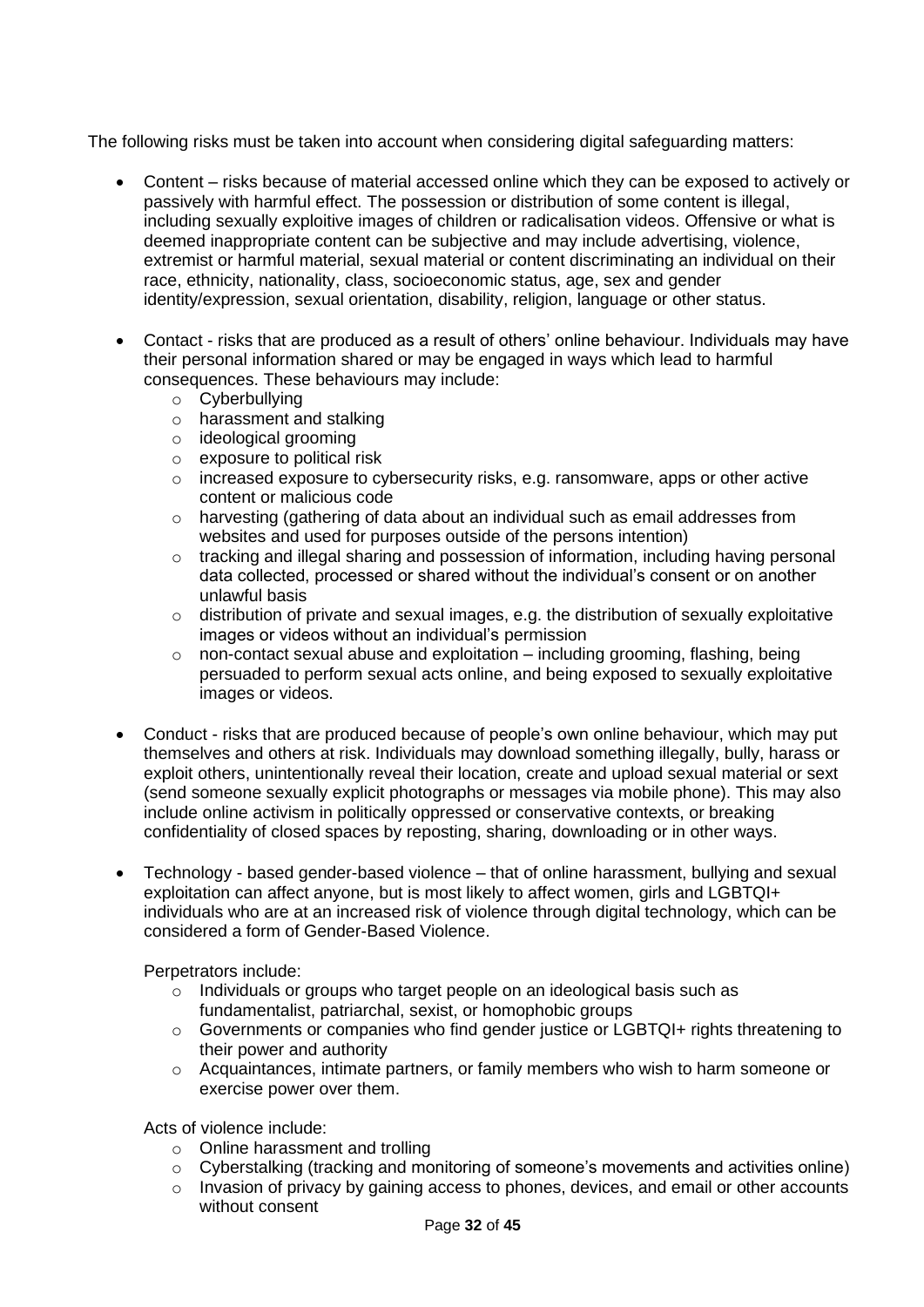The following risks must be taken into account when considering digital safeguarding matters:

- Content – risks because of material accessed online which they can be exposed to actively or passively with harmful effect. The possession or distribution of some content is illegal, including sexually exploitive images of children or radicalisation videos. Offensive or what is deemed inappropriate content can be subjective and may include advertising, violence, extremist or harmful material, sexual material or content discriminating an individual on their race, ethnicity, nationality, class, socioeconomic status, age, sex and gender identity/expression, sexual orientation, disability, religion, language or other status.

- Contact - risks that are produced as a result of others' online behaviour. Individuals may have their personal information shared or may be engaged in ways which lead to harmful consequences. These behaviours may include:
    - Cyberbullying
    - harassment and stalking
    - ideological grooming
    - exposure to political risk
    - increased exposure to cybersecurity risks, e.g. ransomware, apps or other active content or malicious code
    - harvesting (gathering of data about an individual such as email addresses from websites and used for purposes outside of the persons intention)
    - tracking and illegal sharing and possession of information, including having personal data collected, processed or shared without the individual's consent or on another unlawful basis
    - distribution of private and sexual images, e.g. the distribution of sexually exploitative images or videos without an individual's permission
    - non-contact sexual abuse and exploitation – including grooming, flashing, being persuaded to perform sexual acts online, and being exposed to sexually exploitative images or videos.

- Conduct - risks that are produced because of people's own online behaviour, which may put themselves and others at risk. Individuals may download something illegally, bully, harass or exploit others, unintentionally reveal their location, create and upload sexual material or sext (send someone sexually explicit photographs or messages via mobile phone). This may also include online activism in politically oppressed or conservative contexts, or breaking confidentiality of closed spaces by reposting, sharing, downloading or in other ways.

- Technology - based gender-based violence – that of online harassment, bullying and sexual exploitation can affect anyone, but is most likely to affect women, girls and LGBTQI+ individuals who are at an increased risk of violence through digital technology, which can be considered a form of Gender-Based Violence.

  Perpetrators include:
    - Individuals or groups who target people on an ideological basis such as fundamentalist, patriarchal, sexist, or homophobic groups
    - Governments or companies who find gender justice or LGBTQI+ rights threatening to their power and authority
    - Acquaintances, intimate partners, or family members who wish to harm someone or exercise power over them.

  Acts of violence include:
    - Online harassment and trolling
    - Cyberstalking (tracking and monitoring of someone's movements and activities online)
    - Invasion of privacy by gaining access to phones, devices, and email or other accounts without consent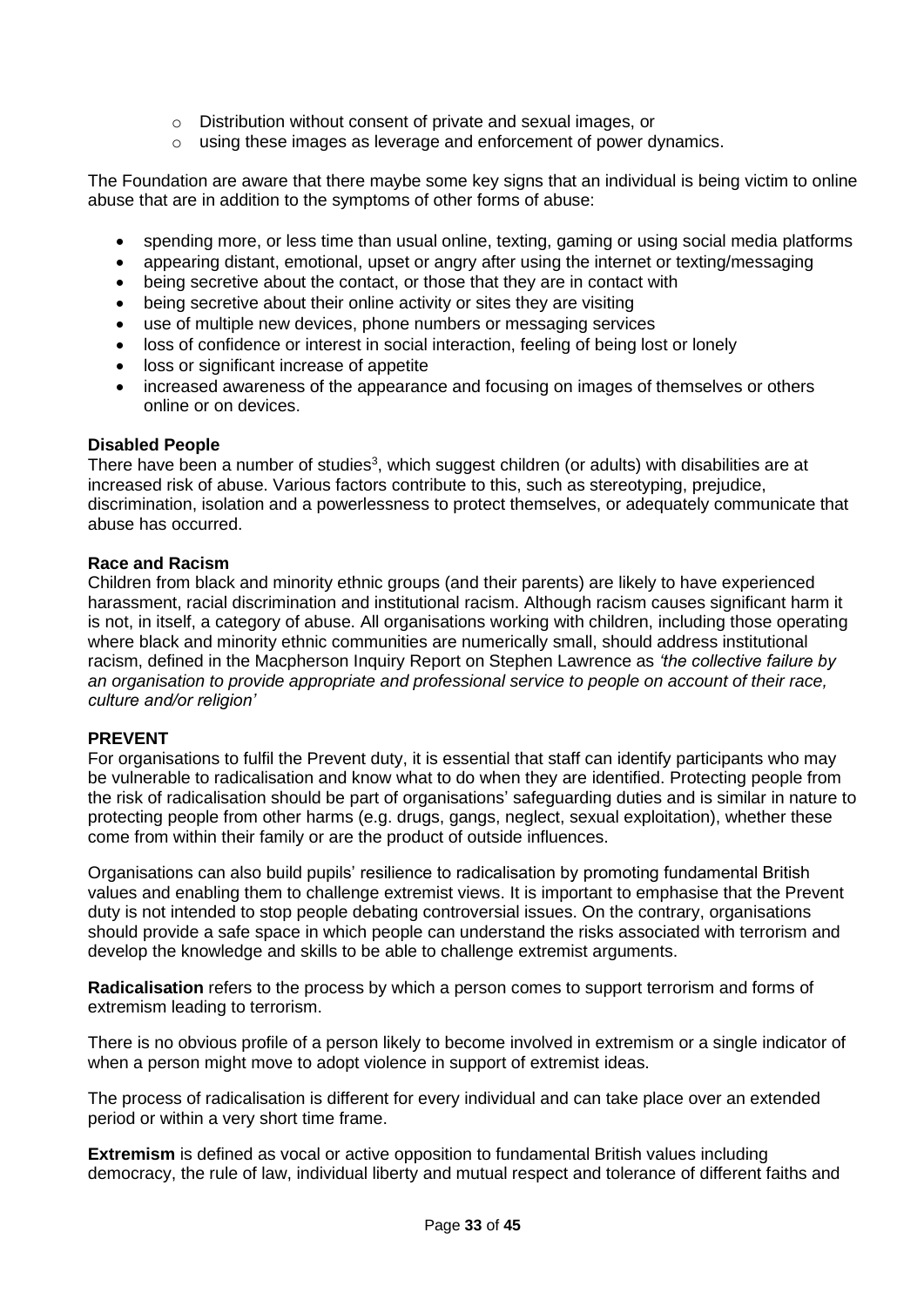- Distribution without consent of private and sexual images, or
- using these images as leverage and enforcement of power dynamics.

The Foundation are aware that there maybe some key signs that an individual is being victim to online abuse that are in addition to the symptoms of other forms of abuse:

- spending more, or less time than usual online, texting, gaming or using social media platforms
- appearing distant, emotional, upset or angry after using the internet or texting/messaging
- being secretive about the contact, or those that they are in contact with
- being secretive about their online activity or sites they are visiting
- use of multiple new devices, phone numbers or messaging services
- loss of confidence or interest in social interaction, feeling of being lost or lonely
- loss or significant increase of appetite
- increased awareness of the appearance and focusing on images of themselves or others online or on devices.

**Disabled People**

There have been a number of studies[3], which suggest children (or adults) with disabilities are at increased risk of abuse. Various factors contribute to this, such as stereotyping, prejudice, discrimination, isolation and a powerlessness to protect themselves, or adequately communicate that abuse has occurred.

**Race and Racism**

Children from black and minority ethnic groups (and their parents) are likely to have experienced harassment, racial discrimination and institutional racism. Although racism causes significant harm it is not, in itself, a category of abuse. All organisations working with children, including those operating where black and minority ethnic communities are numerically small, should address institutional racism, defined in the Macpherson Inquiry Report on Stephen Lawrence as *'the collective failure by an organisation to provide appropriate and professional service to people on account of their race, culture and/or religion'*

**PREVENT**

For organisations to fulfil the Prevent duty, it is essential that staff can identify participants who may be vulnerable to radicalisation and know what to do when they are identified. Protecting people from the risk of radicalisation should be part of organisations' safeguarding duties and is similar in nature to protecting people from other harms (e.g. drugs, gangs, neglect, sexual exploitation), whether these come from within their family or are the product of outside influences.

Organisations can also build pupils' resilience to radicalisation by promoting fundamental British values and enabling them to challenge extremist views. It is important to emphasise that the Prevent duty is not intended to stop people debating controversial issues. On the contrary, organisations should provide a safe space in which people can understand the risks associated with terrorism and develop the knowledge and skills to be able to challenge extremist arguments.

**Radicalisation** refers to the process by which a person comes to support terrorism and forms of extremism leading to terrorism.

There is no obvious profile of a person likely to become involved in extremism or a single indicator of when a person might move to adopt violence in support of extremist ideas.

The process of radicalisation is different for every individual and can take place over an extended period or within a very short time frame.

**Extremism** is defined as vocal or active opposition to fundamental British values including democracy, the rule of law, individual liberty and mutual respect and tolerance of different faiths and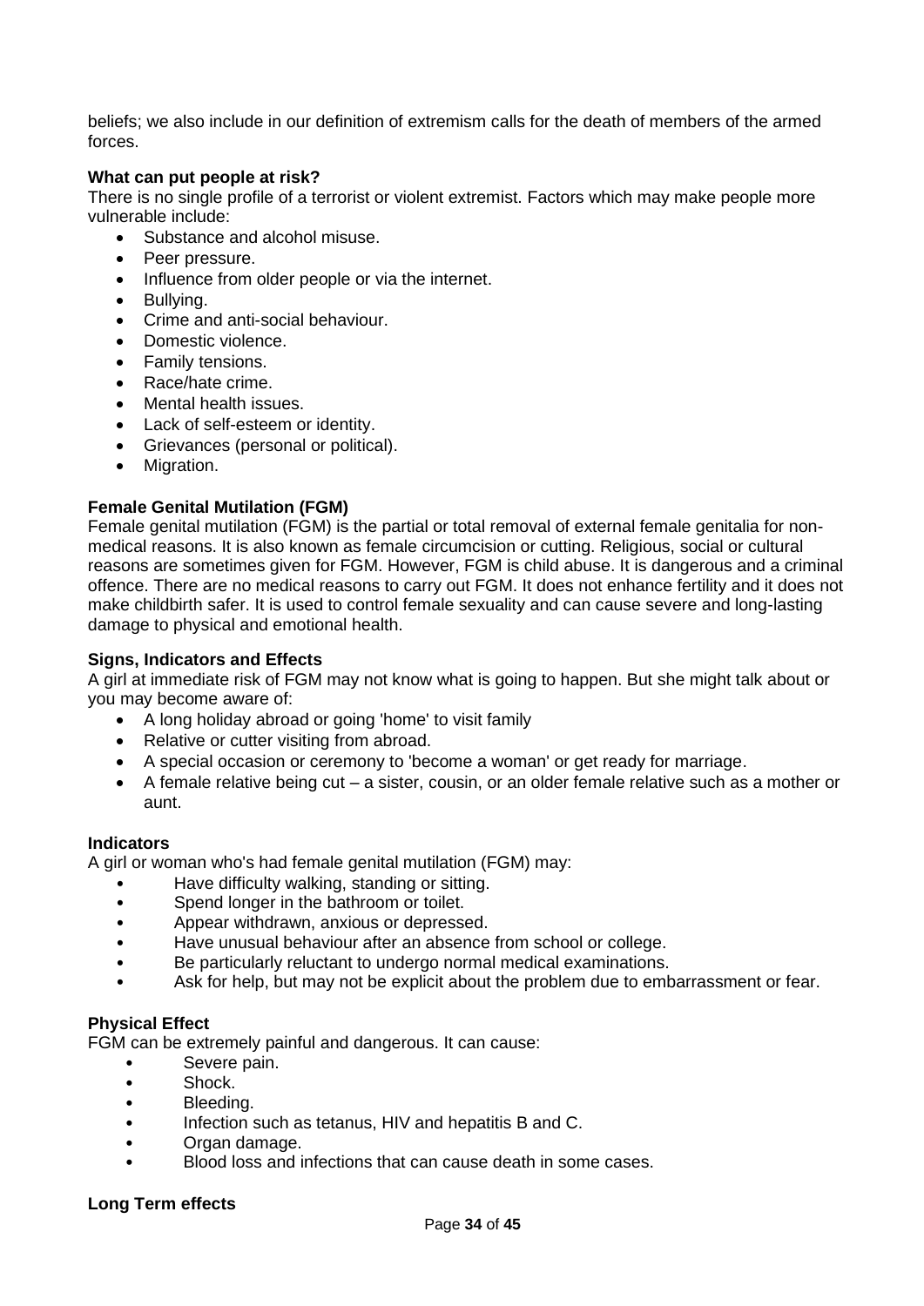beliefs; we also include in our definition of extremism calls for the death of members of the armed forces.

**What can put people at risk?**
There is no single profile of a terrorist or violent extremist. Factors which may make people more vulnerable include:

- Substance and alcohol misuse.
- Peer pressure.
- Influence from older people or via the internet.
- Bullying.
- Crime and anti-social behaviour.
- Domestic violence.
- Family tensions.
- Race/hate crime.
- Mental health issues.
- Lack of self-esteem or identity.
- Grievances (personal or political).
- Migration.

**Female Genital Mutilation (FGM)**
Female genital mutilation (FGM) is the partial or total removal of external female genitalia for non-medical reasons. It is also known as female circumcision or cutting. Religious, social or cultural reasons are sometimes given for FGM. However, FGM is child abuse. It is dangerous and a criminal offence. There are no medical reasons to carry out FGM. It does not enhance fertility and it does not make childbirth safer. It is used to control female sexuality and can cause severe and long-lasting damage to physical and emotional health.

**Signs, Indicators and Effects**
A girl at immediate risk of FGM may not know what is going to happen. But she might talk about or you may become aware of:

- A long holiday abroad or going 'home' to visit family
- Relative or cutter visiting from abroad.
- A special occasion or ceremony to 'become a woman' or get ready for marriage.
- A female relative being cut – a sister, cousin, or an older female relative such as a mother or aunt.

**Indicators**
A girl or woman who's had female genital mutilation (FGM) may:

- Have difficulty walking, standing or sitting.
- Spend longer in the bathroom or toilet.
- Appear withdrawn, anxious or depressed.
- Have unusual behaviour after an absence from school or college.
- Be particularly reluctant to undergo normal medical examinations.
- Ask for help, but may not be explicit about the problem due to embarrassment or fear.

**Physical Effect**
FGM can be extremely painful and dangerous. It can cause:

- Severe pain.
- Shock.
- Bleeding.
- Infection such as tetanus, HIV and hepatitis B and C.
- Organ damage.
- Blood loss and infections that can cause death in some cases.

**Long Term effects**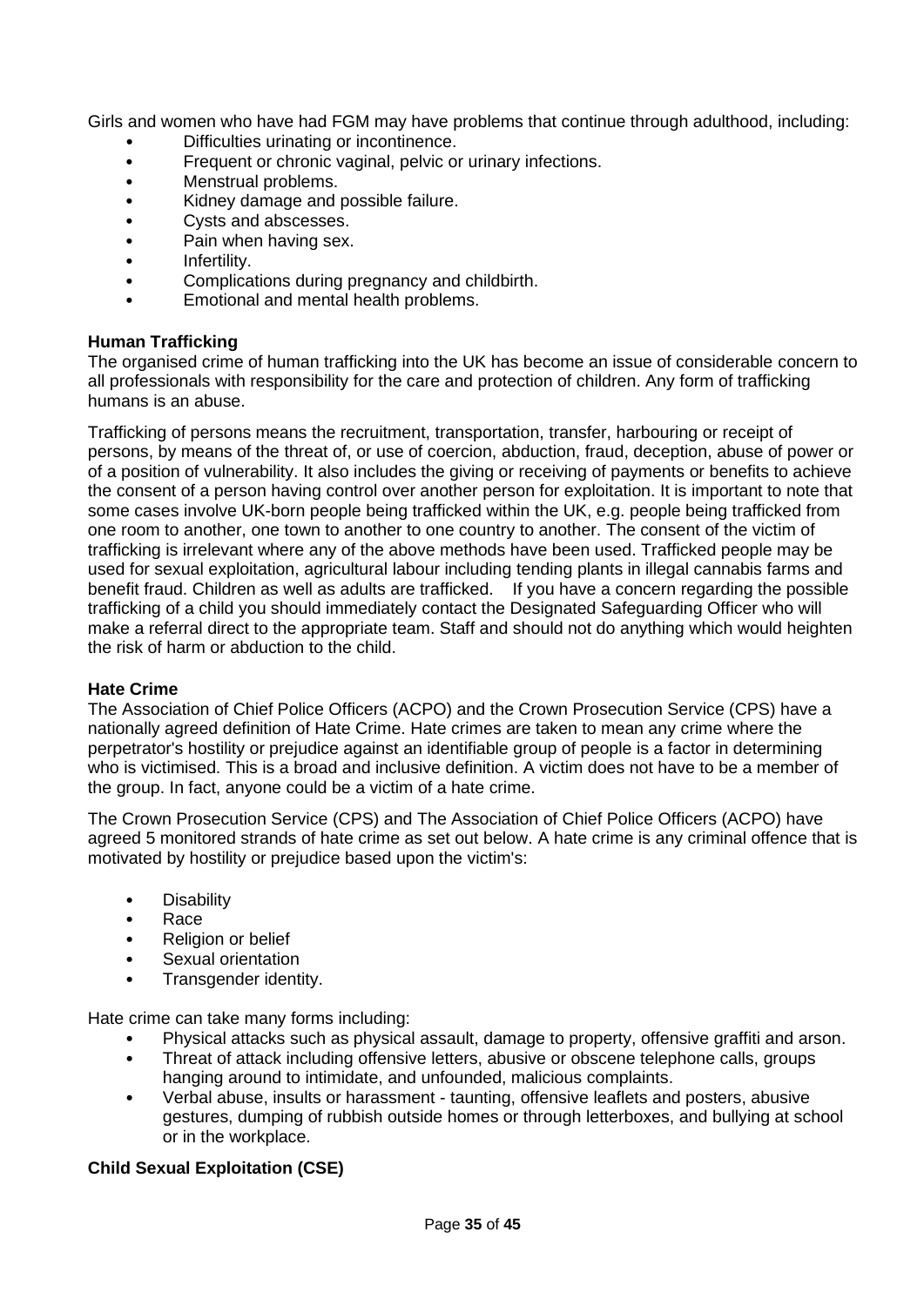Girls and women who have had FGM may have problems that continue through adulthood, including:

- Difficulties urinating or incontinence.
- Frequent or chronic vaginal, pelvic or urinary infections.
- Menstrual problems.
- Kidney damage and possible failure.
- Cysts and abscesses.
- Pain when having sex.
- Infertility.
- Complications during pregnancy and childbirth.
- Emotional and mental health problems.

**Human Trafficking**

The organised crime of human trafficking into the UK has become an issue of considerable concern to all professionals with responsibility for the care and protection of children. Any form of trafficking humans is an abuse.

Trafficking of persons means the recruitment, transportation, transfer, harbouring or receipt of persons, by means of the threat of, or use of coercion, abduction, fraud, deception, abuse of power or of a position of vulnerability. It also includes the giving or receiving of payments or benefits to achieve the consent of a person having control over another person for exploitation. It is important to note that some cases involve UK-born people being trafficked within the UK, e.g. people being trafficked from one room to another, one town to another to one country to another. The consent of the victim of trafficking is irrelevant where any of the above methods have been used. Trafficked people may be used for sexual exploitation, agricultural labour including tending plants in illegal cannabis farms and benefit fraud. Children as well as adults are trafficked. If you have a concern regarding the possible trafficking of a child you should immediately contact the Designated Safeguarding Officer who will make a referral direct to the appropriate team. Staff and should not do anything which would heighten the risk of harm or abduction to the child.

**Hate Crime**

The Association of Chief Police Officers (ACPO) and the Crown Prosecution Service (CPS) have a nationally agreed definition of Hate Crime. Hate crimes are taken to mean any crime where the perpetrator's hostility or prejudice against an identifiable group of people is a factor in determining who is victimised. This is a broad and inclusive definition. A victim does not have to be a member of the group. In fact, anyone could be a victim of a hate crime.

The Crown Prosecution Service (CPS) and The Association of Chief Police Officers (ACPO) have agreed 5 monitored strands of hate crime as set out below. A hate crime is any criminal offence that is motivated by hostility or prejudice based upon the victim's:

- Disability
- Race
- Religion or belief
- Sexual orientation
- Transgender identity.

Hate crime can take many forms including:

- Physical attacks such as physical assault, damage to property, offensive graffiti and arson.
- Threat of attack including offensive letters, abusive or obscene telephone calls, groups hanging around to intimidate, and unfounded, malicious complaints.
- Verbal abuse, insults or harassment - taunting, offensive leaflets and posters, abusive gestures, dumping of rubbish outside homes or through letterboxes, and bullying at school or in the workplace.

**Child Sexual Exploitation (CSE)**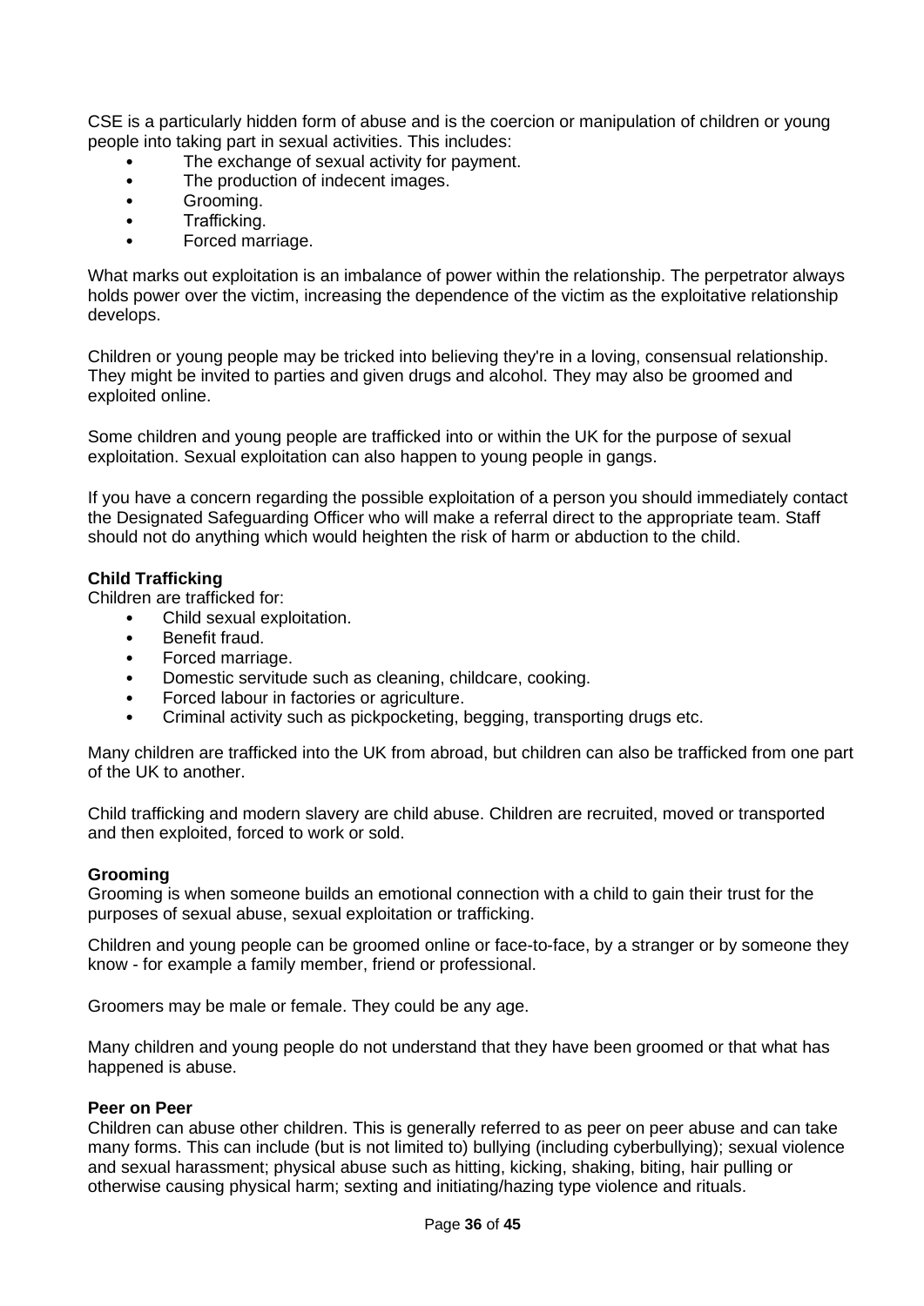CSE is a particularly hidden form of abuse and is the coercion or manipulation of children or young people into taking part in sexual activities. This includes:

- The exchange of sexual activity for payment.
- The production of indecent images.
- Grooming.
- Trafficking.
- Forced marriage.

What marks out exploitation is an imbalance of power within the relationship. The perpetrator always holds power over the victim, increasing the dependence of the victim as the exploitative relationship develops.

Children or young people may be tricked into believing they're in a loving, consensual relationship. They might be invited to parties and given drugs and alcohol. They may also be groomed and exploited online.

Some children and young people are trafficked into or within the UK for the purpose of sexual exploitation. Sexual exploitation can also happen to young people in gangs.

If you have a concern regarding the possible exploitation of a person you should immediately contact the Designated Safeguarding Officer who will make a referral direct to the appropriate team. Staff should not do anything which would heighten the risk of harm or abduction to the child.

**Child Trafficking**

Children are trafficked for:

- Child sexual exploitation.
- Benefit fraud.
- Forced marriage.
- Domestic servitude such as cleaning, childcare, cooking.
- Forced labour in factories or agriculture.
- Criminal activity such as pickpocketing, begging, transporting drugs etc.

Many children are trafficked into the UK from abroad, but children can also be trafficked from one part of the UK to another.

Child trafficking and modern slavery are child abuse. Children are recruited, moved or transported and then exploited, forced to work or sold.

**Grooming**

Grooming is when someone builds an emotional connection with a child to gain their trust for the purposes of sexual abuse, sexual exploitation or trafficking.

Children and young people can be groomed online or face-to-face, by a stranger or by someone they know - for example a family member, friend or professional.

Groomers may be male or female. They could be any age.

Many children and young people do not understand that they have been groomed or that what has happened is abuse.

**Peer on Peer**

Children can abuse other children. This is generally referred to as peer on peer abuse and can take many forms. This can include (but is not limited to) bullying (including cyberbullying); sexual violence and sexual harassment; physical abuse such as hitting, kicking, shaking, biting, hair pulling or otherwise causing physical harm; sexting and initiating/hazing type violence and rituals.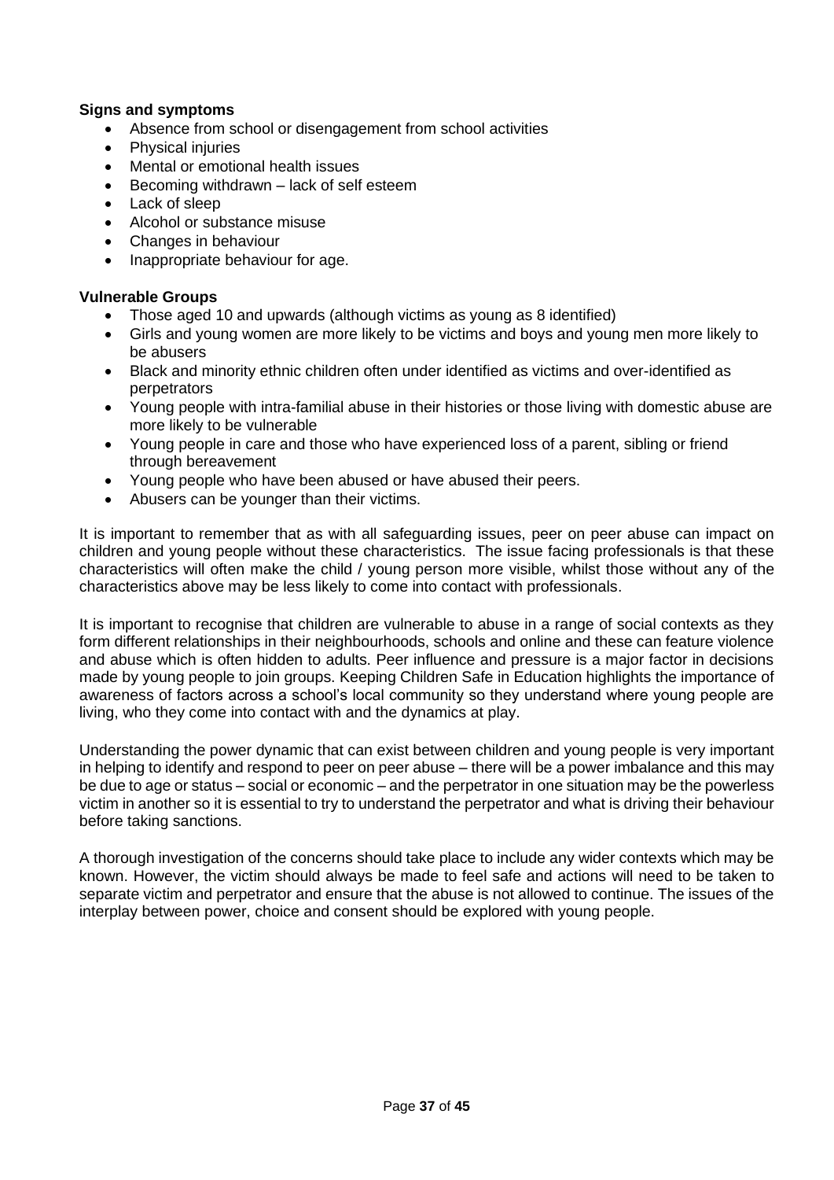**Signs and symptoms**

- Absence from school or disengagement from school activities
- Physical injuries
- Mental or emotional health issues
- Becoming withdrawn – lack of self esteem
- Lack of sleep
- Alcohol or substance misuse
- Changes in behaviour
- Inappropriate behaviour for age.

**Vulnerable Groups**

- Those aged 10 and upwards (although victims as young as 8 identified)
- Girls and young women are more likely to be victims and boys and young men more likely to be abusers
- Black and minority ethnic children often under identified as victims and over-identified as perpetrators
- Young people with intra-familial abuse in their histories or those living with domestic abuse are more likely to be vulnerable
- Young people in care and those who have experienced loss of a parent, sibling or friend through bereavement
- Young people who have been abused or have abused their peers.
- Abusers can be younger than their victims.

It is important to remember that as with all safeguarding issues, peer on peer abuse can impact on children and young people without these characteristics. The issue facing professionals is that these characteristics will often make the child / young person more visible, whilst those without any of the characteristics above may be less likely to come into contact with professionals.

It is important to recognise that children are vulnerable to abuse in a range of social contexts as they form different relationships in their neighbourhoods, schools and online and these can feature violence and abuse which is often hidden to adults. Peer influence and pressure is a major factor in decisions made by young people to join groups. Keeping Children Safe in Education highlights the importance of awareness of factors across a school's local community so they understand where young people are living, who they come into contact with and the dynamics at play.

Understanding the power dynamic that can exist between children and young people is very important in helping to identify and respond to peer on peer abuse – there will be a power imbalance and this may be due to age or status – social or economic – and the perpetrator in one situation may be the powerless victim in another so it is essential to try to understand the perpetrator and what is driving their behaviour before taking sanctions.

A thorough investigation of the concerns should take place to include any wider contexts which may be known. However, the victim should always be made to feel safe and actions will need to be taken to separate victim and perpetrator and ensure that the abuse is not allowed to continue. The issues of the interplay between power, choice and consent should be explored with young people.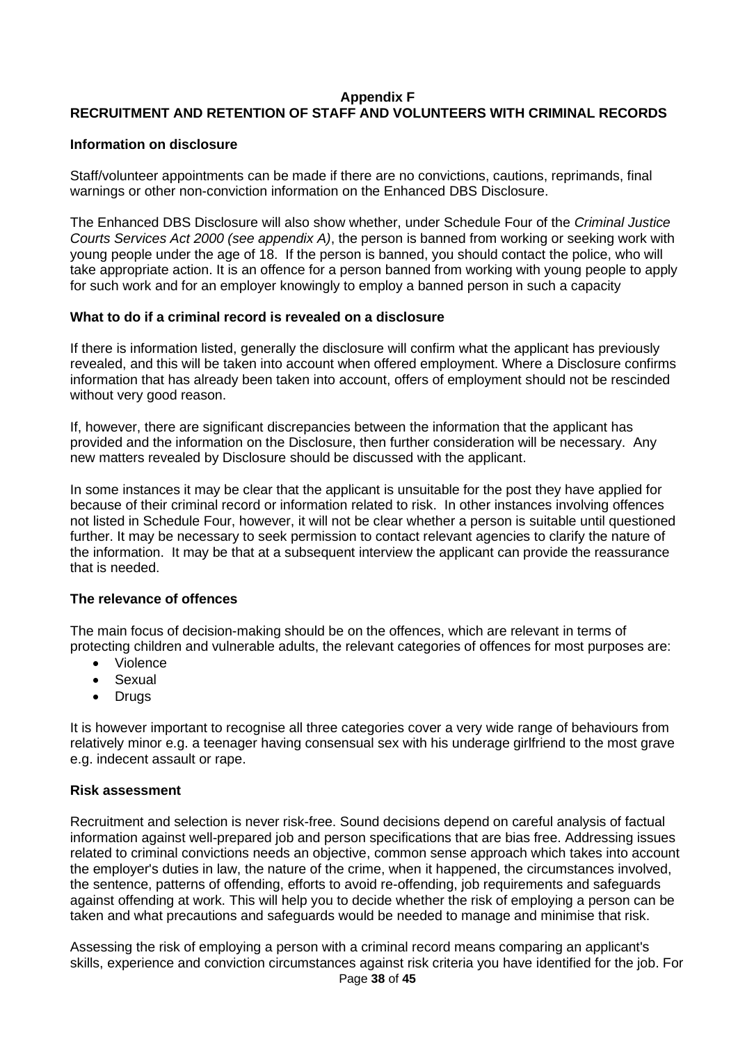## Appendix F

## RECRUITMENT AND RETENTION OF STAFF AND VOLUNTEERS WITH CRIMINAL RECORDS

### Information on disclosure

Staff/volunteer appointments can be made if there are no convictions, cautions, reprimands, final warnings or other non-conviction information on the Enhanced DBS Disclosure.

The Enhanced DBS Disclosure will also show whether, under Schedule Four of the *Criminal Justice Courts Services Act 2000 (see appendix A)*, the person is banned from working or seeking work with young people under the age of 18. If the person is banned, you should contact the police, who will take appropriate action. It is an offence for a person banned from working with young people to apply for such work and for an employer knowingly to employ a banned person in such a capacity

### What to do if a criminal record is revealed on a disclosure

If there is information listed, generally the disclosure will confirm what the applicant has previously revealed, and this will be taken into account when offered employment. Where a Disclosure confirms information that has already been taken into account, offers of employment should not be rescinded without very good reason.

If, however, there are significant discrepancies between the information that the applicant has provided and the information on the Disclosure, then further consideration will be necessary. Any new matters revealed by Disclosure should be discussed with the applicant.

In some instances it may be clear that the applicant is unsuitable for the post they have applied for because of their criminal record or information related to risk. In other instances involving offences not listed in Schedule Four, however, it will not be clear whether a person is suitable until questioned further. It may be necessary to seek permission to contact relevant agencies to clarify the nature of the information. It may be that at a subsequent interview the applicant can provide the reassurance that is needed.

### The relevance of offences

The main focus of decision-making should be on the offences, which are relevant in terms of protecting children and vulnerable adults, the relevant categories of offences for most purposes are:

- Violence
- Sexual
- Drugs

It is however important to recognise all three categories cover a very wide range of behaviours from relatively minor e.g. a teenager having consensual sex with his underage girlfriend to the most grave e.g. indecent assault or rape.

### Risk assessment

Recruitment and selection is never risk-free. Sound decisions depend on careful analysis of factual information against well-prepared job and person specifications that are bias free. Addressing issues related to criminal convictions needs an objective, common sense approach which takes into account the employer's duties in law, the nature of the crime, when it happened, the circumstances involved, the sentence, patterns of offending, efforts to avoid re-offending, job requirements and safeguards against offending at work. This will help you to decide whether the risk of employing a person can be taken and what precautions and safeguards would be needed to manage and minimise that risk.

Assessing the risk of employing a person with a criminal record means comparing an applicant's skills, experience and conviction circumstances against risk criteria you have identified for the job. For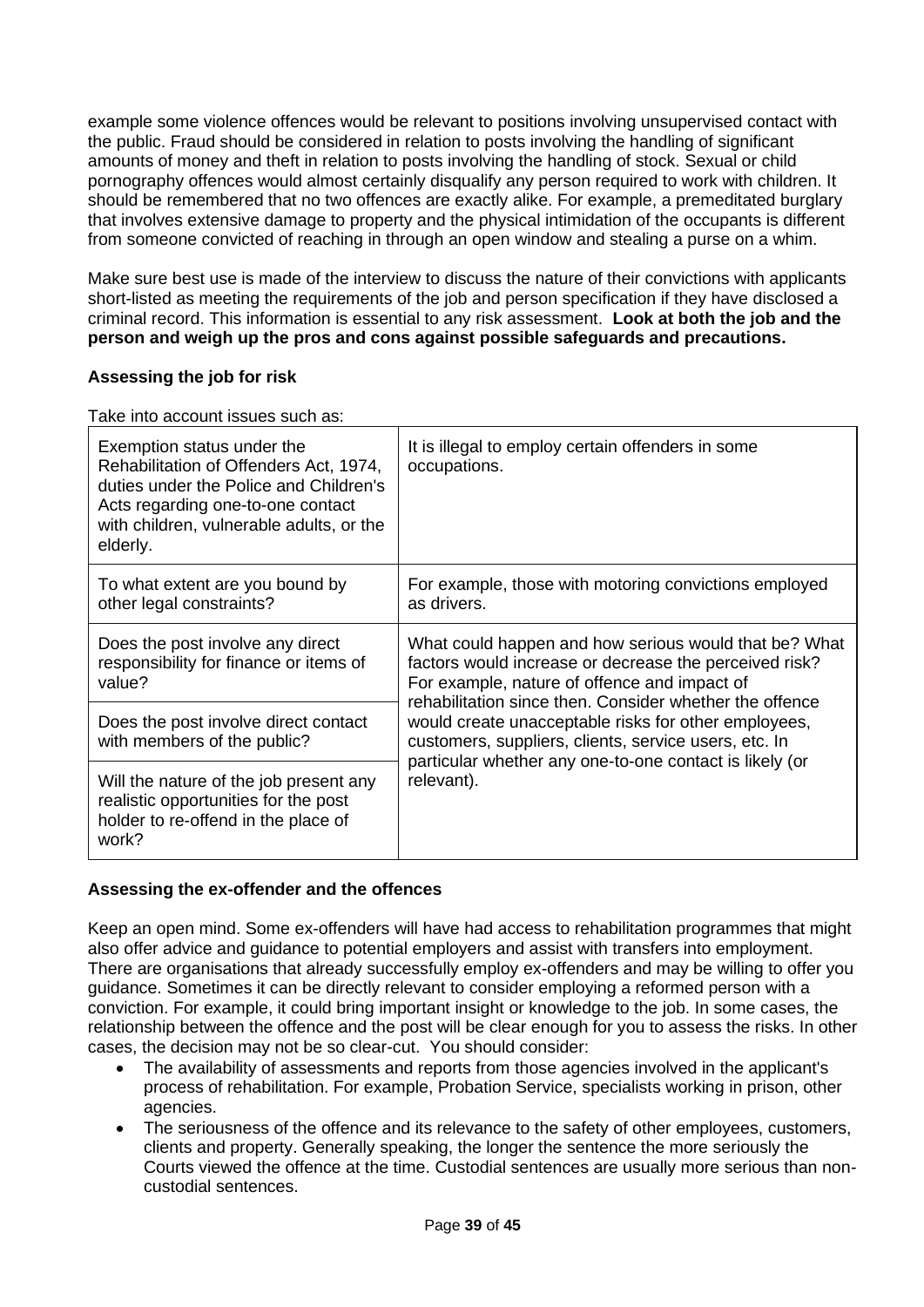example some violence offences would be relevant to positions involving unsupervised contact with the public. Fraud should be considered in relation to posts involving the handling of significant amounts of money and theft in relation to posts involving the handling of stock. Sexual or child pornography offences would almost certainly disqualify any person required to work with children. It should be remembered that no two offences are exactly alike. For example, a premeditated burglary that involves extensive damage to property and the physical intimidation of the occupants is different from someone convicted of reaching in through an open window and stealing a purse on a whim.

Make sure best use is made of the interview to discuss the nature of their convictions with applicants short-listed as meeting the requirements of the job and person specification if they have disclosed a criminal record. This information is essential to any risk assessment. **Look at both the job and the person and weigh up the pros and cons against possible safeguards and precautions.**

**Assessing the job for risk**

Take into account issues such as:

| | |
|---|---|
| Exemption status under the Rehabilitation of Offenders Act, 1974, duties under the Police and Children's Acts regarding one-to-one contact with children, vulnerable adults, or the elderly. | It is illegal to employ certain offenders in some occupations. |
| To what extent are you bound by other legal constraints? | For example, those with motoring convictions employed as drivers. |
| Does the post involve any direct responsibility for finance or items of value? | What could happen and how serious would that be? What factors would increase or decrease the perceived risk? For example, nature of offence and impact of rehabilitation since then. Consider whether the offence would create unacceptable risks for other employees, customers, suppliers, clients, service users, etc. In particular whether any one-to-one contact is likely (or relevant). |
| Does the post involve direct contact with members of the public? | |
| Will the nature of the job present any realistic opportunities for the post holder to re-offend in the place of work? | |

**Assessing the ex-offender and the offences**

Keep an open mind. Some ex-offenders will have had access to rehabilitation programmes that might also offer advice and guidance to potential employers and assist with transfers into employment. There are organisations that already successfully employ ex-offenders and may be willing to offer you guidance. Sometimes it can be directly relevant to consider employing a reformed person with a conviction. For example, it could bring important insight or knowledge to the job. In some cases, the relationship between the offence and the post will be clear enough for you to assess the risks. In other cases, the decision may not be so clear-cut. You should consider:

- The availability of assessments and reports from those agencies involved in the applicant's process of rehabilitation. For example, Probation Service, specialists working in prison, other agencies.
- The seriousness of the offence and its relevance to the safety of other employees, customers, clients and property. Generally speaking, the longer the sentence the more seriously the Courts viewed the offence at the time. Custodial sentences are usually more serious than non-custodial sentences.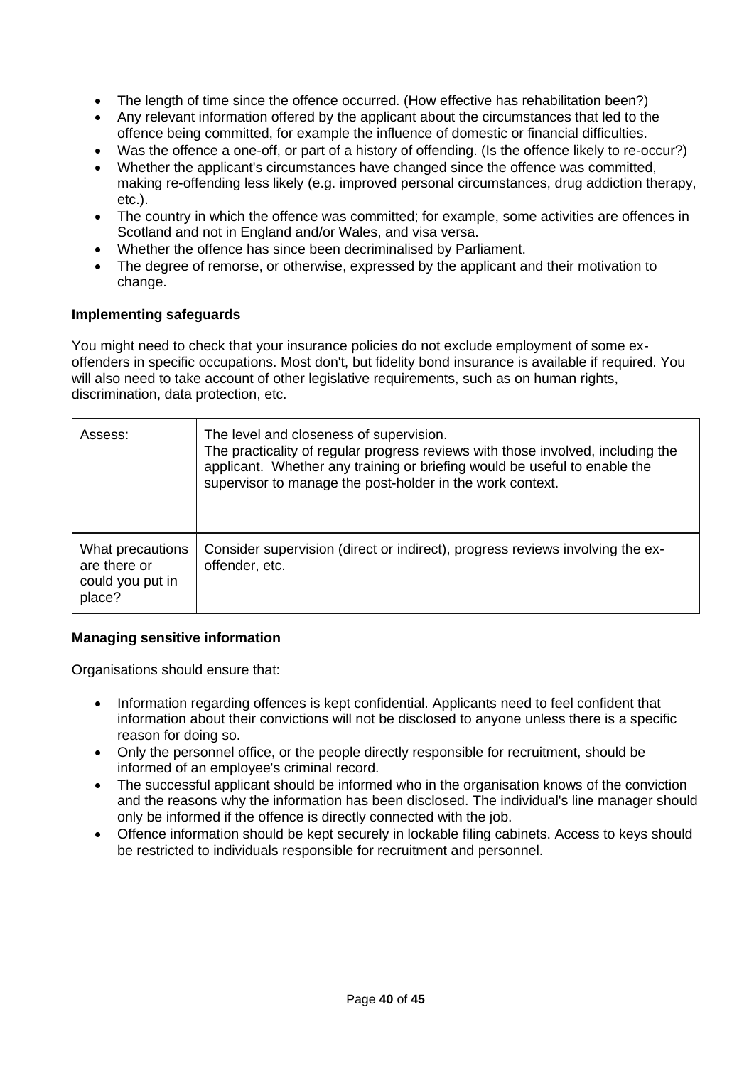- The length of time since the offence occurred. (How effective has rehabilitation been?)
- Any relevant information offered by the applicant about the circumstances that led to the offence being committed, for example the influence of domestic or financial difficulties.
- Was the offence a one-off, or part of a history of offending. (Is the offence likely to re-occur?)
- Whether the applicant's circumstances have changed since the offence was committed, making re-offending less likely (e.g. improved personal circumstances, drug addiction therapy, etc.).
- The country in which the offence was committed; for example, some activities are offences in Scotland and not in England and/or Wales, and visa versa.
- Whether the offence has since been decriminalised by Parliament.
- The degree of remorse, or otherwise, expressed by the applicant and their motivation to change.

**Implementing safeguards**

You might need to check that your insurance policies do not exclude employment of some ex-offenders in specific occupations. Most don't, but fidelity bond insurance is available if required. You will also need to take account of other legislative requirements, such as on human rights, discrimination, data protection, etc.

| Assess: | The level and closeness of supervision. The practicality of regular progress reviews with those involved, including the applicant. Whether any training or briefing would be useful to enable the supervisor to manage the post-holder in the work context. |
|---|---|
| What precautions are there or could you put in place? | Consider supervision (direct or indirect), progress reviews involving the ex-offender, etc. |

**Managing sensitive information**

Organisations should ensure that:

- Information regarding offences is kept confidential. Applicants need to feel confident that information about their convictions will not be disclosed to anyone unless there is a specific reason for doing so.
- Only the personnel office, or the people directly responsible for recruitment, should be informed of an employee's criminal record.
- The successful applicant should be informed who in the organisation knows of the conviction and the reasons why the information has been disclosed. The individual's line manager should only be informed if the offence is directly connected with the job.
- Offence information should be kept securely in lockable filing cabinets. Access to keys should be restricted to individuals responsible for recruitment and personnel.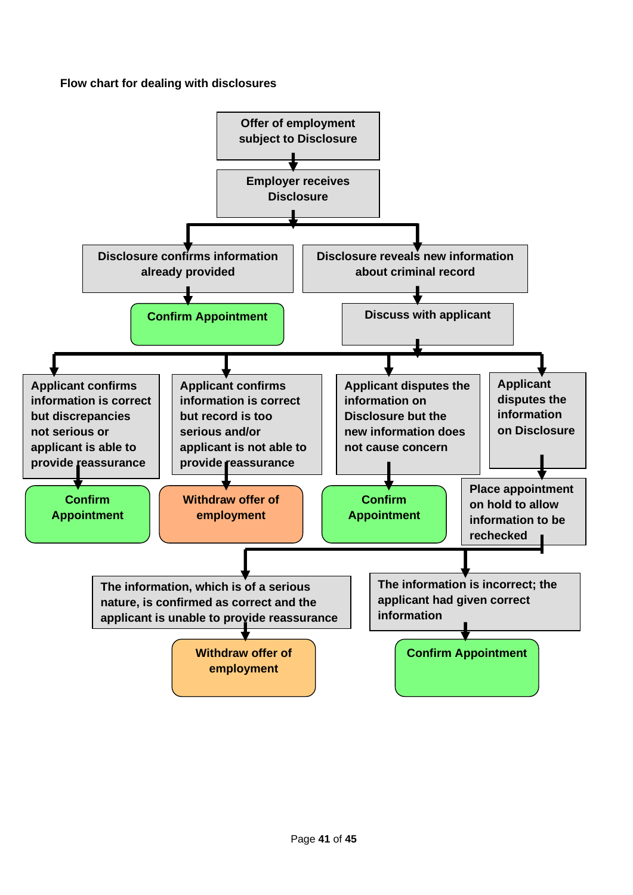**Flow chart for dealing with disclosures**

- Offer of employment subject to Disclosure
  - Employer receives Disclosure
    - Disclosure confirms information already provided
      - Confirm Appointment
    - Disclosure reveals new information about criminal record
      - Discuss with applicant
        - Applicant confirms information is correct but discrepancies not serious or applicant is able to provide reassurance
          - Confirm Appointment
        - Applicant confirms information is correct but record is too serious and/or applicant is not able to provide reassurance
          - Withdraw offer of employment
        - Applicant disputes the information on Disclosure but the new information does not cause concern
          - Confirm Appointment
        - Applicant disputes the information on Disclosure
          - Place appointment on hold to allow information to be rechecked
            - The information, which is of a serious nature, is confirmed as correct and the applicant is unable to provide reassurance
              - Withdraw offer of employment
            - The information is incorrect; the applicant had given correct information
              - Confirm Appointment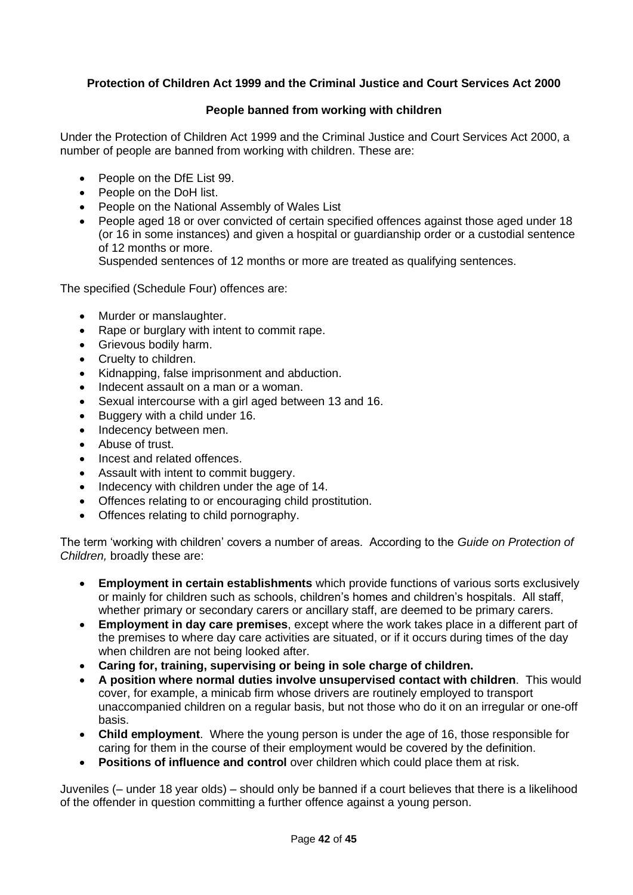**Protection of Children Act 1999 and the Criminal Justice and Court Services Act 2000**

**People banned from working with children**

Under the Protection of Children Act 1999 and the Criminal Justice and Court Services Act 2000, a number of people are banned from working with children. These are:

- People on the DfE List 99.
- People on the DoH list.
- People on the National Assembly of Wales List
- People aged 18 or over convicted of certain specified offences against those aged under 18 (or 16 in some instances) and given a hospital or guardianship order or a custodial sentence of 12 months or more.
  Suspended sentences of 12 months or more are treated as qualifying sentences.

The specified (Schedule Four) offences are:

- Murder or manslaughter.
- Rape or burglary with intent to commit rape.
- Grievous bodily harm.
- Cruelty to children.
- Kidnapping, false imprisonment and abduction.
- Indecent assault on a man or a woman.
- Sexual intercourse with a girl aged between 13 and 16.
- Buggery with a child under 16.
- Indecency between men.
- Abuse of trust.
- Incest and related offences.
- Assault with intent to commit buggery.
- Indecency with children under the age of 14.
- Offences relating to or encouraging child prostitution.
- Offences relating to child pornography.

The term 'working with children' covers a number of areas. According to the *Guide on Protection of Children,* broadly these are:

- **Employment in certain establishments** which provide functions of various sorts exclusively or mainly for children such as schools, children's homes and children's hospitals. All staff, whether primary or secondary carers or ancillary staff, are deemed to be primary carers.
- **Employment in day care premises**, except where the work takes place in a different part of the premises to where day care activities are situated, or if it occurs during times of the day when children are not being looked after.
- **Caring for, training, supervising or being in sole charge of children.**
- **A position where normal duties involve unsupervised contact with children**. This would cover, for example, a minicab firm whose drivers are routinely employed to transport unaccompanied children on a regular basis, but not those who do it on an irregular or one-off basis.
- **Child employment**. Where the young person is under the age of 16, those responsible for caring for them in the course of their employment would be covered by the definition.
- **Positions of influence and control** over children which could place them at risk.

Juveniles (– under 18 year olds) – should only be banned if a court believes that there is a likelihood of the offender in question committing a further offence against a young person.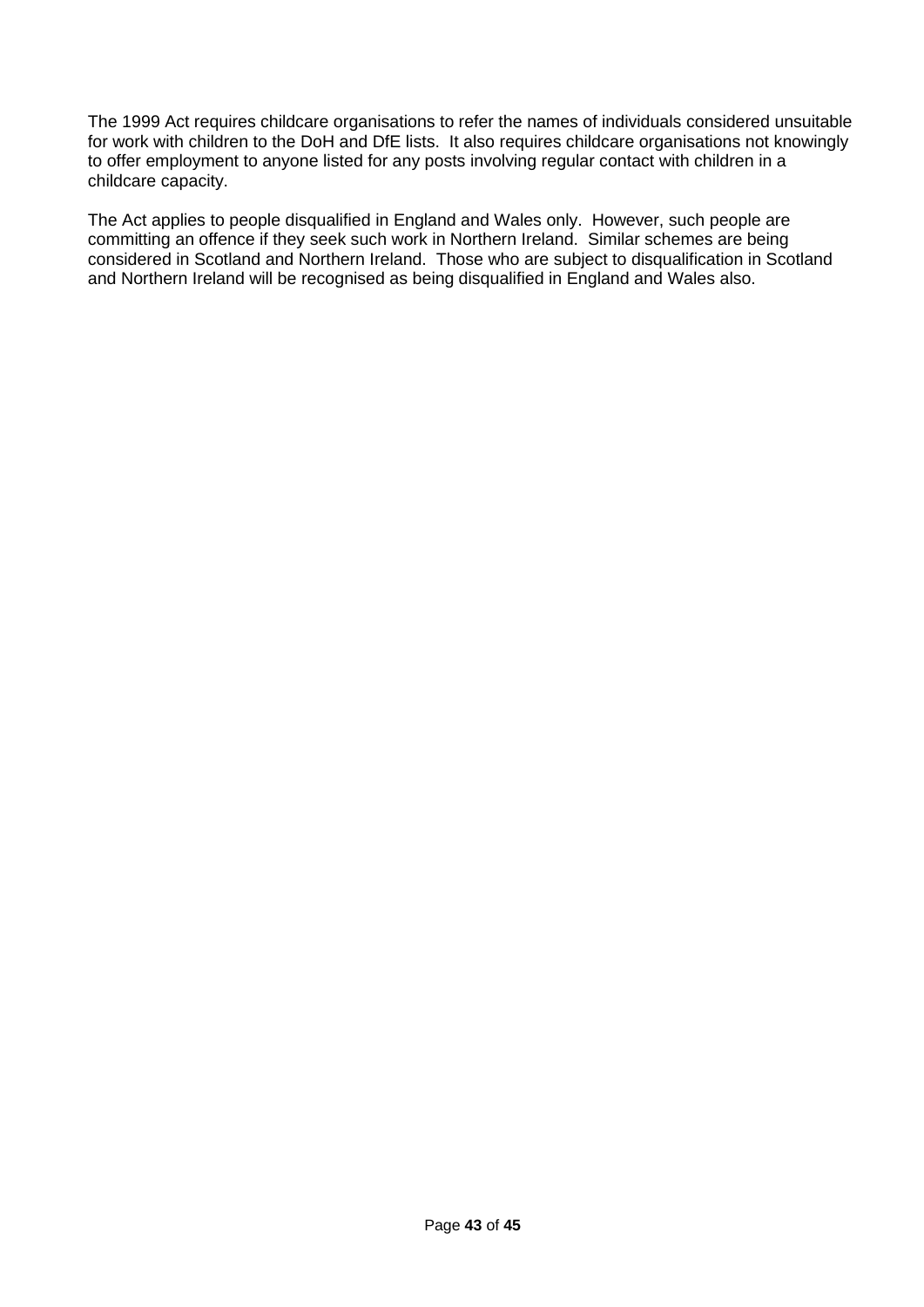The 1999 Act requires childcare organisations to refer the names of individuals considered unsuitable for work with children to the DoH and DfE lists. It also requires childcare organisations not knowingly to offer employment to anyone listed for any posts involving regular contact with children in a childcare capacity.

The Act applies to people disqualified in England and Wales only. However, such people are committing an offence if they seek such work in Northern Ireland. Similar schemes are being considered in Scotland and Northern Ireland. Those who are subject to disqualification in Scotland and Northern Ireland will be recognised as being disqualified in England and Wales also.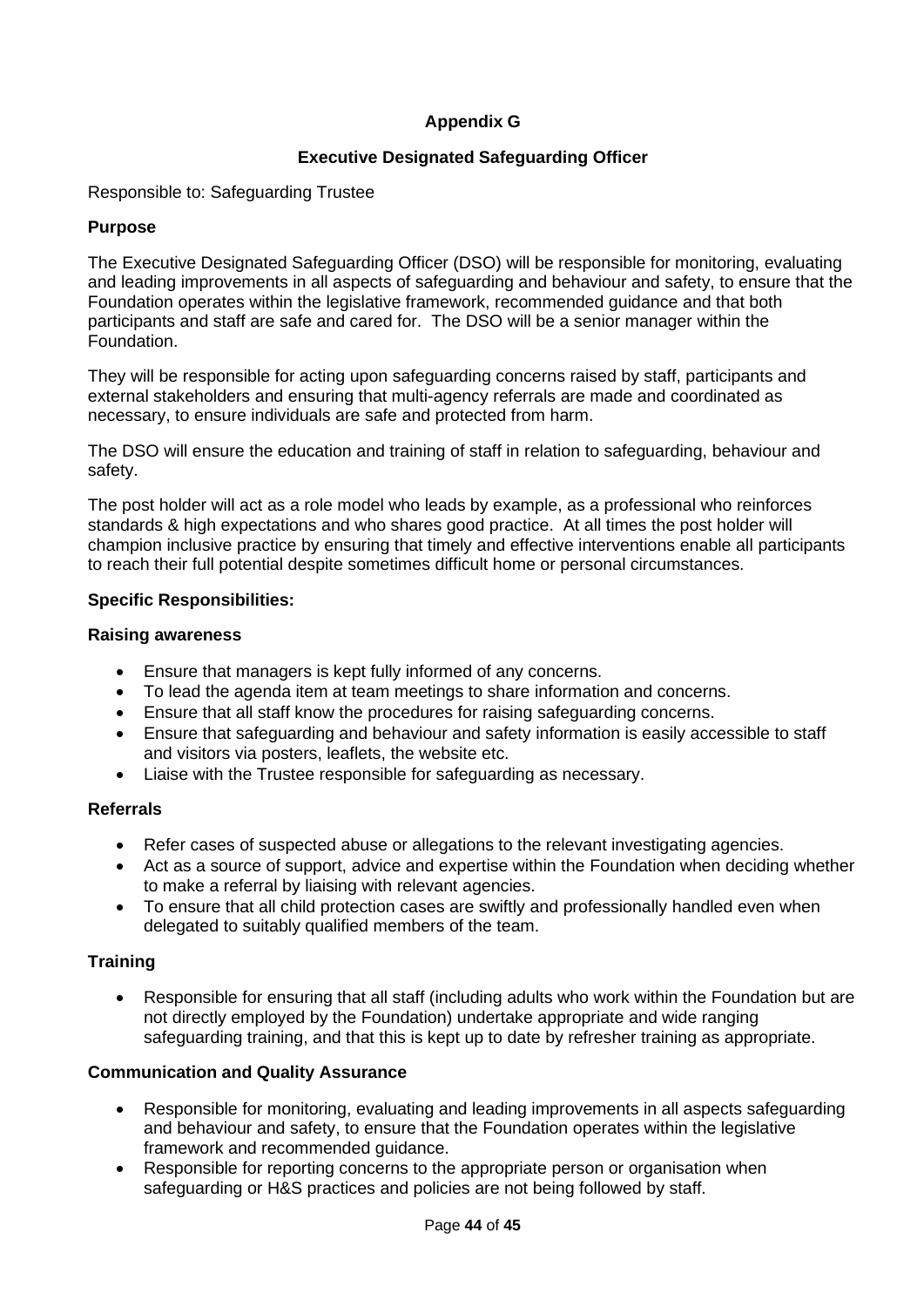## Appendix G

### Executive Designated Safeguarding Officer

Responsible to: Safeguarding Trustee

**Purpose**

The Executive Designated Safeguarding Officer (DSO) will be responsible for monitoring, evaluating and leading improvements in all aspects of safeguarding and behaviour and safety, to ensure that the Foundation operates within the legislative framework, recommended guidance and that both participants and staff are safe and cared for. The DSO will be a senior manager within the Foundation.

They will be responsible for acting upon safeguarding concerns raised by staff, participants and external stakeholders and ensuring that multi-agency referrals are made and coordinated as necessary, to ensure individuals are safe and protected from harm.

The DSO will ensure the education and training of staff in relation to safeguarding, behaviour and safety.

The post holder will act as a role model who leads by example, as a professional who reinforces standards & high expectations and who shares good practice. At all times the post holder will champion inclusive practice by ensuring that timely and effective interventions enable all participants to reach their full potential despite sometimes difficult home or personal circumstances.

**Specific Responsibilities:**

**Raising awareness**

- Ensure that managers is kept fully informed of any concerns.
- To lead the agenda item at team meetings to share information and concerns.
- Ensure that all staff know the procedures for raising safeguarding concerns.
- Ensure that safeguarding and behaviour and safety information is easily accessible to staff and visitors via posters, leaflets, the website etc.
- Liaise with the Trustee responsible for safeguarding as necessary.

**Referrals**

- Refer cases of suspected abuse or allegations to the relevant investigating agencies.
- Act as a source of support, advice and expertise within the Foundation when deciding whether to make a referral by liaising with relevant agencies.
- To ensure that all child protection cases are swiftly and professionally handled even when delegated to suitably qualified members of the team.

**Training**

- Responsible for ensuring that all staff (including adults who work within the Foundation but are not directly employed by the Foundation) undertake appropriate and wide ranging safeguarding training, and that this is kept up to date by refresher training as appropriate.

**Communication and Quality Assurance**

- Responsible for monitoring, evaluating and leading improvements in all aspects safeguarding and behaviour and safety, to ensure that the Foundation operates within the legislative framework and recommended guidance.
- Responsible for reporting concerns to the appropriate person or organisation when safeguarding or H&S practices and policies are not being followed by staff.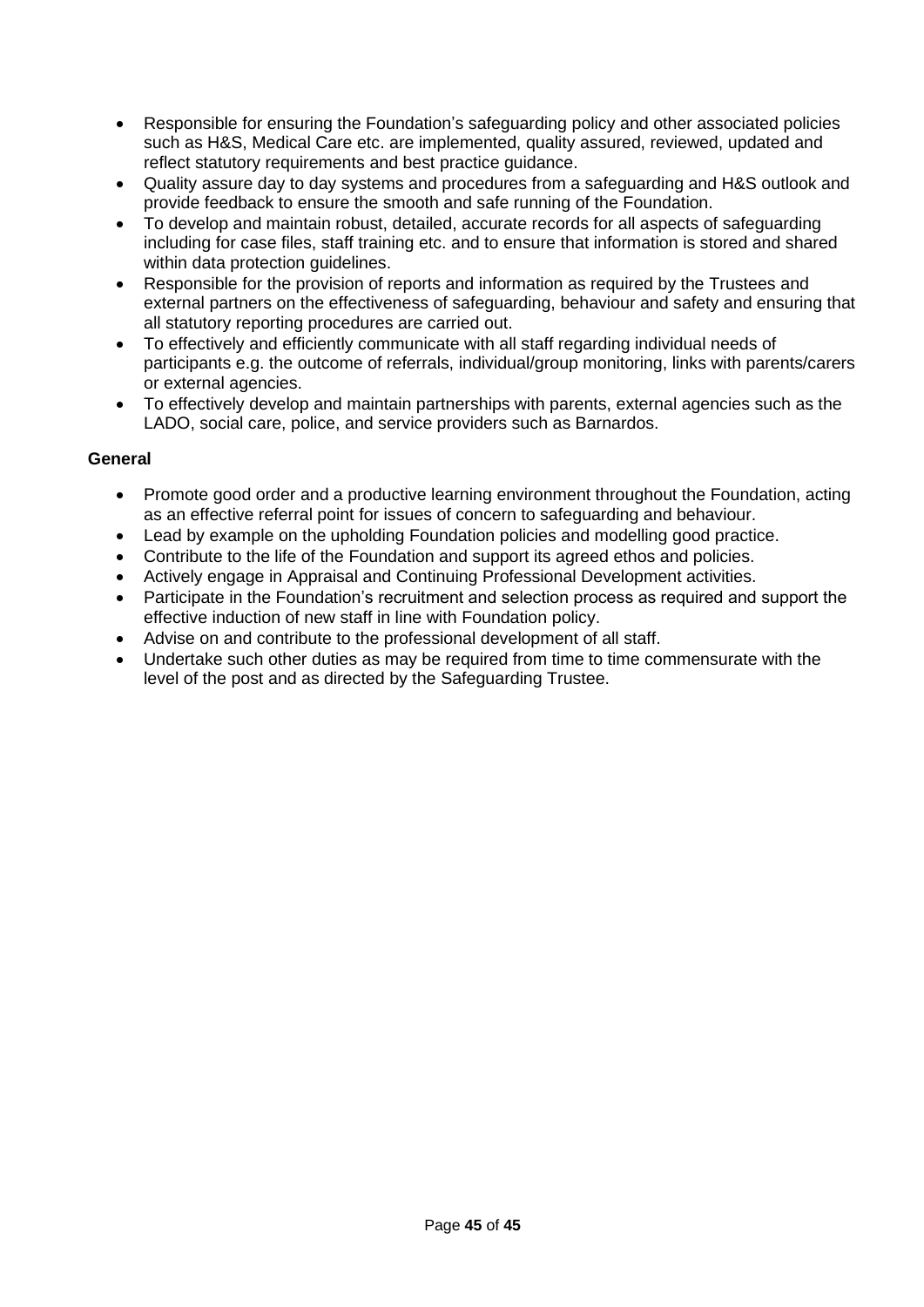- Responsible for ensuring the Foundation's safeguarding policy and other associated policies such as H&S, Medical Care etc. are implemented, quality assured, reviewed, updated and reflect statutory requirements and best practice guidance.
- Quality assure day to day systems and procedures from a safeguarding and H&S outlook and provide feedback to ensure the smooth and safe running of the Foundation.
- To develop and maintain robust, detailed, accurate records for all aspects of safeguarding including for case files, staff training etc. and to ensure that information is stored and shared within data protection guidelines.
- Responsible for the provision of reports and information as required by the Trustees and external partners on the effectiveness of safeguarding, behaviour and safety and ensuring that all statutory reporting procedures are carried out.
- To effectively and efficiently communicate with all staff regarding individual needs of participants e.g. the outcome of referrals, individual/group monitoring, links with parents/carers or external agencies.
- To effectively develop and maintain partnerships with parents, external agencies such as the LADO, social care, police, and service providers such as Barnardos.

**General**

- Promote good order and a productive learning environment throughout the Foundation, acting as an effective referral point for issues of concern to safeguarding and behaviour.
- Lead by example on the upholding Foundation policies and modelling good practice.
- Contribute to the life of the Foundation and support its agreed ethos and policies.
- Actively engage in Appraisal and Continuing Professional Development activities.
- Participate in the Foundation's recruitment and selection process as required and support the effective induction of new staff in line with Foundation policy.
- Advise on and contribute to the professional development of all staff.
- Undertake such other duties as may be required from time to time commensurate with the level of the post and as directed by the Safeguarding Trustee.